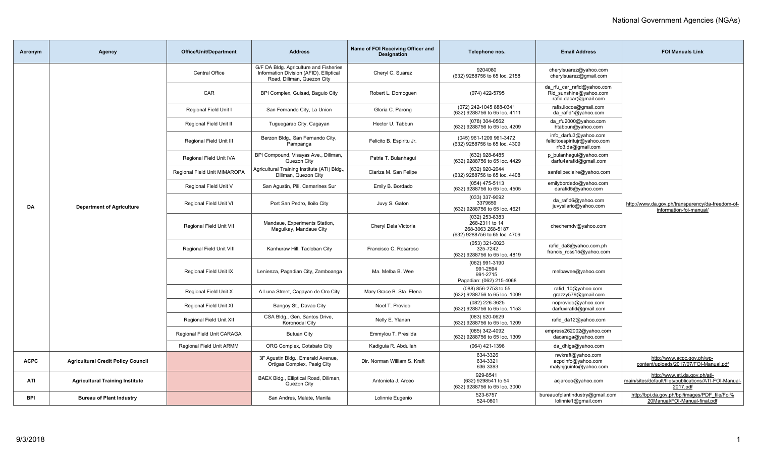| Acronym | Agency | Office/Unit/Department | Address | Name of FOI Receiving Officer and Designation | Telephone nos. | Email Address | FOI Manuals Link |
|---|---|---|---|---|---|---|---|
| DA | Department of Agriculture | Central Office | G/F DA Bldg. Agriculture and Fisheries Information Division (AFID), Elliptical Road, Diliman, Quezon City | Cheryl C. Suarez | 9204080 (632) 9288756 to 65 loc. 2158 | cherylsuarez@yahoo.com cherylsuarez@gmail.com | http://www.da.gov.ph/transparency/da-freedom-of-information-foi-manual/ |
| | | CAR | BPI Complex, Guisad, Baguio City | Robert L. Domoguen | (074) 422-5795 | da_rfu_car_rafid@yahoo.com Rld_sunshine@yahoo.com rafid.dacar@gmail.com | |
| | | Regional Field Unit I | San Fernando City, La Union | Gloria C. Parong | (072) 242-1045 888-0341 (632) 9288756 to 65 loc. 4111 | rafis.ilocos@gmail.com da_rafid1@yahoo.com | |
| | | Regional Field Unit II | Tuguegarao City, Cagayan | Hector U. Tabbun | (078) 304-0562 (632) 9288756 to 65 loc. 4209 | da_rfu2000@yahoo.com htabbun@yahoo.com | |
| | | Regional Field Unit III | Berzon Bldg., San Fernando City, Pampanga | Felicito B. Espiritu Jr. | (045) 961-1209 961-3472 (632) 9288756 to 65 loc. 4309 | info_darfu3@yahoo.com felicitoespiritujr@yahoo.com rfo3.da@gmail.com | |
| | | Regional Field Unit IVA | BPI Compound, Visayas Ave., Diliman, Quezon City | Patria T. Bulanhagui | (632) 928-6485 (632) 9288756 to 65 loc. 4429 | p_bulanhagui@yahoo.com darfu4arafid@gmail.com | |
| | | Regional Field Unit MIMAROPA | Agricultural Training Institute (ATI) Bldg., Diliman, Quezon City | Clariza M. San Felipe | (632) 920-2044 (632) 9288756 to 65 loc. 4408 | sanfelipeclaire@yahoo.com | |
| | | Regional Field Unit V | San Agustin, Pili, Camarines Sur | Emily B. Bordado | (054) 475-5113 (632) 9288756 to 65 loc. 4505 | emilybordado@yahoo.com darafid5@yahoo.com | |
| | | Regional Field Unit VI | Port San Pedro, Iloilo City | Juvy S. Gaton | (033) 337-9092 3379659 (632) 9288756 to 65 loc. 4621 | da_rafid6@yahoo.com juvysilario@yahoo.com | |
| | | Regional Field Unit VII | Mandaue, Experiments Station, Maguikay, Mandaue City | Cheryl Dela Victoria | (032) 253-8383 268-2311 to 14 268-3063 268-5187 (632) 9288756 to 65 loc. 4709 | chechemdv@yahoo.com | |
| | | Regional Field Unit VIII | Kanhuraw Hill, Tacloban City | Francisco C. Rosaroso | (053) 321-0023 325-7242 (632) 9288756 to 65 loc. 4819 | rafid_da8@yahoo.com.ph francis_ross15@yahoo.com | |
| | | Regional Field Unit IX | Lenienza, Pagadian City, Zamboanga | Ma. Melba B. Wee | (062) 991-3190 991-2594 991-2715 Pagadian: (062) 215-4068 | melbawee@yahoo.com | |
| | | Regional Field Unit X | A Luna Street, Cagayan de Oro City | Mary Grace B. Sta. Elena | (088) 856-2753 to 55 (632) 9288756 to 65 loc. 1009 | rafid_10@yahoo.com grazzy579@gmail.com | |
| | | Regional Field Unit XI | Bangoy St., Davao City | Noel T. Provido | (082) 226-3625 (632) 9288756 to 65 loc. 1153 | noprovido@yahoo.com darfuxirafid@gmail.com | |
| | | Regional Field Unit XII | CSA Bldg., Gen. Santos Drive, Koronodal City | Nelly E. Ylanan | (083) 520-0629 (632) 9288756 to 65 loc. 1209 | rafid_da12@yahoo.com | |
| | | Regional Field Unit CARAGA | Butuan City | Emmylou T. Presilda | (085) 342-4092 (632) 9288756 to 65 loc. 1309 | empress262002@yahoo.com dacaraga@yahoo.com | |
| | | Regional Field Unit ARMM | ORG Complex, Cotabato City | Kadiguia R. Abdullah | (064) 421-1396 | da_dhigs@yahoo.com | |
| ACPC | Agricultural Credit Policy Council | | 3F Agustin Bldg., Emerald Avenue, Ortigas Complex, Pasig City | Dir. Norman William S. Kraft | 634-3326 634-3321 636-3393 | nwkraft@yahoo.com acpcinfo@yahoo.com malynjguinto@yahoo.com | http://www.acpc.gov.ph/wp-content/uploads/2017/07/FOI-Manual.pdf |
| ATI | Agricultural Training Institute | | BAEX Bldg., Elliptical Road, Diliman, Quezon City | Antonieta J. Arceo | 929-8541 (632) 9298541 to 54 (632) 9288756 to 65 loc. 3000 | acjarceo@yahoo.com | http://www.ati.da.gov.ph/ati-main/sites/default/files/publications/ATI-FOI-Manual-2017.pdf |
| BPI | Bureau of Plant Industry | | San Andres, Malate, Manila | Lolinnie Eugenio | 523-6757 524-0801 | bureauofplantindustry@gmail.com lolinnie1@gmail.com | http://bpi.da.gov.ph/bpi/images/PDF_file/Foi%20Manual/FOI-Manual-final.pdf |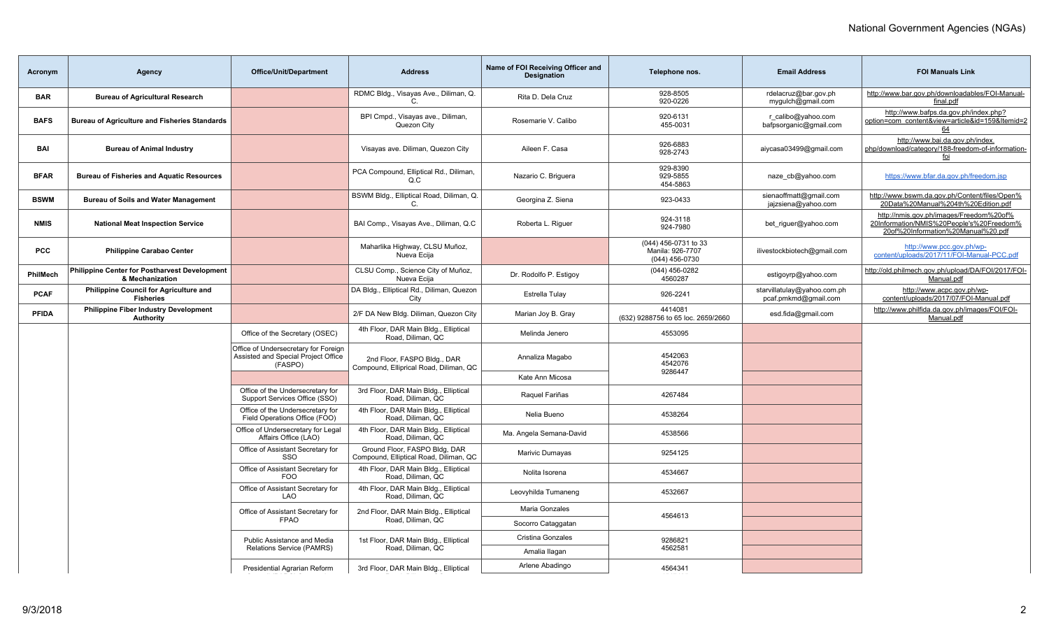# National Government Agencies (NGAs)

| Acronym | Agency | Office/Unit/Department | Address | Name of FOI Receiving Officer and Designation | Telephone nos. | Email Address | FOI Manuals Link |
|---|---|---|---|---|---|---|---|
| BAR | Bureau of Agricultural Research | | RDMC Bldg., Visayas Ave., Diliman, Q. C. | Rita D. Dela Cruz | 928-8505<br>920-0226 | rdelacruz@bar.gov.ph<br>mygulch@gmail.com | http://www.bar.gov.ph/downloadables/FOI-Manual-final.pdf |
| BAFS | Bureau of Agriculture and Fisheries Standards | | BPI Cmpd., Visayas ave., Diliman, Quezon City | Rosemarie V. Calibo | 920-6131<br>455-0031 | r_calibo@yahoo.com<br>bafpsorganic@gmail.com | http://www.bafps.da.gov.ph/index.php?option=com_content&view=article&id=159&Itemid=264 |
| BAI | Bureau of Animal Industry | | Visayas ave. Diliman, Quezon City | Aileen F. Casa | 926-6883<br>928-2743 | aiycasa03499@gmail.com | http://www.bai.da.gov.ph/index.php/download/category/188-freedom-of-information-foi |
| BFAR | Bureau of Fisheries and Aquatic Resources | | PCA Compound, Elliptical Rd., Diliman, Q.C | Nazario C. Briguera | 929-8390<br>929-5855<br>454-5863 | naze_cb@yahoo.com | https://www.bfar.da.gov.ph/freedom.jsp |
| BSWM | Bureau of Soils and Water Management | | BSWM Bldg., Elliptical Road, Diliman, Q. C. | Georgina Z. Siena | 923-0433 | sienaoffmatt@gmail.com<br>jajzsiena@yahoo.com | http://www.bswm.da.gov.ph/Content/files/Open%20Data%20Manual%204th%20Edition.pdf |
| NMIS | National Meat Inspection Service | | BAI Comp., Visayas Ave., Diliman, Q.C | Roberta L. Riguer | 924-3118<br>924-7980 | bet_riguer@yahoo.com | http://nmis.gov.ph/images/Freedom%20of%20Information/NMIS%20People's%20Freedom%20of%20Information%20Manual%20.pdf |
| PCC | Philippine Carabao Center | | Maharlika Highway, CLSU Muñoz, Nueva Ecija | | (044) 456-0731 to 33<br>Manila: 926-7707<br>(044) 456-0730 | ilivestockbiotech@gmail.com | http://www.pcc.gov.ph/wp-content/uploads/2017/11/FOI-Manual-PCC.pdf |
| PhilMech | Philippine Center for Postharvest Development & Mechanization | | CLSU Comp., Science City of Muñoz, Nueva Ecija | Dr. Rodolfo P. Estigoy | (044) 456-0282<br>4560287 | estigoyrp@yahoo.com | http://old.philmech.gov.ph/upload/DA/FOI/2017/FOI-Manual.pdf |
| PCAF | Philippine Council for Agriculture and Fisheries | | DA Bldg., Elliptical Rd., Diliman, Quezon City | Estrella Tulay | 926-2241 | starvillatulay@yahoo.com.ph<br>pcaf.pmkmd@gmail.com | http://www.acpc.gov.ph/wp-content/uploads/2017/07/FOI-Manual.pdf |
| PFIDA | Philippine Fiber Industry Development Authority | | 2/F DA New Bldg. Diliman, Quezon City | Marian Joy B. Gray | 4414081<br>(632) 9288756 to 65 loc. 2659/2660 | esd.fida@gmail.com | http://www.philfida.da.gov.ph/images/FOI/FOI-Manual.pdf |
| | | Office of the Secretary (OSEC) | 4th Floor, DAR Main Bldg., Elliptical Road, Diliman, QC | Melinda Jenero | 4553095 | | |
| | | Office of Undersecretary for Foreign Assisted and Special Project Office (FASPO) | 2nd Floor, FASPO Bldg., DAR Compound, Ellipricat Road, Diliman, QC | Annaliza Magabo | 4542063<br>4542076<br>9286447 | | |
| | | | | Kate Ann Micosa | | | |
| | | Office of the Undersecretary for Support Services Office (SSO) | 3rd Floor, DAR Main Bldg., Elliptical Road, Diliman, QC | Raquel Fariñas | 4267484 | | |
| | | Office of the Undersecretary for Field Operations Office (FOO) | 4th Floor, DAR Main Bldg., Elliptical Road, Diliman, QC | Nelia Bueno | 4538264 | | |
| | | Office of Undersecretary for Legal Affairs Office (LAO) | 4th Floor, DAR Main Bldg., Elliptical Road, Diliman, QC | Ma. Angela Semana-David | 4538566 | | |
| | | Office of Assistant Secretary for SSO | Ground Floor, FASPO Bldg, DAR Compound, Elliptical Road, Diliman, QC | Marivic Dumayas | 9254125 | | |
| | | Office of Assistant Secretary for FOO | 4th Floor, DAR Main Bldg., Elliptical Road, Diliman, QC | Nolita Isorena | 4534667 | | |
| | | Office of Assistant Secretary for LAO | 4th Floor, DAR Main Bldg., Elliptical Road, Diliman, QC | Leovyhilda Tumaneng | 4532667 | | |
| | | Office of Assistant Secretary for FPAO | 2nd Floor, DAR Main Bldg., Elliptical Road, Diliman, QC | Maria Gonzales | 4564613 | | |
| | | | | Socorro Cataggatan | | | |
| | | Public Assistance and Media Relations Service (PAMRS) | 1st Floor, DAR Main Bldg., Elliptical Road, Diliman, QC | Cristina Gonzales | 9286821<br>4562581 | | |
| | | | | Amalia Ilagan | | | |
| | | Presidential Agrarian Reform | 3rd Floor, DAR Main Bldg., Elliptical | Arlene Abadingo | 4564341 | | |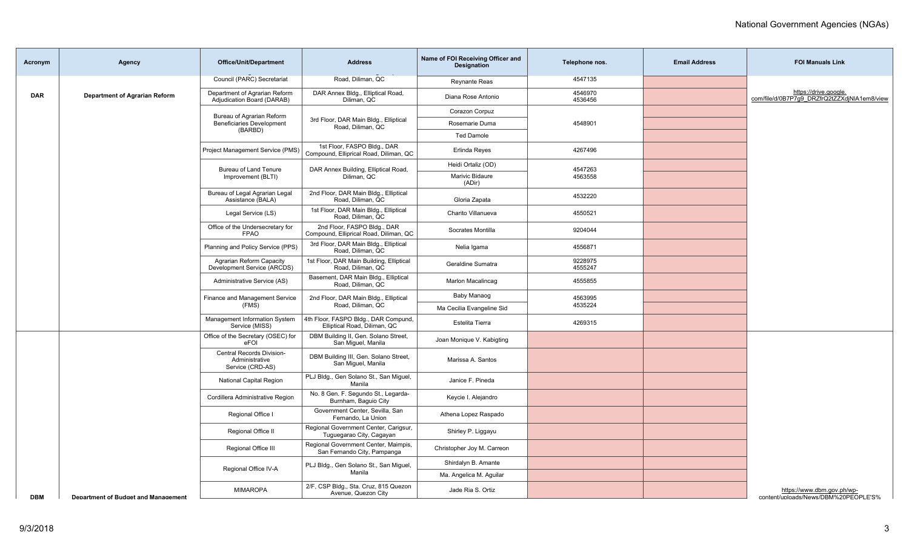| Acronym | Agency | Office/Unit/Department | Address | Name of FOI Receiving Officer and Designation | Telephone nos. | Email Address | FOI Manuals Link |
|---|---|---|---|---|---|---|---|
| | | Council (PARC) Secretariat | Road, Diliman, QC | Reynante Reas | 4547135 | | |
| DAR | Department of Agrarian Reform | Department of Agrarian Reform Adjudication Board (DARAB) | DAR Annex Bldg., Elliptical Road, Diliman, QC | Diana Rose Antonio | 4546970 4536456 | | https://drive.google.com/file/d/0B7P7g9_DRZfrQ2tZZXdjNlA1em8/view |
| | | Bureau of Agrarian Reform Beneficiaries Development (BARBD) | 3rd Floor, DAR Main Bldg., Elliptical Road, Diliman, QC | Corazon Corpuz | 4548901 | | |
| | | | | Rosemarie Duma | | | |
| | | | | Ted Damole | | | |
| | | Project Management Service (PMS) | 1st Floor, FASPO Bldg., DAR Compound, Elliptical Road, Diliman, QC | Erlinda Reyes | 4267496 | | |
| | | Bureau of Land Tenure Improvement (BLTI) | DAR Annex Building, Elliptical Road, Diliman, QC | Heidi Ortaliz (OD) | 4547263 4563558 | | |
| | | | | Marivic Bidaure (ADir) | | | |
| | | Bureau of Legal Agrarian Legal Assistance (BALA) | 2nd Floor, DAR Main Bldg., Elliptical Road, Diliman, QC | Gloria Zapata | 4532220 | | |
| | | Legal Service (LS) | 1st Floor, DAR Main Bldg., Elliptical Road, Diliman, QC | Charito Villanueva | 4550521 | | |
| | | Office of the Undersecretary for FPAO | 2nd Floor, FASPO Bldg., DAR Compound, Elliptical Road, Diliman, QC | Socrates Montilla | 9204044 | | |
| | | Planning and Policy Service (PPS) | 3rd Floor, DAR Main Bldg., Elliptical Road, Diliman, QC | Nelia Igama | 4556871 | | |
| | | Agrarian Reform Capacity Development Service (ARCDS) | 1st Floor, DAR Main Building, Elliptical Road, Diliman, QC | Geraldine Sumatra | 9228975 4555247 | | |
| | | Administrative Service (AS) | Basement, DAR Main Bldg., Elliptical Road, Diliman, QC | Marlon Macalincag | 4555855 | | |
| | | Finance and Management Service (FMS) | 2nd Floor, DAR Main Bldg., Elliptical Road, Diliman, QC | Baby Manaog | 4563995 4535224 | | |
| | | | | Ma Cecilia Evangeline Sid | | | |
| | | Management Information System Service (MISS) | 4th Floor, FASPO Bldg., DAR Compund, Elliptical Road, Diliman, QC | Estelita Tierra | 4269315 | | |
| | | Office of the Secretary (OSEC) for eFOI | DBM Building II, Gen. Solano Street, San Miguel, Manila | Joan Monique V. Kabigting | | | |
| | | Central Records Division-Administrative Service (CRD-AS) | DBM Building III, Gen. Solano Street, San Miguel, Manila | Marissa A. Santos | | | |
| | | National Capital Region | PLJ Bldg., Gen Solano St., San Miguel, Manila | Janice F. Pineda | | | |
| | | Cordillera Administrative Region | No. 8 Gen. F. Segundo St., Legarda-Burnham, Baguio City | Keycie I. Alejandro | | | |
| | | Regional Office I | Government Center, Sevilla, San Fernando, La Union | Athena Lopez Raspado | | | |
| | | Regional Office II | Regional Government Center, Carigsur, Tuguegarao City, Cagayan | Shirley P. Liggayu | | | |
| | | Regional Office III | Regional Government Center, Maimpis, San Fernando City, Pampanga | Christopher Joy M. Carreon | | | |
| | | Regional Office IV-A | PLJ Bldg., Gen Solano St., San Miguel, Manila | Shirdalyn B. Amante | | | |
| | | | | Ma. Angelica M. Aguilar | | | |
| DBM | Department of Budget and Management | MIMAROPA | 2/F, CSP Bldg., Sta. Cruz, 815 Quezon Avenue, Quezon City | Jade Ria S. Ortiz | | | https://www.dbm.gov.ph/wp-content/uploads/News/DBM%20PEOPLE'S% |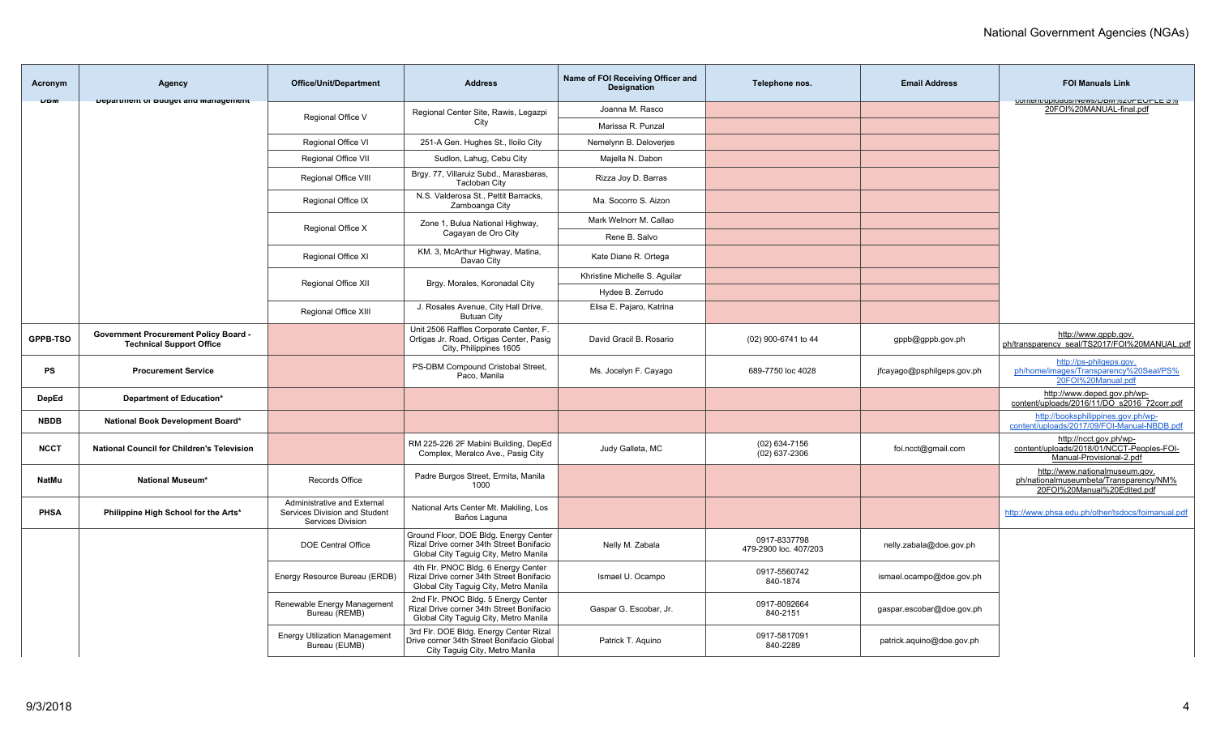| Acronym | Agency | Office/Unit/Department | Address | Name of FOI Receiving Officer and Designation | Telephone nos. | Email Address | FOI Manuals Link |
|---|---|---|---|---|---|---|---|
| DBM | Department of Budget and Management | Regional Office V | Regional Center Site, Rawis, Legazpi City | Joanna M. Rasco | | | content/uploads/News/DBM%20PEOPLE'S%20FOI%20MANUAL-final.pdf |
| | | | | Marissa R. Punzal | | | |
| | | Regional Office VI | 251-A Gen. Hughes St., Iloilo City | Nemelynn B. Deloverjes | | | |
| | | Regional Office VII | Sudlon, Lahug, Cebu City | Majella N. Dabon | | | |
| | | Regional Office VIII | Brgy. 77, Villaruiz Subd., Marasbaras, Tacloban City | Rizza Joy D. Barras | | | |
| | | Regional Office IX | N.S. Valderosa St., Pettit Barracks, Zamboanga City | Ma. Socorro S. Aizon | | | |
| | | Regional Office X | Zone 1, Bulua National Highway, Cagayan de Oro City | Mark Welnorr M. Callao | | | |
| | | | | Rene B. Salvo | | | |
| | | Regional Office XI | KM. 3, McArthur Highway, Matina, Davao City | Kate Diane R. Ortega | | | |
| | | Regional Office XII | Brgy. Morales, Koronadal City | Khristine Michelle S. Aguilar | | | |
| | | | | Hydee B. Zerrudo | | | |
| | | Regional Office XIII | J. Rosales Avenue, City Hall Drive, Butuan City | Elisa E. Pajaro, Katrina | | | |
| GPPB-TSO | Government Procurement Policy Board - Technical Support Office | | Unit 2506 Raffles Corporate Center, F. Ortigas Jr. Road, Ortigas Center, Pasig City, Philippines 1605 | David Gracil B. Rosario | (02) 900-6741 to 44 | gppb@gppb.gov.ph | http://www.gppb.gov.ph/transparency_seal/TS2017/FOI%20MANUAL.pdf |
| PS | Procurement Service | | PS-DBM Compound Cristobal Street, Paco, Manila | Ms. Jocelyn F. Cayago | 689-7750 loc 4028 | jfcayago@psphilgeps.gov.ph | http://ps-philgeps.gov.ph/home/images/Transparency%20Seal/PS%20FOI%20Manual.pdf |
| DepEd | Department of Education* | | | | | | http://www.deped.gov.ph/wp-content/uploads/2016/11/DO_s2016_72corr.pdf |
| NBDB | National Book Development Board* | | | | | | http://booksphilippines.gov.ph/wp-content/uploads/2017/09/FOI-Manual-NBDB.pdf |
| NCCT | National Council for Children's Television | | RM 225-226 2F Mabini Building, DepEd Complex, Meralco Ave., Pasig City | Judy Galleta, MC | (02) 634-7156<br>(02) 637-2306 | foi.ncct@gmail.com | http://ncct.gov.ph/wp-content/uploads/2018/01/NCCT-Peoples-FOI-Manual-Provisional-2.pdf |
| NatMu | National Museum* | Records Office | Padre Burgos Street, Ermita, Manila 1000 | | | | http://www.nationalmuseum.gov.ph/nationalmuseumbeta/Transparency/NM%20FOI%20Manual%20Edited.pdf |
| PHSA | Philippine High School for the Arts* | Administrative and External Services Division and Student Services Division | National Arts Center Mt. Makiling, Los Baños Laguna | | | | http://www.phsa.edu.ph/other/tsdocs/foimanual.pdf |
| | | DOE Central Office | Ground Floor, DOE Bldg. Energy Center Rizal Drive corner 34th Street Bonifacio Global City Taguig City, Metro Manila | Nelly M. Zabala | 0917-8337798<br>479-2900 loc. 407/203 | nelly.zabala@doe.gov.ph | |
| | | Energy Resource Bureau (ERDB) | 4th Flr. PNOC Bldg. 6 Energy Center Rizal Drive corner 34th Street Bonifacio Global City Taguig City, Metro Manila | Ismael U. Ocampo | 0917-5560742<br>840-1874 | ismael.ocampo@doe.gov.ph | |
| | | Renewable Energy Management Bureau (REMB) | 2nd Flr. PNOC Bldg. 5 Energy Center Rizal Drive corner 34th Street Bonifacio Global City Taguig City, Metro Manila | Gaspar G. Escobar, Jr. | 0917-8092664<br>840-2151 | gaspar.escobar@doe.gov.ph | |
| | | Energy Utilization Management Bureau (EUMB) | 3rd Flr. DOE Bldg. Energy Center Rizal Drive corner 34th Street Bonifacio Global City Taguig City, Metro Manila | Patrick T. Aquino | 0917-5817091<br>840-2289 | patrick.aquino@doe.gov.ph | |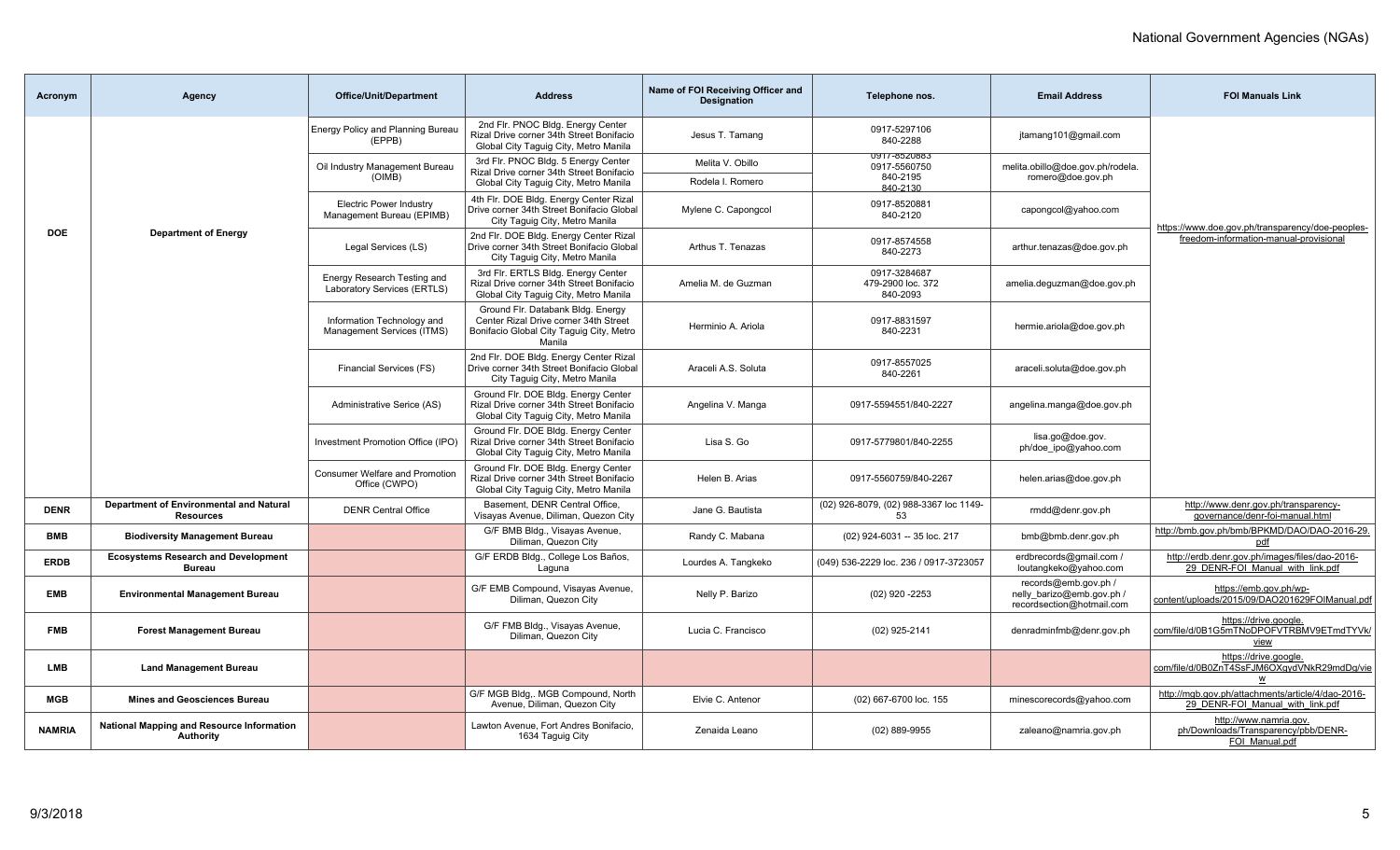| Acronym | Agency | Office/Unit/Department | Address | Name of FOI Receiving Officer and Designation | Telephone nos. | Email Address | FOI Manuals Link |
|---|---|---|---|---|---|---|---|
| DOE | Department of Energy | Energy Policy and Planning Bureau (EPPB) | 2nd Flr. PNOC Bldg. Energy Center Rizal Drive corner 34th Street Bonifacio Global City Taguig City, Metro Manila | Jesus T. Tamang | 0917-5297106 840-2288 | jtamang101@gmail.com | https://www.doe.gov.ph/transparency/doe-peoples-freedom-information-manual-provisional |
| | | Oil Industry Management Bureau (OIMB) | 3rd Flr. PNOC Bldg. 5 Energy Center Rizal Drive corner 34th Street Bonifacio Global City Taguig City, Metro Manila | Melita V. Obillo | 0917-8520883 0917-5560750 | melita.obillo@doe.gov.ph/rodela.romero@doe.gov.ph | |
| | | | | Rodela I. Romero | 840-2195 840-2130 | | |
| | | Electric Power Industry Management Bureau (EPIMB) | 4th Flr. DOE Bldg. Energy Center Rizal Drive corner 34th Street Bonifacio Global City Taguig City, Metro Manila | Mylene C. Capongcol | 0917-8520881 840-2120 | capongcol@yahoo.com | |
| | | Legal Services (LS) | 2nd Flr. DOE Bldg. Energy Center Rizal Drive corner 34th Street Bonifacio Global City Taguig City, Metro Manila | Arthus T. Tenazas | 0917-8574558 840-2273 | arthur.tenazas@doe.gov.ph | |
| | | Energy Research Testing and Laboratory Services (ERTLS) | 3rd Flr. ERTLS Bldg. Energy Center Rizal Drive corner 34th Street Bonifacio Global City Taguig City, Metro Manila | Amelia M. de Guzman | 0917-3284687 479-2900 loc. 372 840-2093 | amelia.deguzman@doe.gov.ph | |
| | | Information Technology and Management Services (ITMS) | Ground Flr. Databank Bldg. Energy Center Rizal Drive corner 34th Street Bonifacio Global City Taguig City, Metro Manila | Herminio A. Ariola | 0917-8831597 840-2231 | hermie.ariola@doe.gov.ph | |
| | | Financial Services (FS) | 2nd Flr. DOE Bldg. Energy Center Rizal Drive corner 34th Street Bonifacio Global City Taguig City, Metro Manila | Araceli A.S. Soluta | 0917-8557025 840-2261 | araceli.soluta@doe.gov.ph | |
| | | Administrative Serice (AS) | Ground Flr. DOE Bldg. Energy Center Rizal Drive corner 34th Street Bonifacio Global City Taguig City, Metro Manila | Angelina V. Manga | 0917-5594551/840-2227 | angelina.manga@doe.gov.ph | |
| | | Investment Promotion Office (IPO) | Ground Flr. DOE Bldg. Energy Center Rizal Drive corner 34th Street Bonifacio Global City Taguig City, Metro Manila | Lisa S. Go | 0917-5779801/840-2255 | lisa.go@doe.gov.ph/doe_ipo@yahoo.com | |
| | | Consumer Welfare and Promotion Office (CWPO) | Ground Flr. DOE Bldg. Energy Center Rizal Drive corner 34th Street Bonifacio Global City Taguig City, Metro Manila | Helen B. Arias | 0917-5560759/840-2267 | helen.arias@doe.gov.ph | |
| DENR | Department of Environmental and Natural Resources | DENR Central Office | Basement, DENR Central Office, Visayas Avenue, Diliman, Quezon City | Jane G. Bautista | (02) 926-8079, (02) 988-3367 loc 1149-53 | rmdd@denr.gov.ph | http://www.denr.gov.ph/transparency-governance/denr-foi-manual.html |
| BMB | Biodiversity Management Bureau | | G/F BMB Bldg., Visayas Avenue, Diliman, Quezon City | Randy C. Mabana | (02) 924-6031 -- 35 loc. 217 | bmb@bmb.denr.gov.ph | http://bmb.gov.ph/bmb/BPKMD/DAO/DAO-2016-29.pdf |
| ERDB | Ecosystems Research and Development Bureau | | G/F ERDB Bldg., College Los Baños, Laguna | Lourdes A. Tangkeko | (049) 536-2229 loc. 236 / 0917-3723057 | erdbrecords@gmail.com / loutangkeko@yahoo.com | http://erdb.denr.gov.ph/images/files/dao-2016-29_DENR-FOI_Manual_with_link.pdf |
| EMB | Environmental Management Bureau | | G/F EMB Compound, Visayas Avenue, Diliman, Quezon City | Nelly P. Barizo | (02) 920 -2253 | records@emb.gov.ph / nelly_barizo@emb.gov.ph / recordsection@hotmail.com | https://emb.gov.ph/wp-content/uploads/2015/09/DAO201629FOIManual.pdf |
| FMB | Forest Management Bureau | | G/F FMB Bldg., Visayas Avenue, Diliman, Quezon City | Lucia C. Francisco | (02) 925-2141 | denradminfmb@denr.gov.ph | https://drive.google.com/file/d/0B1G5mTNoDPOFVTRBMV9ETmdTYVk/view |
| LMB | Land Management Bureau | | | | | | https://drive.google.com/file/d/0B0ZnT4SsFJM6OXgydVNkR29mdDg/view |
| MGB | Mines and Geosciences Bureau | | G/F MGB Bldg,. MGB Compound, North Avenue, Diliman, Quezon City | Elvie C. Antenor | (02) 667-6700 loc. 155 | minescorecords@yahoo.com | http://mgb.gov.ph/attachments/article/4/dao-2016-29_DENR-FOI_Manual_with_link.pdf |
| NAMRIA | National Mapping and Resource Information Authority | | Lawton Avenue, Fort Andres Bonifacio, 1634 Taguig City | Zenaida Leano | (02) 889-9955 | zaleano@namria.gov.ph | http://www.namria.gov.ph/Downloads/Transparency/pbb/DENR-FOI_Manual.pdf |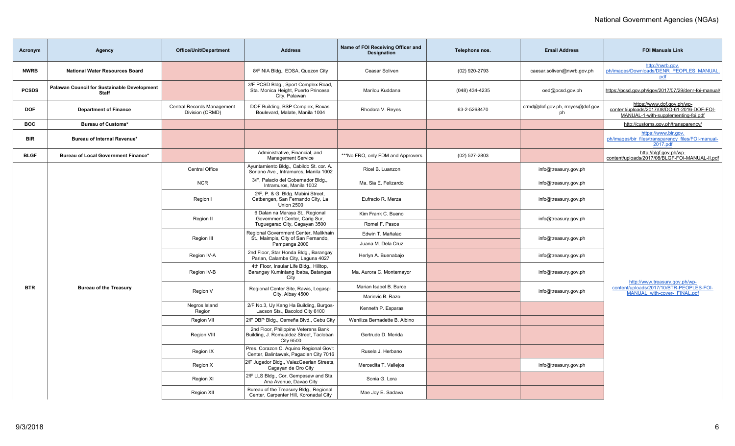| Acronym | Agency | Office/Unit/Department | Address | Name of FOI Receiving Officer and Designation | Telephone nos. | Email Address | FOI Manuals Link |
|---|---|---|---|---|---|---|---|
| NWRB | National Water Resources Board | | 8/F NIA Bldg., EDSA, Quezon City | Ceasar Soliven | (02) 920-2793 | caesar.soliven@nwrb.gov.ph | http://nwrb.gov.ph/images/Downloads/DENR_PEOPLES_MANUAL.pdf |
| PCSDS | Palawan Council for Sustainable Development Staff | | 3/F PCSD Bldg., Sport Complex Road, Sta. Monica Height, Puerto Princesa City, Palawan | Marilou Kuddana | (048) 434-4235 | oed@pcsd.gov.ph | https://pcsd.gov.ph/igov/2017/07/29/denr-foi-manual/ |
| DOF | Department of Finance | Central Records Management Division (CRMD) | DOF Building, BSP Complex, Roxas Boulevard, Malate, Manila 1004 | Rhodora V. Reyes | 63-2-5268470 | crmd@dof.gov.ph, rreyes@dof.gov.ph | https://www.dof.gov.ph/wp-content/uploads/2017/08/DO-61-2016-DOF-FOI-MANUAL-1-with-supplementing-foi.pdf |
| BOC | Bureau of Customs* | | | | | | http://customs.gov.ph/transparency/ |
| BIR | Bureau of Internal Revenue* | | | | | | https://www.bir.gov.ph/images/bir_files/transparency_files/FOI-manual-2017.pdf |
| BLGF | Bureau of Local Government Finance* | | Administrative, Financial, and Management Service | ***No FRO, only FDM and Approvers | (02) 527-2803 | | http://blgf.gov.ph/wp-content/uploads/2017/08/BLGF-FOI-MANUAL-II.pdf |
| BTR | Bureau of the Treasury | Central Office | Ayuntamiento Bldg., Cabildo St. cor. A. Soriano Ave., Intramuros, Manila 1002 | Ricel B. Luanzon | | info@treasury.gov.ph | http://www.treasury.gov.ph/wp-content/uploads/2017/10/BTR-PEOPLES-FOI-MANUAL_with-cover-_FINAL.pdf |
| | | NCR | 3/F, Palacio del Gobernador Bldg., Intramuros, Manila 1002 | Ma. Sia E. Felizardo | | info@treasury.gov.ph | |
| | | Region I | 2/F, P. & G. Bldg. Mabini Street, Catbangen, San Fernando City, La Union 2500 | Eufracio R. Merza | | info@treasury.gov.ph | |
| | | Region II | 6 Dalan na Maraya St., Regional Government Center, Carig Sur, Tuguegarao City, Cagayan 3500 | Kim Frank C. Bueno | | info@treasury.gov.ph | |
| | | | | Romel F. Pasos | | | |
| | | Region III | Regional Government Center, Malikhain St., Maimpis, City of San Fernando, Pampanga 2000 | Edwin T. Mañalac | | info@treasury.gov.ph | |
| | | | | Juana M. Dela Cruz | | | |
| | | Region IV-A | 2nd Floor, Star Honda Bldg., Barangay Parian, Calamba City, Laguna 4027 | Herlyn A. Buenabajo | | info@treasury.gov.ph | |
| | | Region IV-B | 4th Floor, Insular Life Bldg., Hilltop, Barangay Kumintang Ibaba, Batangas City | Ma. Aurora C. Montemayor | | info@treasury.gov.ph | |
| | | Region V | Regional Center Site, Rawis, Legaspi City, Albay 4500 | Marian Isabel B. Burce | | info@treasury.gov.ph | |
| | | | | Marievic B. Razo | | | |
| | | Negros Island Region | 2/F No.3, Uy Kang Ha Building, Burgos-Lacson Sts., Bacolod City 6100 | Kenneth P. Esparas | | | |
| | | Region VII | 2/F DBP Bldg., Osmeña Blvd., Cebu City | Weniliza Bernadette B. Albino | | | |
| | | Region VIII | 2nd Floor, Philippine Veterans Bank Building, J. Romualdez Street, Tacloban City 6500 | Gertrude D. Merida | | | |
| | | Region IX | Pres. Corazon C. Aquino Regional Gov't Center, Balintawak, Pagadian City 7016 | Rusela J. Herbano | | | |
| | | Region X | 2/F Jugador Bldg., ValezGaerlan Streets, Cagayan de Oro City | Mercedita T. Vallejos | | info@treasury.gov.ph | |
| | | Region XI | 2/F LLS Bldg., Cor. Gempesaw and Sta. Ana Avenue, Davao City | Sonia G. Lora | | | |
| | | Region XII | Bureau of the Treasury Bldg., Regional Center, Carpenter Hill, Koronadal City | Mae Joy E. Sadava | | | |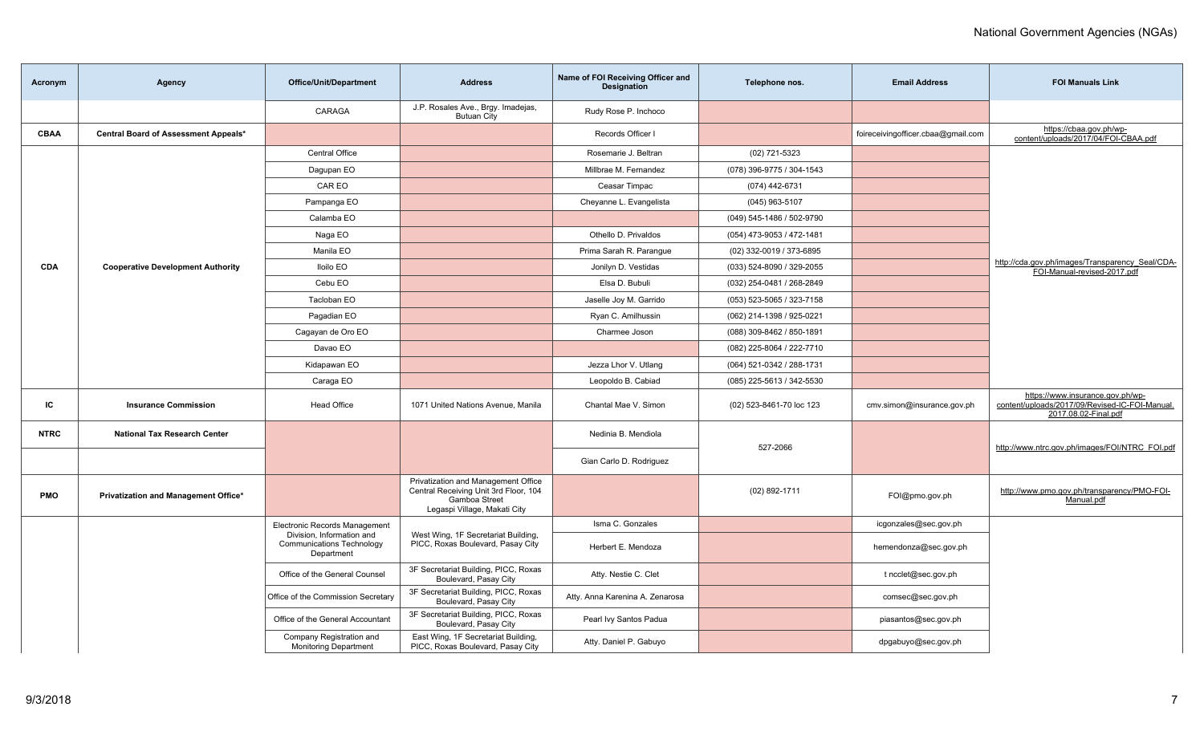| Acronym | Agency | Office/Unit/Department | Address | Name of FOI Receiving Officer and Designation | Telephone nos. | Email Address | FOI Manuals Link |
|---|---|---|---|---|---|---|---|
| | | CARAGA | J.P. Rosales Ave., Brgy. Imadejas, Butuan City | Rudy Rose P. Inchoco | | | |
| **CBAA** | **Central Board of Assessment Appeals*** | | | Records Officer I | | foireceivingofficer.cbaa@gmail.com | https://cbaa.gov.ph/wp-content/uploads/2017/04/FOI-CBAA.pdf |
| **CDA** | **Cooperative Development Authority** | Central Office | | Rosemarie J. Beltran | (02) 721-5323 | | http://cda.gov.ph/images/Transparency_Seal/CDA-FOI-Manual-revised-2017.pdf |
| | | Dagupan EO | | Millbrae M. Fernandez | (078) 396-9775 / 304-1543 | | |
| | | CAR EO | | Ceasar Timpac | (074) 442-6731 | | |
| | | Pampanga EO | | Cheyanne L. Evangelista | (045) 963-5107 | | |
| | | Calamba EO | | | (049) 545-1486 / 502-9790 | | |
| | | Naga EO | | Othello D. Privaldos | (054) 473-9053 / 472-1481 | | |
| | | Manila EO | | Prima Sarah R. Parangue | (02) 332-0019 / 373-6895 | | |
| | | Iloilo EO | | Jonilyn D. Vestidas | (033) 524-8090 / 329-2055 | | |
| | | Cebu EO | | Elsa D. Bubuli | (032) 254-0481 / 268-2849 | | |
| | | Tacloban EO | | Jaselle Joy M. Garrido | (053) 523-5065 / 323-7158 | | |
| | | Pagadian EO | | Ryan C. Amilhussin | (062) 214-1398 / 925-0221 | | |
| | | Cagayan de Oro EO | | Charmee Joson | (088) 309-8462 / 850-1891 | | |
| | | Davao EO | | | (082) 225-8064 / 222-7710 | | |
| | | Kidapawan EO | | Jezza Lhor V. Utlang | (064) 521-0342 / 288-1731 | | |
| | | Caraga EO | | Leopoldo B. Cabiad | (085) 225-5613 / 342-5530 | | |
| **IC** | **Insurance Commission** | Head Office | 1071 United Nations Avenue, Manila | Chantal Mae V. Simon | (02) 523-8461-70 loc 123 | cmv.simon@insurance.gov.ph | https://www.insurance.gov.ph/wp-content/uploads/2017/09/Revised-IC-FOI-Manual.2017.08.02-Final.pdf |
| **NTRC** | **National Tax Research Center** | | | Nedinia B. Mendiola | 527-2066 | | http://www.ntrc.gov.ph/images/FOI/NTRC_FOI.pdf |
| | | | | Gian Carlo D. Rodriguez | | | |
| **PMO** | **Privatization and Management Office*** | | Privatization and Management Office Central Receiving Unit 3rd Floor, 104 Gamboa Street Legaspi Village, Makati City | | (02) 892-1711 | FOI@pmo.gov.ph | http://www.pmo.gov.ph/transparency/PMO-FOI-Manual.pdf |
| | | Electronic Records Management Division, Information and Communications Technology Department | West Wing, 1F Secretariat Building, PICC, Roxas Boulevard, Pasay City | Isma C. Gonzales | | icgonzales@sec.gov.ph | |
| | | | | Herbert E. Mendoza | | hemendonza@sec.gov.ph | |
| | | Office of the General Counsel | 3F Secretariat Building, PICC, Roxas Boulevard, Pasay City | Atty. Nestie C. Clet | | t ncclet@sec.gov.ph | |
| | | Office of the Commission Secretary | 3F Secretariat Building, PICC, Roxas Boulevard, Pasay City | Atty. Anna Karenina A. Zenarosa | | comsec@sec.gov.ph | |
| | | Office of the General Accountant | 3F Secretariat Building, PICC, Roxas Boulevard, Pasay City | Pearl Ivy Santos Padua | | piasantos@sec.gov.ph | |
| | | Company Registration and Monitoring Department | East Wing, 1F Secretariat Building, PICC, Roxas Boulevard, Pasay City | Atty. Daniel P. Gabuyo | | dpgabuyo@sec.gov.ph | |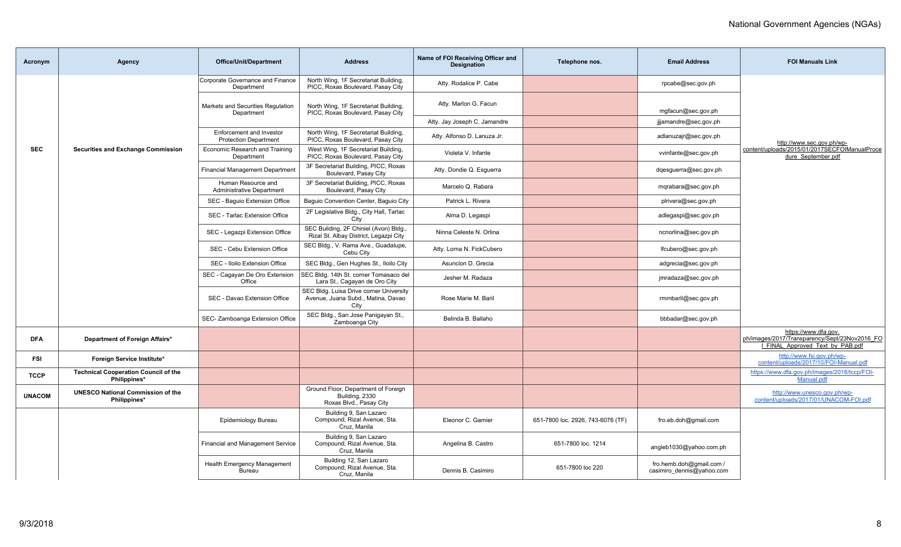| Acronym | Agency | Office/Unit/Department | Address | Name of FOI Receiving Officer and Designation | Telephone nos. | Email Address | FOI Manuals Link |
|---|---|---|---|---|---|---|---|
| SEC | Securities and Exchange Commission | Corporate Governance and Finance Department | North Wing, 1F Secretariat Building, PICC, Roxas Boulevard, Pasay City | Atty. Rodalice P. Cabe | | rpcabe@sec.gov.ph | http://www.sec.gov.ph/wp-content/uploads/2015/01/2017SECFOIManualProcedure_September.pdf |
| | | Markets and Securities Regulation Department | North Wing, 1F Secretariat Building, PICC, Roxas Boulevard, Pasay City | Atty. Marlon G. Facun | | mgfacun@sec.gov.ph | |
| | | | | Atty. Jay Joseph C. Jamandre | | jjjamandre@sec.gov.ph | |
| | | Enforcement and Investor Protection Department | North Wing, 1F Secretariat Building, PICC, Roxas Boulevard, Pasay City | Atty. Alfonso D. Lanuza Jr. | | adlanuzajr@sec.gov.ph | |
| | | Economic Research and Training Department | West Wing, 1F Secretariat Building, PICC, Roxas Boulevard, Pasay City | Violeta V. Infante | | vvinfante@sec.gov.ph | |
| | | Financial Management Department | 3F Secretariat Building, PICC, Roxas Boulevard, Pasay City | Atty. Dondie Q. Esguerra | | dqesguerra@sec.gov.ph | |
| | | Human Resource and Administrative Department | 3F Secretariat Building, PICC, Roxas Boulevard, Pasay City | Marcelo Q. Rabara | | mqrabara@sec.gov.ph | |
| | | SEC - Baguio Extension Office | Baguio Convention Center, Baguio City | Patrick L. Rivera | | plrivera@sec.gov.ph | |
| | | SEC - Tarlac Extension Office | 2F Legislative Bldg., City Hall, Tarlac City | Alma D. Legaspi | | adlegaspi@sec.gov.ph | |
| | | SEC - Legazpi Extension Office | SEC Building, 2F Chiniel (Avon) Bldg., Rizal St. Albay District, Legazpi City | Ninna Celeste N. Orlina | | ncnorlina@sec.gov.ph | |
| | | SEC - Cebu Extension Office | SEC Bldg., V. Rama Ave., Guadalupe, Cebu City | Atty. Lorna N. FickCubero | | lfcubero@sec.gov.ph | |
| | | SEC - Iloilo Extension Office | SEC Bldg., Gen Hughes St., Iloilo City | Asuncion D. Grecia | | adgrecia@sec.gov.ph | |
| | | SEC - Cagayan De Oro Extension Office | SEC Bldg. 14th St. corner Tomasaco del Lara St., Cagayan de Oro City | Jesher M. Radaza | | jmradaza@sec.gov.ph | |
| | | SEC - Davao Extension Office | SEC Bldg. Luisa Drive corner University Avenue, Juana Subd., Matina, Davao City | Rose Marie M. Baril | | rmmbaril@sec.gov.ph | |
| | | SEC- Zamboanga Extension Office | SEC Bldg., San Jose Panigayan St., Zamboanga City | Belinda B. Ballaho | | bbbadar@sec.gov.ph | |
| DFA | Department of Foreign Affairs* | | | | | | https://www.dfa.gov.ph/images/2017/Transparency/Sept/23Nov2016_FOI_FINAL_Approved_Text_by_PAB.pdf |
| FSI | Foreign Service Institute* | | | | | | http://www.fsi.gov.ph/wp-content/uploads/2017/10/FOI-Manual.pdf |
| TCCP | Technical Cooperation Council of the Philippines* | | | | | | https://www.dfa.gov.ph/images/2018/tccp/FOI-Manual.pdf |
| UNACOM | UNESCO National Commission of the Philippines* | | Ground Floor, Department of Foreign Building, 2330 Roxas Blvd., Pasay City | | | | http://www.unesco.gov.ph/wp-content/uploads/2017/01/UNACOM-FOI.pdf |
| | | Epidemiology Bureau | Building 9, San Lazaro Compound, Rizal Avenue, Sta. Cruz, Manila | Eleonor C. Gamier | 651-7800 loc. 2926, 743-6076 (TF) | fro.eb.doh@gmail.com | |
| | | Financial and Management Service | Building 9, San Lazaro Compound, Rizal Avenue, Sta. Cruz, Manila | Angelina B. Castro | 651-7800 loc. 1214 | angieb1030@yahoo.com.ph | |
| | | Health Emergency Management Bureau | Building 12, San Lazaro Compound, Rizal Avenue, Sta. Cruz, Manila | Dennis B. Casimiro | 651-7800 loc 220 | fro.hemb.doh@gmail.com / casimiro_dennis@yahoo.com | |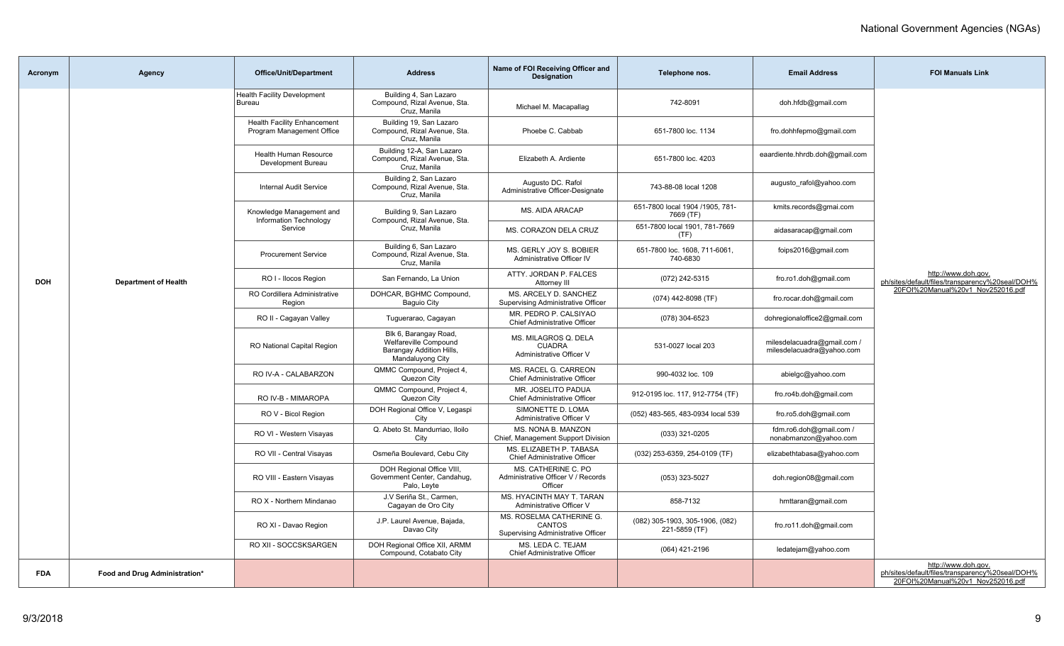| Acronym | Agency | Office/Unit/Department | Address | Name of FOI Receiving Officer and Designation | Telephone nos. | Email Address | FOI Manuals Link |
|---|---|---|---|---|---|---|---|
| DOH | Department of Health | Health Facility Development Bureau | Building 4, San Lazaro Compound, Rizal Avenue, Sta. Cruz, Manila | Michael M. Macapallag | 742-8091 | doh.hfdb@gmail.com | http://www.doh.gov.ph/sites/default/files/transparency%20seal/DOH%20FOI%20Manual%20v1_Nov252016.pdf |
| | | Health Facility Enhancement Program Management Office | Building 19, San Lazaro Compound, Rizal Avenue, Sta. Cruz, Manila | Phoebe C. Cabbab | 651-7800 loc. 1134 | fro.dohhfepmo@gmail.com | |
| | | Health Human Resource Development Bureau | Building 12-A, San Lazaro Compound, Rizal Avenue, Sta. Cruz, Manila | Elizabeth A. Ardiente | 651-7800 loc. 4203 | eaardiente.hhrdb.doh@gmail.com | |
| | | Internal Audit Service | Building 2, San Lazaro Compound, Rizal Avenue, Sta. Cruz, Manila | Augusto DC. Rafol Administrative Officer-Designate | 743-88-08 local 1208 | augusto_rafol@yahoo.com | |
| | | Knowledge Management and Information Technology Service | Building 9, San Lazaro Compound, Rizal Avenue, Sta. Cruz, Manila | MS. AIDA ARACAP | 651-7800 local 1904 /1905, 781-7669 (TF) | kmits.records@gmai.com | |
| | | | | MS. CORAZON DELA CRUZ | 651-7800 local 1901, 781-7669 (TF) | aidasaracap@gmail.com | |
| | | Procurement Service | Building 6, San Lazaro Compound, Rizal Avenue, Sta. Cruz, Manila | MS. GERLY JOY S. BOBIER Administrative Officer IV | 651-7800 loc. 1608, 711-6061, 740-6830 | foips2016@gmail.com | |
| | | RO I - Ilocos Region | San Fernando, La Union | ATTY. JORDAN P. FALCES Attorney III | (072) 242-5315 | fro.ro1.doh@gmail.com | |
| | | RO Cordillera Administrative Region | DOHCAR, BGHMC Compound, Baguio City | MS. ARCELY D. SANCHEZ Supervising Administrative Officer | (074) 442-8098 (TF) | fro.rocar.doh@gmail.com | |
| | | RO II - Cagayan Valley | Tuguerarao, Cagayan | MR. PEDRO P. CALSIYAO Chief Administrative Officer | (078) 304-6523 | dohregionaloffice2@gmail.com | |
| | | RO National Capital Region | Blk 6, Barangay Road, Welfareville Compound Barangay Addition Hills, Mandaluyong City | MS. MILAGROS Q. DELA CUADRA Administrative Officer V | 531-0027 local 203 | milesdelacuadra@gmail.com / milesdelacuadra@yahoo.com | |
| | | RO IV-A - CALABARZON | QMMC Compound, Project 4, Quezon City | MS. RACEL G. CARREON Chief Administrative Officer | 990-4032 loc. 109 | abielgc@yahoo.com | |
| | | RO IV-B - MIMAROPA | QMMC Compound, Project 4, Quezon City | MR. JOSELITO PADUA Chief Administrative Officer | 912-0195 loc. 117, 912-7754 (TF) | fro.ro4b.doh@gmail.com | |
| | | RO V - Bicol Region | DOH Regional Office V, Legaspi City | SIMONETTE D. LOMA Administrative Officer V | (052) 483-565, 483-0934 local 539 | fro.ro5.doh@gmail.com | |
| | | RO VI - Western Visayas | Q. Abeto St. Mandurriao, Iloilo City | MS. NONA B. MANZON Chief, Management Support Division | (033) 321-0205 | fdm.ro6.doh@gmail.com / nonabmanzon@yahoo.com | |
| | | RO VII - Central Visayas | Osmeña Boulevard, Cebu City | MS. ELIZABETH P. TABASA Chief Administrative Officer | (032) 253-6359, 254-0109 (TF) | elizabethtabasa@yahoo.com | |
| | | RO VIII - Eastern Visayas | DOH Regional Office VIII, Government Center, Candahug, Palo, Leyte | MS. CATHERINE C. PO Administrative Officer V / Records Officer | (053) 323-5027 | doh.region08@gmail.com | |
| | | RO X - Northern Mindanao | J.V Seriña St., Carmen, Cagayan de Oro City | MS. HYACINTH MAY T. TARAN Administrative Officer V | 858-7132 | hmttaran@gmail.com | |
| | | RO XI - Davao Region | J.P. Laurel Avenue, Bajada, Davao City | MS. ROSELMA CATHERINE G. CANTOS Supervising Administrative Officer | (082) 305-1903, 305-1906, (082) 221-5859 (TF) | fro.ro11.doh@gmail.com | |
| | | RO XII - SOCCSKSARGEN | DOH Regional Office XII, ARMM Compound, Cotabato City | MS. LEDA C. TEJAM Chief Administrative Officer | (064) 421-2196 | ledatejam@yahoo.com | |
| FDA | Food and Drug Administration* | | | | | | http://www.doh.gov.ph/sites/default/files/transparency%20seal/DOH%20FOI%20Manual%20v1_Nov252016.pdf |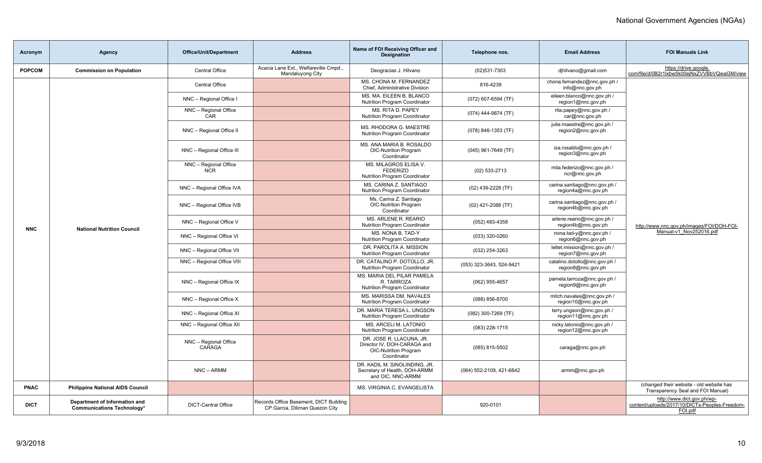| Acronym | Agency | Office/Unit/Department | Address | Name of FOI Receiving Officer and Designation | Telephone nos. | Email Address | FOI Manuals Link |
|---|---|---|---|---|---|---|---|
| POPCOM | Commission on Population | Central Office | Acacia Lane Ext., Welfareville Cmpd., Mandaluyong City | Deogracias J. Hilvano | (02)531-7303 | djhilvano@gmail.com | https://drive.google.com/file/d/0B2r1lxbw5k00ejNxZVVBbVQwaGM/view |
| NNC | National Nutrition Council | Central Office | | MS. CHONA M. FERNANDEZ Chief, Administrative Division | 816-4239 | chona.fernandez@nnc.gov.ph / info@nnc.gov.ph | http://www.nnc.gov.ph/images/FOI/DOH-FOI-Manual-v1_Nov252016.pdf |
| | | NNC – Regional Office I | | MS. MA. EILEEN B. BLANCO Nutrition Program Coordinator | (072) 607-6594 (TF) | eileen.blanco@nnc.gov.ph / region1@nnc.gov.ph | |
| | | NNC – Regional Office CAR | | MS. RITA D. PAPEY Nutrition Program Coordinator | (074) 444-9874 (TF) | rita.papey@nnc.gov.ph / car@nnc.gov.ph | |
| | | NNC – Regional Office II | | MS. RHODORA G. MAESTRE Nutrition Program Coordinator | (078) 846-1353 (TF) | julie.maestre@nnc.gov.ph / region2@nnc.gov.ph | |
| | | NNC – Regional Office III | | MS. ANA MARIA B. ROSALDO OIC-Nutrition Program Coordinator | (045) 961-7649 (TF) | iza.rosaldo@nnc.gov.ph / region3@nnc.gov.ph | |
| | | NNC – Regional Office NCR | | MS. MILAGROS ELISA V. FEDERIZO Nutrition Program Coordinator | (02) 533-2713 | mila.federizo@nnc.gov.ph / ncr@nnc.gov.ph | |
| | | NNC – Regional Office IVA | | MS. CARINA Z. SANTIAGO Nutrition Program Coordinator | (02) 439-2228 (TF) | carina.santiago@nnc.gov.ph / region4a@nnc.gov.ph | |
| | | NNC – Regional Office IVB | | Ms. Carina Z. Santiago OIC-Nutrition Program Coordinator | (02) 421-2088 (TF) | carina.santiago@nnc.gov.ph / region4b@nnc.gov.ph | |
| | | NNC – Regional Office V | | MS. ARLENE R. REARIO Nutrition Program Coordinator | (052) 483-4358 | arlene.reario@nnc.gov.ph / region4b@nnc.gov.ph | |
| | | NNC – Regional Office VI | | MS. NONA B. TAD-Y Nutrition Program Coordinator | (033) 320-0260 | nona.tad-y@nnc.gov.ph / region6@nnc.gov.ph | |
| | | NNC – Regional Office VII | | DR. PAROLITA A. MISSION Nutrition Program Coordinator | (032) 254-3263 | letlet.mission@nnc.gov.ph / region7@nnc.gov.ph | |
| | | NNC – Regional Office VIII | | DR. CATALINO P. DOTOLLO, JR. Nutrition Program Coordinator | (053) 323-3643, 524-9421 | catalino.dotollo@nnc.gov.ph / region8@nnc.gov.ph | |
| | | NNC – Regional Office IX | | MS. MARIA DEL PILAR PAMELA R. TARROZA Nutrition Program Coordinator | (062) 955-4657 | pamela.tarroza@nnc.gov.ph / region9@nnc.gov.ph | |
| | | NNC – Regional Office X | | MS. MARISSA DM. NAVALES Nutrition Program Coordinator | (088) 856-8700 | mitch.navales@nnc.gov.ph / region10@nnc.gov.ph | |
| | | NNC – Regional Office XI | | DR. MARIA TERESA L. UNGSON Nutrition Program Coordinator | (082) 300-7269 (TF) | terry.ungson@nnc.gov.ph / region11@nnc.gov.ph | |
| | | NNC – Regional Office XII | | MS. ARCELI M. LATONIO Nutrition Program Coordinator | (083) 228-1715 | nicky.latonio@nnc.gov.ph / region12@nnc.gov.ph | |
| | | NNC – Regional Office CARAGA | | DR. JOSE R. LLACUNA, JR. Director IV, DOH-CARAGA and OIC-Nutrition Program Coordinator | (085) 815-5502 | caraga@nnc.gov.ph | |
| | | NNC – ARMM | | DR. KADIL M. SINOLINDING, JR. Secretary of Health, DOH-ARMM and OIC, NNC-ARMM | (064) 552-2109, 421-6842 | armm@nnc.gov.ph | |
| PNAC | Philippine National AIDS Council | | | MS. VIRGINIA C. EVANGELISTA | | | (changed their website - old website has Transparency Seal and FOI Manual) |
| DICT | Department of Information and Communications Technology* | DICT-Central Office | Records Office Basement, DICT Building CP Garcia, Diliman Quezon City | | 920-0101 | | http://www.dict.gov.ph/wp-content/uploads/2017/10/DICTs-Peoples-Freedom-FOI.pdf |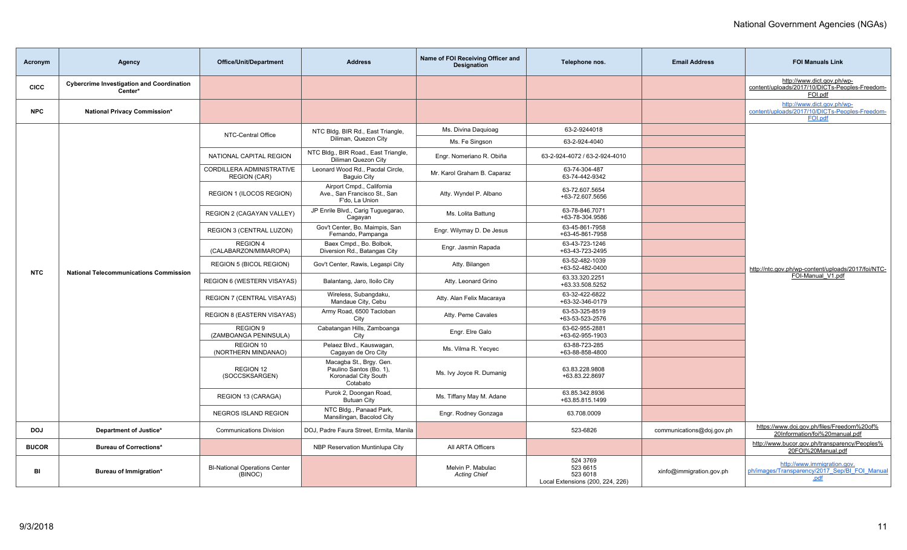# National Government Agencies (NGAs)

| Acronym | Agency | Office/Unit/Department | Address | Name of FOI Receiving Officer and Designation | Telephone nos. | Email Address | FOI Manuals Link |
|---|---|---|---|---|---|---|---|
| CICC | Cybercrime Investigation and Coordination Center* | | | | | | http://www.dict.gov.ph/wp-content/uploads/2017/10/DICTs-Peoples-Freedom-FOI.pdf |
| NPC | National Privacy Commission* | | | | | | http://www.dict.gov.ph/wp-content/uploads/2017/10/DICTs-Peoples-Freedom-FOI.pdf |
| NTC | National Telecommunications Commission | NTC-Central Office | NTC Bldg. BIR Rd., East Triangle, Diliman, Quezon City | Ms. Divina Daquioag | 63-2-9244018 | | http://ntc.gov.ph/wp-content/uploads/2017/foi/NTC-FOI-Manual_V1.pdf |
| | | | | Ms. Fe Singson | 63-2-924-4040 | | |
| | | NATIONAL CAPITAL REGION | NTC Bldg., BIR Road., East Triangle, Diliman Quezon City | Engr. Nomeriano R. Obiña | 63-2-924-4072 / 63-2-924-4010 | | |
| | | CORDILLERA ADMINISTRATIVE REGION (CAR) | Leonard Wood Rd., Pacdal Circle, Baguio City | Mr. Karol Graham B. Caparaz | 63-74-304-487<br>63-74-442-9342 | | |
| | | REGION 1 (ILOCOS REGION) | Airport Cmpd., California Ave., San Francisco St., San F'do, La Union | Atty. Wyndel P. Albano | 63-72.607.5654<br>+63-72.607.5656 | | |
| | | REGION 2 (CAGAYAN VALLEY) | JP Enrile Blvd., Carig Tuguegarao, Cagayan | Ms. Lolita Battung | 63-78-846.7071<br>+63-78-304.9586 | | |
| | | REGION 3 (CENTRAL LUZON) | Gov't Center, Bo. Maimpis, San Fernando, Pampanga | Engr. Wilymay D. De Jesus | 63-45-861-7958<br>+63-45-861-7958 | | |
| | | REGION 4 (CALABARZON/MIMAROPA) | Baex Cmpd., Bo. Bolbok, Diversion Rd., Batangas City | Engr. Jasmin Rapada | 63-43-723-1246<br>+63-43-723-2495 | | |
| | | REGION 5 (BICOL REGION) | Gov't Center, Rawis, Legaspi City | Atty. Bilangen | 63-52-482-1039<br>+63-52-482-0400 | | |
| | | REGION 6 (WESTERN VISAYAS) | Balantang, Jaro, Iloilo City | Atty. Leonard Grino | 63.33.320.2251<br>+63.33.508.5252 | | |
| | | REGION 7 (CENTRAL VISAYAS) | Wireless, Subangdaku, Mandaue City, Cebu | Atty. Alan Felix Macaraya | 63-32-422-6822<br>+63-32-346-0179 | | |
| | | REGION 8 (EASTERN VISAYAS) | Army Road, 6500 Tacloban City | Atty. Peme Cavales | 63-53-325-8519<br>+63-53-523-2576 | | |
| | | REGION 9 (ZAMBOANGA PENINSULA) | Cabatangan Hills, Zamboanga City | Engr. Elre Galo | 63-62-955-2881<br>+63-62-955-1903 | | |
| | | REGION 10 (NORTHERN MINDANAO) | Pelaez Blvd., Kauswagan, Cagayan de Oro City | Ms. Vilma R. Yecyec | 63-88-723-285<br>+63-88-858-4800 | | |
| | | REGION 12 (SOCCSKSARGEN) | Macagba St., Brgy. Gen. Paulino Santos (Bo. 1), Koronadal City South Cotabato | Ms. Ivy Joyce R. Dumanig | 63.83.228.9808<br>+63.83.22.8697 | | |
| | | REGION 13 (CARAGA) | Purok 2, Doongan Road, Butuan City | Ms. Tiffany May M. Adane | 63.85.342.8936<br>+63.85.815.1499 | | |
| | | NEGROS ISLAND REGION | NTC Bldg., Panaad Park, Mansilingan, Bacolod City | Engr. Rodney Gonzaga | 63.708.0009 | | |
| DOJ | Department of Justice* | Communications Division | DOJ, Padre Faura Street, Ermita, Manila | | 523-6826 | communications@doj.gov.ph | https://www.doj.gov.ph/files/Freedom%20of%20Information/foi%20manual.pdf |
| BUCOR | Bureau of Corrections* | | NBP Reservation Muntinlupa City | All ARTA Officers | | | http://www.bucor.gov.ph/transparency/Peoples%20FOI%20Manual.pdf |
| BI | Bureau of Immigration* | BI-National Operations Center (BINOC) | | Melvin P. Mabulac<br>*Acting Chief* | 524 3769<br>523 6615<br>523 6018<br>Local Extensions (200, 224, 226) | xinfo@immigration.gov.ph | http://www.immigration.gov.ph/images/Transparency/2017_Sep/BI_FOI_Manual.pdf |

9/3/2018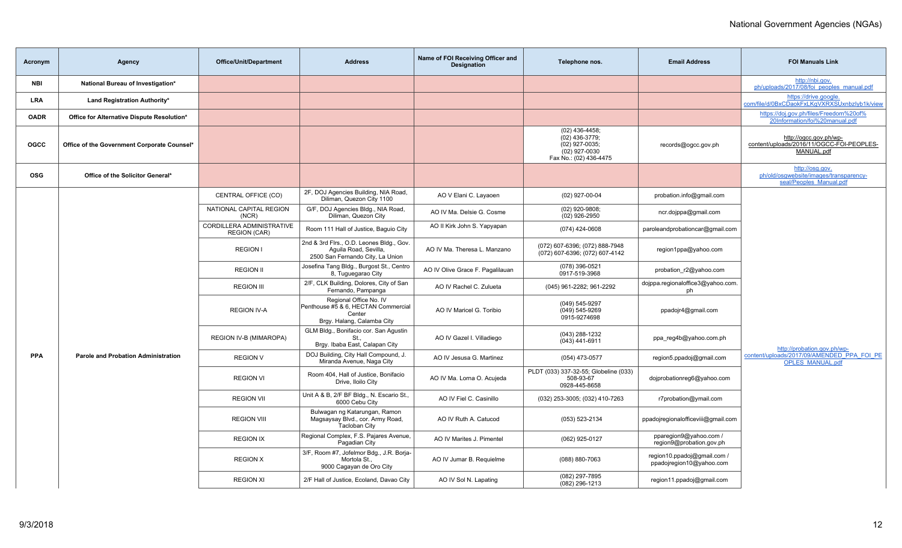| Acronym | Agency | Office/Unit/Department | Address | Name of FOI Receiving Officer and Designation | Telephone nos. | Email Address | FOI Manuals Link |
|---|---|---|---|---|---|---|---|
| NBI | National Bureau of Investigation* | | | | | | http://nbi.gov.ph/uploads/2017/08/foi_peoples_manual.pdf |
| LRA | Land Registration Authority* | | | | | | https://drive.google.com/file/d/0BxCDaokFxLKgVXRXSUxnbzlyb1k/view |
| OADR | Office for Alternative Dispute Resolution* | | | | | | https://doj.gov.ph/files/Freedom%20of%20Information/foi%20manual.pdf |
| OGCC | Office of the Government Corporate Counsel* | | | | (02) 436-4458; (02) 436-3779; (02) 927-0035; (02) 927-0030 Fax No.: (02) 436-4475 | records@ogcc.gov.ph | http://ogcc.gov.ph/wp-content/uploads/2016/11/OGCC-FOI-PEOPLES-MANUAL.pdf |
| OSG | Office of the Solicitor General* | | | | | | http://osg.gov.ph/old/osgwebsite/images/transparency-seal/Peoples_Manual.pdf |
| PPA | Parole and Probation Administration | CENTRAL OFFICE (CO) | 2F, DOJ Agencies Building, NIA Road, Diliman, Quezon City 1100 | AO V Elani C. Layaoen | (02) 927-00-04 | probation.info@gmail.com | http://probation.gov.ph/wp-content/uploads/2017/09/AMENDED_PPA_FOI_PEOPLES_MANUAL.pdf |
| | | NATIONAL CAPITAL REGION (NCR) | G/F, DOJ Agencies Bldg., NIA Road, Diliman, Quezon City | AO IV Ma. Delsie G. Cosme | (02) 920-9808; (02) 926-2950 | ncr.dojppa@gmail.com | |
| | | CORDILLERA ADMINISTRATIVE REGION (CAR) | Room 111 Hall of Justice, Baguio City | AO II Kirk John S. Yapyapan | (074) 424-0608 | paroleandprobationcar@gmail.com | |
| | | REGION I | 2nd & 3rd Flrs., O.D. Leones Bldg., Gov. Aguila Road, Sevilla, 2500 San Fernando City, La Union | AO IV Ma. Theresa L. Manzano | (072) 607-6396; (072) 888-7948 (072) 607-6396; (072) 607-4142 | region1ppa@yahoo.com | |
| | | REGION II | Josefina Tang Bldg., Burgost St., Centro 8, Tuguegarao City | AO IV Olive Grace F. Pagalilauan | (078) 396-0521 0917-519-3968 | probation_r2@yahoo.com | |
| | | REGION III | 2/F, CLK Building, Dolores, City of San Fernando, Pampanga | AO IV Rachel C. Zulueta | (045) 961-2282; 961-2292 | dojppa.regionaloffice3@yahoo.com.ph | |
| | | REGION IV-A | Regional Office No. IV Penthouse #5 & 6, HECTAN Commercial Center Brgy. Halang, Calamba City | AO IV Maricel G. Toribio | (049) 545-9297 (049) 545-9269 0915-9274698 | ppadojr4@gmail.com | |
| | | REGION IV-B (MIMAROPA) | GLM Bldg., Bonifacio cor. San Agustin St., Brgy. Ibaba East, Calapan City | AO IV Gazel I. Villadiego | (043) 288-1232 (043) 441-6911 | ppa_reg4b@yahoo.com.ph | |
| | | REGION V | DOJ Building, City Hall Compound, J. Miranda Avenue, Naga City | AO IV Jesusa G. Martinez | (054) 473-0577 | region5.ppadoj@gmail.com | |
| | | REGION VI | Room 404, Hall of Justice, Bonifacio Drive, Iloilo City | AO IV Ma. Lorna O. Acujeda | PLDT (033) 337-32-55; Globeline (033) 508-93-67 0928-445-8658 | dojprobationreg6@yahoo.com | |
| | | REGION VII | Unit A & B, 2/F BF Bldg., N. Escario St., 6000 Cebu City | AO IV Fiel C. Casinillo | (032) 253-3005; (032) 410-7263 | r7probation@ymail.com | |
| | | REGION VIII | Bulwagan ng Katarungan, Ramon Magsaysay Blvd., cor. Army Road, Tacloban City | AO IV Ruth A. Catucod | (053) 523-2134 | ppadojregionalofficeviii@gmail.com | |
| | | REGION IX | Regional Complex, F.S. Pajares Avenue, Pagadian City | AO IV Marites J. Pimentel | (062) 925-0127 | pparegion9@yahoo.com / region9@probation.gov.ph | |
| | | REGION X | 3/F, Room #7, Jofelmor Bdg., J.R. Borja-Mortola St., 9000 Cagayan de Oro City | AO IV Jumar B. Requielme | (088) 880-7063 | region10.ppadoj@gmail.com / ppadojregion10@yahoo.com | |
| | | REGION XI | 2/F Hall of Justice, Ecoland, Davao City | AO IV Sol N. Lapating | (082) 297-7895 (082) 296-1213 | region11.ppadoj@gmail.com | |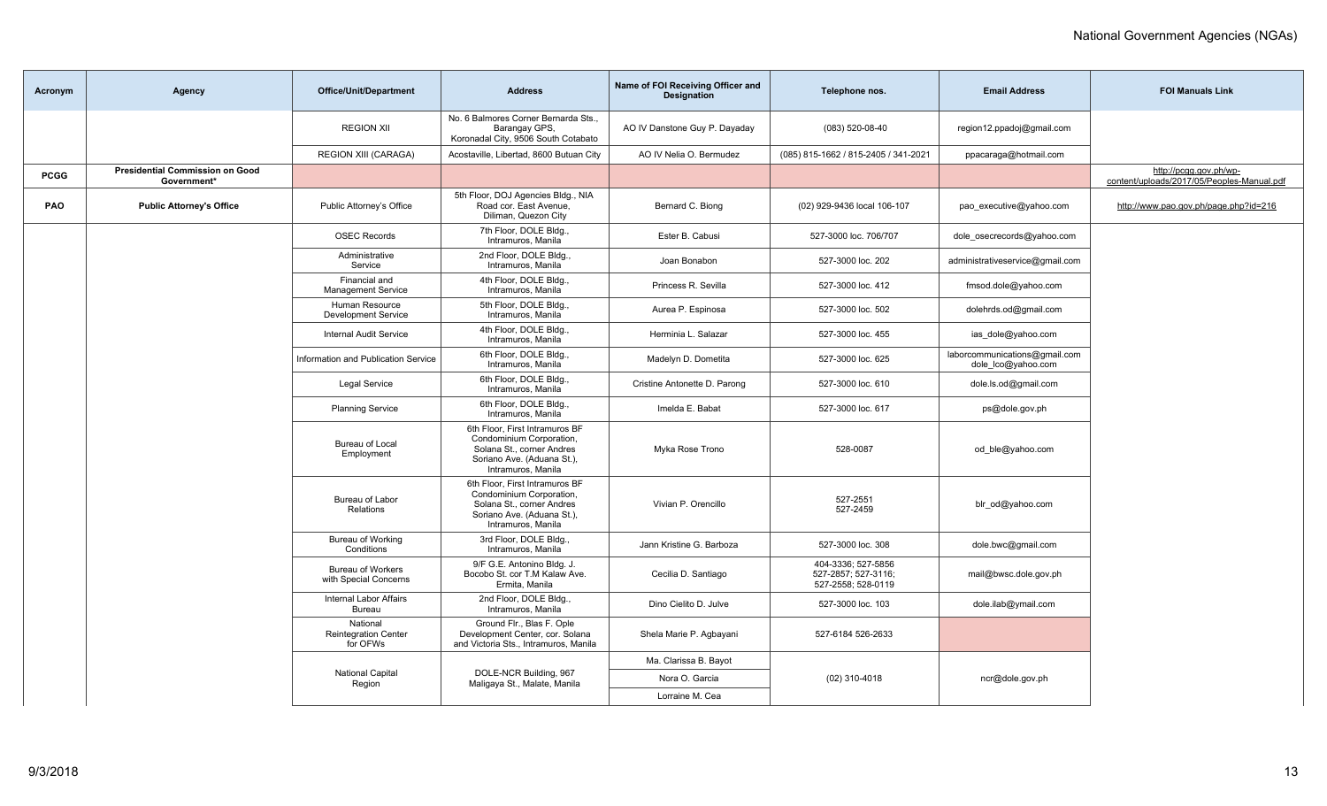| Acronym | Agency | Office/Unit/Department | Address | Name of FOI Receiving Officer and Designation | Telephone nos. | Email Address | FOI Manuals Link |
|---|---|---|---|---|---|---|---|
| | | REGION XII | No. 6 Balmores Corner Bernarda Sts., Barangay GPS, Koronadal City, 9506 South Cotabato | AO IV Danstone Guy P. Dayaday | (083) 520-08-40 | region12.ppadoj@gmail.com | |
| | | REGION XIII (CARAGA) | Acostaville, Libertad, 8600 Butuan City | AO IV Nelia O. Bermudez | (085) 815-1662 / 815-2405 / 341-2021 | ppacaraga@hotmail.com | |
| **PCGG** | **Presidential Commission on Good Government*** | | | | | | http://pcgg.gov.ph/wp-content/uploads/2017/05/Peoples-Manual.pdf |
| **PAO** | **Public Attorney's Office** | Public Attorney's Office | 5th Floor, DOJ Agencies Bldg., NIA Road cor. East Avenue, Diliman, Quezon City | Bernard C. Biong | (02) 929-9436 local 106-107 | pao_executive@yahoo.com | http://www.pao.gov.ph/page.php?id=216 |
| | | OSEC Records | 7th Floor, DOLE Bldg., Intramuros, Manila | Ester B. Cabusi | 527-3000 loc. 706/707 | dole_osecrecords@yahoo.com | |
| | | Administrative Service | 2nd Floor, DOLE Bldg., Intramuros, Manila | Joan Bonabon | 527-3000 loc. 202 | administrativeservice@gmail.com | |
| | | Financial and Management Service | 4th Floor, DOLE Bldg., Intramuros, Manila | Princess R. Sevilla | 527-3000 loc. 412 | fmsod.dole@yahoo.com | |
| | | Human Resource Development Service | 5th Floor, DOLE Bldg., Intramuros, Manila | Aurea P. Espinosa | 527-3000 loc. 502 | dolehrds.od@gmail.com | |
| | | Internal Audit Service | 4th Floor, DOLE Bldg., Intramuros, Manila | Herminia L. Salazar | 527-3000 loc. 455 | ias_dole@yahoo.com | |
| | | Information and Publication Service | 6th Floor, DOLE Bldg., Intramuros, Manila | Madelyn D. Dometita | 527-3000 loc. 625 | laborcommunications@gmail.com dole_lco@yahoo.com | |
| | | Legal Service | 6th Floor, DOLE Bldg., Intramuros, Manila | Cristine Antonette D. Parong | 527-3000 loc. 610 | dole.ls.od@gmail.com | |
| | | Planning Service | 6th Floor, DOLE Bldg., Intramuros, Manila | Imelda E. Babat | 527-3000 loc. 617 | ps@dole.gov.ph | |
| | | Bureau of Local Employment | 6th Floor, First Intramuros BF Condominium Corporation, Solana St., corner Andres Soriano Ave. (Aduana St.), Intramuros, Manila | Myka Rose Trono | 528-0087 | od_ble@yahoo.com | |
| | | Bureau of Labor Relations | 6th Floor, First Intramuros BF Condominium Corporation, Solana St., corner Andres Soriano Ave. (Aduana St.), Intramuros, Manila | Vivian P. Orencillo | 527-2551 527-2459 | blr_od@yahoo.com | |
| | | Bureau of Working Conditions | 3rd Floor, DOLE Bldg., Intramuros, Manila | Jann Kristine G. Barboza | 527-3000 loc. 308 | dole.bwc@gmail.com | |
| | | Bureau of Workers with Special Concerns | 9/F G.E. Antonino Bldg. J. Bocobo St. cor T.M Kalaw Ave. Ermita, Manila | Cecilia D. Santiago | 404-3336; 527-5856 527-2857; 527-3116; 527-2558; 528-0119 | mail@bwsc.dole.gov.ph | |
| | | Internal Labor Affairs Bureau | 2nd Floor, DOLE Bldg., Intramuros, Manila | Dino Cielito D. Julve | 527-3000 loc. 103 | dole.ilab@ymail.com | |
| | | National Reintegration Center for OFWs | Ground Flr., Blas F. Ople Development Center, cor. Solana and Victoria Sts., Intramuros, Manila | Shela Marie P. Agbayani | 527-6184 526-2633 | | |
| | | National Capital Region | DOLE-NCR Building, 967 Maligaya St., Malate, Manila | Ma. Clarissa B. Bayot<br>Nora O. Garcia<br>Lorraine M. Cea | (02) 310-4018 | ncr@dole.gov.ph | |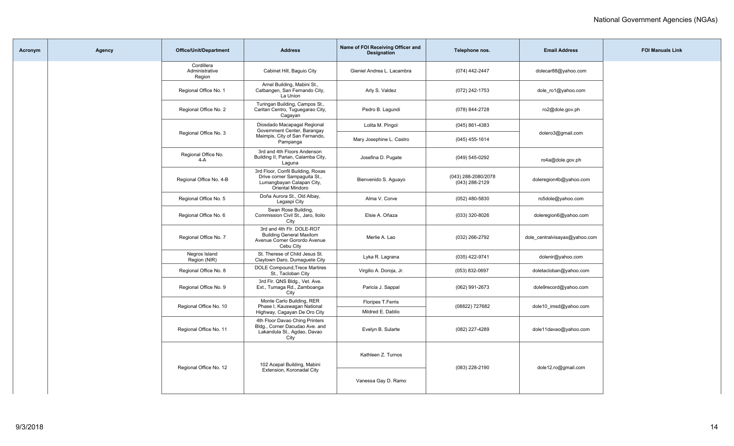| Acronym | Agency | Office/Unit/Department | Address | Name of FOI Receiving Officer and Designation | Telephone nos. | Email Address | FOI Manuals Link |
|---|---|---|---|---|---|---|---|
| | | Cordillera Administrative Region | Cabinet Hill, Baguio City | Gieniel Andrea L. Lacambra | (074) 442-2447 | dolecar88@yahoo.com | |
| | | Regional Office No. 1 | Arnel Building, Mabini St., Catbangen, San Fernando City, La Union | Arly S. Valdez | (072) 242-1753 | dole_ro1@yahoo.com | |
| | | Regional Office No. 2 | Turingan Building, Campos St., Caritan Centro, Tuguegarao City, Cagayan | Pedro B. Lagundi | (078) 844-2728 | ro2@dole.gov.ph | |
| | | Regional Office No. 3 | Diosdado Macapagal Regional Government Center, Barangay Maimpis, City of San Fernando, Pampanga | Lolita M. Pingol | (045) 861-4383 | dolero3@gmail.com | |
| | | | | Mary Josephine L. Castro | (045) 455-1614 | | |
| | | Regional Office No. 4-A | 3rd and 4th Floors Andenson Building II, Parian, Calamba City, Laguna | Josefina D. Pugate | (049) 545-0292 | ro4a@dole.gov.ph | |
| | | Regional Office No. 4-B | 3rd Floor, Confil Building, Roxas Drive corner Sampaguita St., Lumangbayan Calapan City, Oriental Mindoro | Bienvenido S. Aguayo | (043) 288-2080/2078 (043) 288-2129 | doleregion4b@yahoo.com | |
| | | Regional Office No. 5 | Doña Aurora St., Old Albay, Legaspi City | Alma V. Corve | (052) 480-5830 | ro5dole@yahoo.com | |
| | | Regional Office No. 6 | Swan Rose Building, Commission Civil St., Jaro, Iloilo City | Elsie A. Oñaza | (033) 320-8026 | doleregion6@yahoo.com | |
| | | Regional Office No. 7 | 3rd and 4th Flr. DOLE-RO7 Building General Maxilom Avenue Corner Gorordo Avenue Cebu City | Merlie A. Lao | (032) 266-2792 | dole_centralvisayas@yahoo.com | |
| | | Negros Island Region (NIR) | St. Therese of Child Jesus St. Claytown Daro, Dumaguete City | Lyka R. Lagrana | (035) 422-9741 | dolenir@yahoo.com | |
| | | Regional Office No. 8 | DOLE Compound,Trece Martires St., Tacloban City | Virgilio A. Doroja, Jr. | (053) 832-0697 | doletacloban@yahoo.com | |
| | | Regional Office No. 9 | 3rd Flr. QNS Bldg., Vet. Ave. Ext., Tumaga Rd., Zamboanga City | Paricia J. Sappal | (062) 991-2673 | dole9record@yahoo.com | |
| | | Regional Office No. 10 | Monte Carlo Building, RER Phase I, Kauswagan National Highway, Cagayan De Oro City | Floripes T.Ferris | (08822) 727682 | dole10_imsd@yahoo.com | |
| | | | | Mildred E. Dablio | | | |
| | | Regional Office No. 11 | 4th Floor Davao Ching Printers Bldg., Corner Dacudao Ave. and Lakandula St., Agdao, Davao City | Evelyn B. Sularte | (082) 227-4289 | dole11davao@yahoo.com | |
| | | Regional Office No. 12 | 102 Acepal Building, Mabini Extension, Koronadal City | Kathleen Z. Turnos | (083) 228-2190 | dole12.ro@gmail.com | |
| | | | | Vanessa Gay D. Ramo | | | |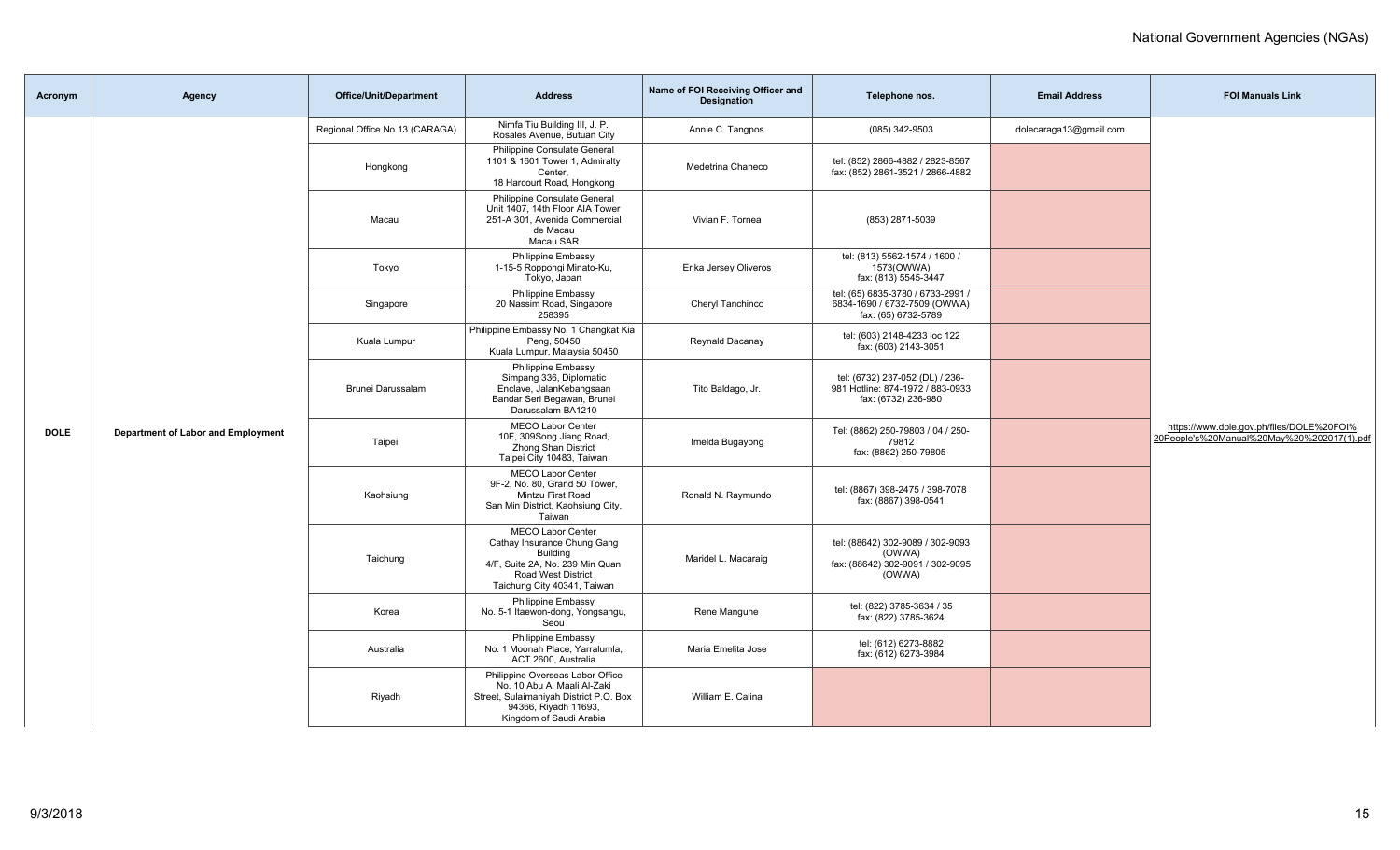| Acronym | Agency | Office/Unit/Department | Address | Name of FOI Receiving Officer and Designation | Telephone nos. | Email Address | FOI Manuals Link |
|---|---|---|---|---|---|---|---|
| DOLE | Department of Labor and Employment | Regional Office No.13 (CARAGA) | Nimfa Tiu Building III, J. P. Rosales Avenue, Butuan City | Annie C. Tangpos | (085) 342-9503 | dolecaraga13@gmail.com | https://www.dole.gov.ph/files/DOLE%20FOI%20People's%20Manual%20May%20%202017(1).pdf |
| | | Hongkong | Philippine Consulate General 1101 & 1601 Tower 1, Admiralty Center, 18 Harcourt Road, Hongkong | Medetrina Chaneco | tel: (852) 2866-4882 / 2823-8567 fax: (852) 2861-3521 / 2866-4882 | | |
| | | Macau | Philippine Consulate General Unit 1407, 14th Floor AIA Tower 251-A 301, Avenida Commercial de Macau Macau SAR | Vivian F. Tornea | (853) 2871-5039 | | |
| | | Tokyo | Philippine Embassy 1-15-5 Roppongi Minato-Ku, Tokyo, Japan | Erika Jersey Oliveros | tel: (813) 5562-1574 / 1600 / 1573(OWWA) fax: (813) 5545-3447 | | |
| | | Singapore | Philippine Embassy 20 Nassim Road, Singapore 258395 | Cheryl Tanchinco | tel: (65) 6835-3780 / 6733-2991 / 6834-1690 / 6732-7509 (OWWA) fax: (65) 6732-5789 | | |
| | | Kuala Lumpur | Philippine Embassy No. 1 Changkat Kia Peng, 50450 Kuala Lumpur, Malaysia 50450 | Reynald Dacanay | tel: (603) 2148-4233 loc 122 fax: (603) 2143-3051 | | |
| | | Brunei Darussalam | Philippine Embassy Simpang 336, Diplomatic Enclave, JalanKebangsaan Bandar Seri Begawan, Brunei Darussalam BA1210 | Tito Baldago, Jr. | tel: (6732) 237-052 (DL) / 236-981 Hotline: 874-1972 / 883-0933 fax: (6732) 236-980 | | |
| | | Taipei | MECO Labor Center 10F, 309Song Jiang Road, Zhong Shan District Taipei City 10483, Taiwan | Imelda Bugayong | Tel: (8862) 250-79803 / 04 / 250-79812 fax: (8862) 250-79805 | | |
| | | Kaohsiung | MECO Labor Center 9F-2, No. 80, Grand 50 Tower, Mintzu First Road San Min District, Kaohsiung City, Taiwan | Ronald N. Raymundo | tel: (8867) 398-2475 / 398-7078 fax: (8867) 398-0541 | | |
| | | Taichung | MECO Labor Center Cathay Insurance Chung Gang Building 4/F, Suite 2A, No. 239 Min Quan Road West District Taichung City 40341, Taiwan | Maridel L. Macaraig | tel: (88642) 302-9089 / 302-9093 (OWWA) fax: (88642) 302-9091 / 302-9095 (OWWA) | | |
| | | Korea | Philippine Embassy No. 5-1 Itaewon-dong, Yongsangu, Seou | Rene Mangune | tel: (822) 3785-3634 / 35 fax: (822) 3785-3624 | | |
| | | Australia | Philippine Embassy No. 1 Moonah Place, Yarralumla, ACT 2600, Australia | Maria Emelita Jose | tel: (612) 6273-8882 fax: (612) 6273-3984 | | |
| | | Riyadh | Philippine Overseas Labor Office No. 10 Abu Al Maali Al-Zaki Street, Sulaimaniyah District P.O. Box 94366, Riyadh 11693, Kingdom of Saudi Arabia | William E. Calina | | | |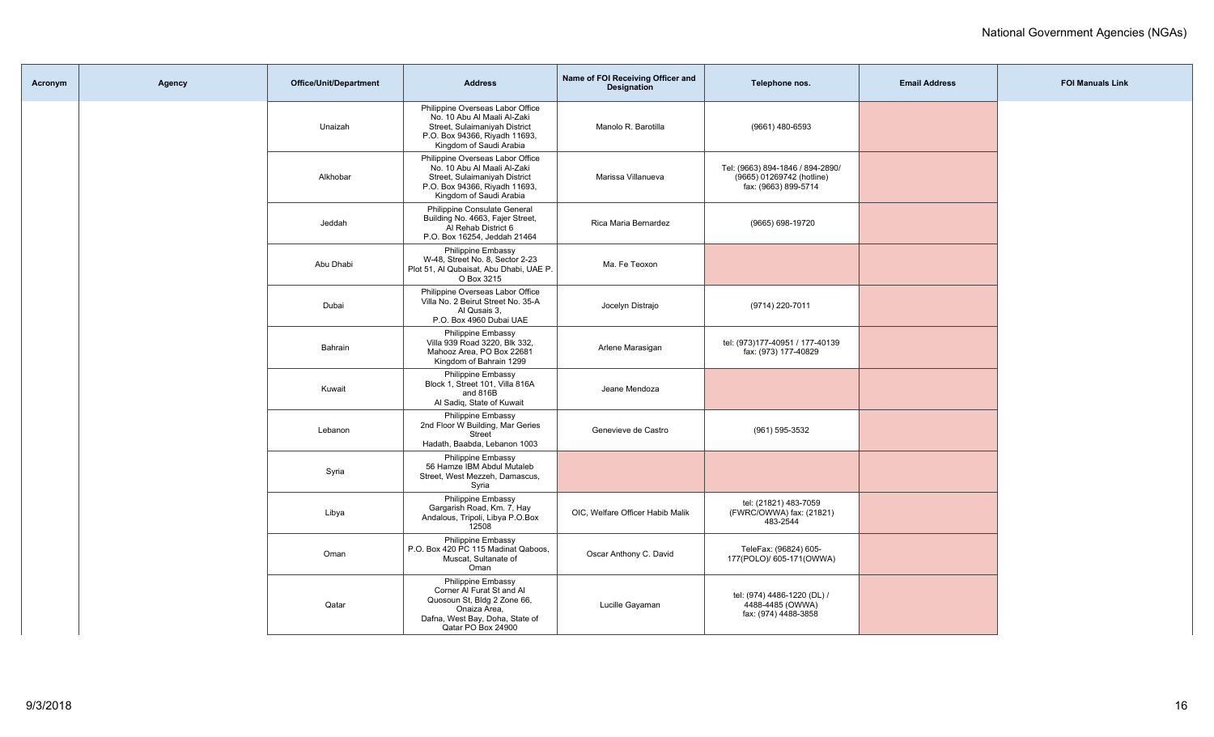| Acronym | Agency | Office/Unit/Department | Address | Name of FOI Receiving Officer and Designation | Telephone nos. | Email Address | FOI Manuals Link |
|---|---|---|---|---|---|---|---|
| | | Unaizah | Philippine Overseas Labor Office No. 10 Abu Al Maali Al-Zaki Street, Sulaimaniyah District P.O. Box 94366, Riyadh 11693, Kingdom of Saudi Arabia | Manolo R. Barotilla | (9661) 480-6593 | | |
| | | Alkhobar | Philippine Overseas Labor Office No. 10 Abu Al Maali Al-Zaki Street, Sulaimaniyah District P.O. Box 94366, Riyadh 11693, Kingdom of Saudi Arabia | Marissa Villanueva | Tel: (9663) 894-1846 / 894-2890/ (9665) 01269742 (hotline) fax: (9663) 899-5714 | | |
| | | Jeddah | Philippine Consulate General Building No. 4663, Fajer Street, Al Rehab District 6 P.O. Box 16254, Jeddah 21464 | Rica Maria Bernardez | (9665) 698-19720 | | |
| | | Abu Dhabi | Philippine Embassy W-48, Street No. 8, Sector 2-23 Plot 51, Al Qubaisat, Abu Dhabi, UAE P. O Box 3215 | Ma. Fe Teoxon | | | |
| | | Dubai | Philippine Overseas Labor Office Villa No. 2 Beirut Street No. 35-A Al Qusais 3, P.O. Box 4960 Dubai UAE | Jocelyn Distrajo | (9714) 220-7011 | | |
| | | Bahrain | Philippine Embassy Villa 939 Road 3220, Blk 332, Mahooz Area, PO Box 22681 Kingdom of Bahrain 1299 | Arlene Marasigan | tel: (973)177-40951 / 177-40139 fax: (973) 177-40829 | | |
| | | Kuwait | Philippine Embassy Block 1, Street 101, Villa 816A and 816B Al Sadiq, State of Kuwait | Jeane Mendoza | | | |
| | | Lebanon | Philippine Embassy 2nd Floor W Building, Mar Geries Street Hadath, Baabda, Lebanon 1003 | Genevieve de Castro | (961) 595-3532 | | |
| | | Syria | Philippine Embassy 56 Hamze IBM Abdul Mutaleb Street, West Mezzeh, Damascus, Syria | | | | |
| | | Libya | Philippine Embassy Gargarish Road, Km. 7, Hay Andalous, Tripoli, Libya P.O.Box 12508 | OIC, Welfare Officer Habib Malik | tel: (21821) 483-7059 (FWRC/OWWA) fax: (21821) 483-2544 | | |
| | | Oman | Philippine Embassy P.O. Box 420 PC 115 Madinat Qaboos, Muscat, Sultanate of Oman | Oscar Anthony C. David | TeleFax: (96824) 605-177(POLO)/ 605-171(OWWA) | | |
| | | Qatar | Philippine Embassy Corner Al Furat St and Al Quosoun St, Bldg 2 Zone 66, Onaiza Area, Dafna, West Bay, Doha, State of Qatar PO Box 24900 | Lucille Gayaman | tel: (974) 4486-1220 (DL) / 4488-4485 (OWWA) fax: (974) 4488-3858 | | |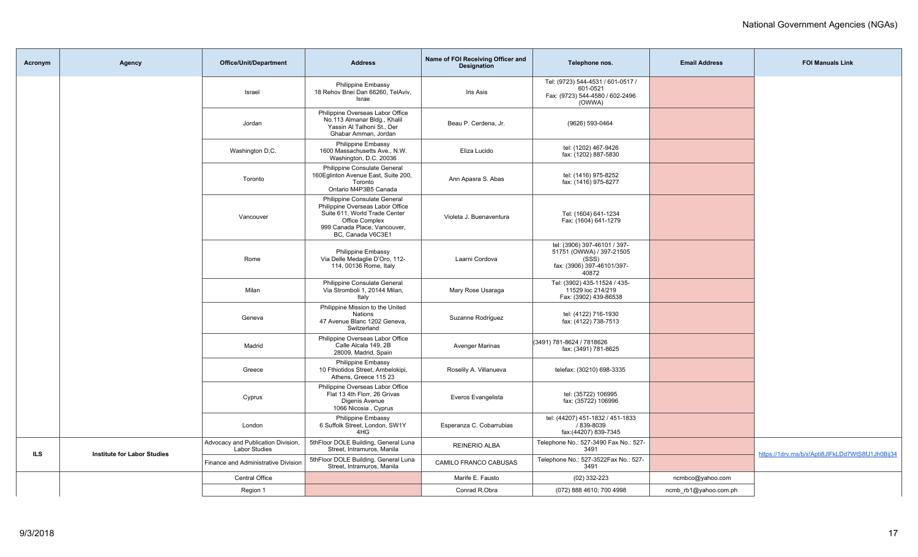| Acronym | Agency | Office/Unit/Department | Address | Name of FOI Receiving Officer and Designation | Telephone nos. | Email Address | FOI Manuals Link |
|---|---|---|---|---|---|---|---|
| | | Israel | Philippine Embassy 18 Rehov Bnei Dan 66260, TelAviv, Israe | Iris Asis | Tel: (9723) 544-4531 / 601-0517 / 601-0521 Fax: (9723) 544-4580 / 602-2496 (OWWA) | | |
| | | Jordan | Philippine Overseas Labor Office No.113 Almanar Bldg., Khalil Yassin Al Talhoni St., Der Ghabar Amman, Jordan | Beau P. Cerdena, Jr. | (9626) 593-0464 | | |
| | | Washington D.C. | Philippine Embassy 1600 Massachusetts Ave., N.W. Washington, D.C. 20036 | Eliza Lucido | tel: (1202) 467-9426 fax: (1202) 887-5830 | | |
| | | Toronto | Philippine Consulate General 160Eglinton Avenue East, Suite 200, Toronto Ontario M4P3B5 Canada | Ann Apasra S. Abas | tel: (1416) 975-8252 fax: (1416) 975-8277 | | |
| | | Vancouver | Philippine Consulate General Philippine Overseas Labor Office Suite 611, World Trade Center Office Complex 999 Canada Place, Vancouver, BC, Canada V6C3E1 | Violeta J. Buenaventura | Tel: (1604) 641-1234 Fax: (1604) 641-1279 | | |
| | | Rome | Philippine Embassy Via Delle Medaglie D'Oro, 112-114, 00136 Rome, Italy | Laarni Cordova | tel: (3906) 397-46101 / 397-51751 (OWWA) / 397-21505 (SSS) fax: (3906) 397-46101/397-40872 | | |
| | | Milan | Philippine Consulate General Via Stromboli 1, 20144 Milan, Italy | Mary Rose Usaraga | Tel: (3902) 435-11524 / 435-11529 loc 214/219 Fax: (3902) 439-86538 | | |
| | | Geneva | Philippine Mission to the United Nations 47 Avenue Blanc 1202 Geneva, Switzerland | Suzanne Rodriguez | tel: (4122) 716-1930 fax: (4122) 738-7513 | | |
| | | Madrid | Philippine Overseas Labor Office Calle Alcala 149, 2B 28009, Madrid, Spain | Avenger Marinas | (3491) 781-8624 / 7818626 fax: (3491) 781-8625 | | |
| | | Greece | Philippine Embassy 10 Fthiotidos Street, Ambelokipi, Athens, Greece 115 23 | Roselily A. Villanueva | telefax: (30210) 698-3335 | | |
| | | Cyprus | Philippine Overseas Labor Office Flat 13 4th Florr, 26 Grivas Digenis Avenue 1066 Nicosia , Cyprus | Everos Evangelista | tel: (35722) 106995 fax: (35722) 106996 | | |
| | | London | Philippine Embassy 6 Suffolk Street, London, SW1Y 4HG | Esperanza C. Cobarrubias | tel: (44207) 451-1832 / 451-1833 / 839-8039 fax:(44207) 839-7345 | | |
| **ILS** | **Institute for Labor Studies** | Advocacy and Publication Division, Labor Studies | 5thFloor DOLE Building, General Luna Street, Intramuros, Manila | REINERIO ALBA | Telephone No.: 527-3490 Fax No.: 527-3491 | | https://1drv.ms/b/s!Apti8JlFkLDd7WtS8fJ1Jh0Bij34 |
| | | Finance and Administrative Division | 5thFloor DOLE Building, General Luna Street, Intramuros, Manila | CAMILO FRANCO CABUSAS | Telephone No.: 527-3522Fax No.: 527-3491 | | |
| | | Central Office | | Marife E. Fausto | (02) 332-223 | ncmbco@yahoo.com | |
| | | Region 1 | | Conrad R.Obra | (072) 888 4610; 700 4998 | ncmb_rb1@yahoo.com.ph | |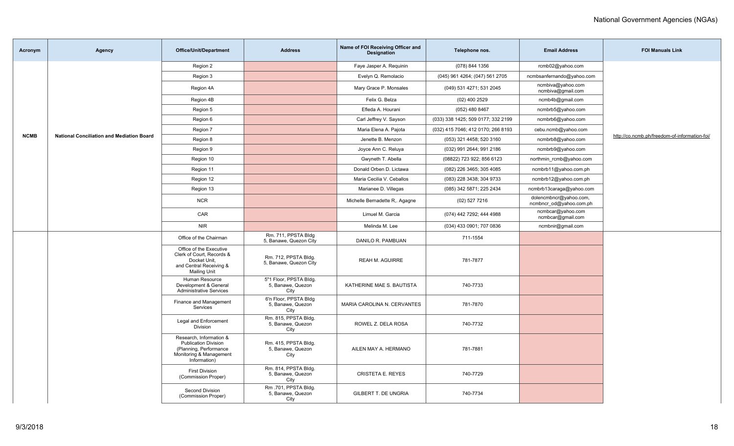| Acronym | Agency | Office/Unit/Department | Address | Name of FOI Receiving Officer and Designation | Telephone nos. | Email Address | FOI Manuals Link |
|---|---|---|---|---|---|---|---|
| NCMB | National Conciliation and Mediation Board | Region 2 | | Faye Jasper A. Requinin | (078) 844 1356 | rcmb02@yahoo.com | http://co.ncmb.ph/freedom-of-information-foi/ |
| | | Region 3 | | Evelyn Q. Remolacio | (045) 961 4264; (047) 561 2705 | ncmbsanfernando@yahoo.com | |
| | | Region 4A | | Mary Grace P. Monsales | (049) 531 4271; 531 2045 | ncmbiva@yahoo.com ncmbiva@gmail.com | |
| | | Region 4B | | Felix G. Belza | (02) 400 2529 | ncmb4b@gmail.com | |
| | | Region 5 | | Efleda A. Hourani | (052) 480 8467 | ncmbrb5@yahoo.com | |
| | | Region 6 | | Carl Jeffrey V. Sayson | (033) 338 1425; 509 0177; 332 2199 | ncmbrb6@yahoo.com | |
| | | Region 7 | | Maria Elena A. Pajota | (032) 415 7046; 412 0170; 266 8193 | cebu.ncmb@yahoo.com | |
| | | Region 8 | | Jenette B. Menzon | (053) 321 4458; 520 3160 | ncmbrb8@yahoo.com | |
| | | Region 9 | | Joyce Ann C. Reluya | (032) 991 2644; 991 2186 | ncmbrb9@yahoo.com | |
| | | Region 10 | | Gwyneth T. Abella | (08822) 723 922; 856 6123 | northmin_rcmb@yahoo.com | |
| | | Region 11 | | Donald Orben D. Lictawa | (082) 226 3465; 305 4085 | ncmbrb11@yahoo.com.ph | |
| | | Region 12 | | Maria Cecilia V. Ceballos | (083) 228 3438; 304 9733 | ncmbrb12@yahoo.com.ph | |
| | | Region 13 | | Marianee D. Villegas | (085) 342 5871; 225 2434 | ncmbrb13caraga@yahoo.com | |
| | | NCR | | Michelle Bernadette R,. Agagne | (02) 527 7216 | dolencmbncr@yahoo.com, ncmbncr_od@yahoo.com.ph | |
| | | CAR | | Limuel M. Garcia | (074) 442 7292; 444 4988 | ncmbcar@yahoo.com ncmbcar@gmail.com | |
| | | NIR | | Melinda M. Lee | (034) 433 0901; 707 0836 | ncmbnir@gmail.com | |
| | | Office of the Chairman | Rm. 711, PPSTA Bldg 5, Banawe, Quezon City | DANILO R. PAMBUAN | 711-1554 | | |
| | | Office of the Executive Clerk of Court, Records & Docket Unit, and Central Receiving & Mailing Unit | Rm. 712, PPSTA Bldg. 5, Banawe, Quezon City | REAH M. AGUIRRE | 781-7877 | | |
| | | Human Resource Development & General Administrative Services | 5"1 Floor, PPSTA Bldg. 5, Banawe, Quezon City | KATHERINE MAE S. BAUTISTA | 740-7733 | | |
| | | Finance and Management Services | 6'n Floor, PPSTA Bldg 5, Banawe, Quezon City | MARIA CAROLINA N. CERVANTES | 781-7870 | | |
| | | Legal and Enforcement Division | Rm. 815, PPSTA Bldg. 5, Banawe, Quezon City | ROWEL Z. DELA ROSA | 740-7732 | | |
| | | Research, Information & Publication Division (Planning, Performance Monitoring & Management Information) | Rm. 415, PPSTA Bldg. 5, Banawe, Quezon City | AILEN MAY A. HERMANO | 781-7881 | | |
| | | First Division (Commission Proper) | Rm. 814, PPSTA Bldg. 5, Banawe, Quezon City | CRISTETA E. REYES | 740-7729 | | |
| | | Second Division (Commission Proper) | Rm .701, PPSTA Bldg. 5, Banawe, Quezon City | GILBERT T. DE UNGRIA | 740-7734 | | |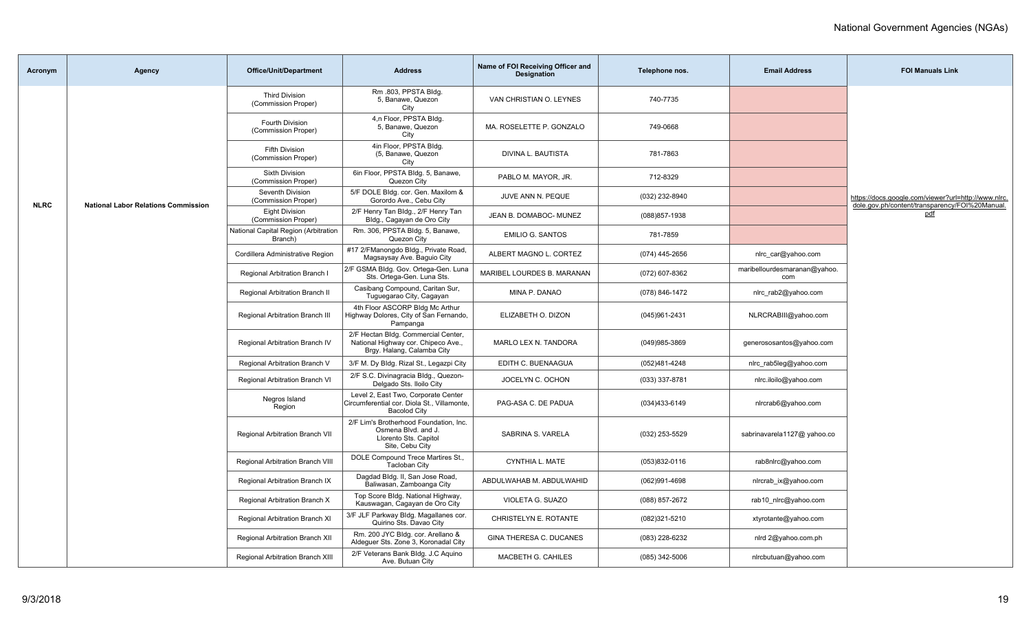| Acronym | Agency | Office/Unit/Department | Address | Name of FOI Receiving Officer and Designation | Telephone nos. | Email Address | FOI Manuals Link |
|---|---|---|---|---|---|---|---|
| NLRC | National Labor Relations Commission | Third Division (Commission Proper) | Rm .803, PPSTA Bldg. 5, Banawe, Quezon City | VAN CHRISTIAN O. LEYNES | 740-7735 | | https://docs.google.com/viewer?url=http://www.nlrc.dole.gov.ph/content/transparency/FOI%20Manual.pdf |
| | | Fourth Division (Commission Proper) | 4,n Floor, PPSTA Bldg. 5, Banawe, Quezon City | MA. ROSELETTE P. GONZALO | 749-0668 | | |
| | | Fifth Division (Commission Proper) | 4in Floor, PPSTA Bldg. (5, Banawe, Quezon City | DIVINA L. BAUTISTA | 781-7863 | | |
| | | Sixth Division (Commission Proper) | 6in Floor, PPSTA Bldg. 5, Banawe, Quezon City | PABLO M. MAYOR, JR. | 712-8329 | | |
| | | Seventh Division (Commission Proper) | 5/F DOLE Bldg. cor. Gen. Maxilom & Gorordo Ave., Cebu City | JUVE ANN N. PEQUE | (032) 232-8940 | | |
| | | Eight Division (Commission Proper) | 2/F Henry Tan Bldg., 2/F Henry Tan Bldg., Cagayan de Oro City | JEAN B. DOMABOC- MUNEZ | (088)857-1938 | | |
| | | National Capital Region (Arbitration Branch) | Rm. 306, PPSTA Bldg. 5, Banawe, Quezon City | EMILIO G. SANTOS | 781-7859 | | |
| | | Cordillera Administrative Region | #17 2/FManongdo Bldg., Private Road, Magsaysay Ave. Baguio City | ALBERT MAGNO L. CORTEZ | (074) 445-2656 | nlrc_car@yahoo.com | |
| | | Regional Arbitration Branch I | 2/F GSMA Bldg. Gov. Ortega-Gen. Luna Sts. Ortega-Gen. Luna Sts. | MARIBEL LOURDES B. MARANAN | (072) 607-8362 | maribellourdesmaranan@yahoo.com | |
| | | Regional Arbitration Branch II | Casibang Compound, Caritan Sur, Tuguegarao City, Cagayan | MINA P. DANAO | (078) 846-1472 | nlrc_rab2@yahoo.com | |
| | | Regional Arbitration Branch III | 4th Floor ASCORP Bldg Mc Arthur Highway Dolores, City of San Fernando, Pampanga | ELIZABETH O. DIZON | (045)961-2431 | NLRCRABIII@yahoo.com | |
| | | Regional Arbitration Branch IV | 2/F Hectan Bldg. Commercial Center, National Highway cor. Chipeco Ave., Brgy. Halang, Calamba City | MARLO LEX N. TANDORA | (049)985-3869 | generososantos@yahoo.com | |
| | | Regional Arbitration Branch V | 3/F M. Dy Bldg. Rizal St., Legazpi City | EDITH C. BUENAAGUA | (052)481-4248 | nlrc_rab5leg@yahoo.com | |
| | | Regional Arbitration Branch VI | 2/F S.C. Divinagracia Bldg., Quezon-Delgado Sts. Iloilo City | JOCELYN C. OCHON | (033) 337-8781 | nlrc.iloilo@yahoo.com | |
| | | Negros Island Region | Level 2, East Two, Corporate Center Circumferential cor. Diola St., Villamonte, Bacolod City | PAG-ASA C. DE PADUA | (034)433-6149 | nlrcrab6@yahoo.com | |
| | | Regional Arbitration Branch VII | 2/F Lim's Brotherhood Foundation, Inc. Osmena Blvd. and J. Llorento Sts. Capitol Site, Cebu City | SABRINA S. VARELA | (032) 253-5529 | sabrinavarela1127@ yahoo.co | |
| | | Regional Arbitration Branch VIII | DOLE Compound Trece Martires St., Tacloban City | CYNTHIA L. MATE | (053)832-0116 | rab8nlrc@yahoo.com | |
| | | Regional Arbitration Branch IX | Dagdad Bldg. II, San Jose Road, Baliwasan, Zamboanga City | ABDULWAHAB M. ABDULWAHID | (062)991-4698 | nlrcrab_ix@yahoo.com | |
| | | Regional Arbitration Branch X | Top Score Bldg. National Highway, Kauswagan, Cagayan de Oro City | VIOLETA G. SUAZO | (088) 857-2672 | rab10_nlrc@yahoo.com | |
| | | Regional Arbitration Branch XI | 3/F JLF Parkway Bldg. Magallanes cor. Quirino Sts. Davao City | CHRISTELYN E. ROTANTE | (082)321-5210 | xtyrotante@yahoo.com | |
| | | Regional Arbitration Branch XII | Rm. 200 JYC Bldg. cor. Arellano & Aldeguer Sts. Zone 3, Koronadal City | GINA THERESA C. DUCANES | (083) 228-6232 | nlrd 2@yahoo.com.ph | |
| | | Regional Arbitration Branch XIII | 2/F Veterans Bank Bldg. J.C Aquino Ave. Butuan City | MACBETH G. CAHILES | (085) 342-5006 | nlrcbutuan@yahoo.com | |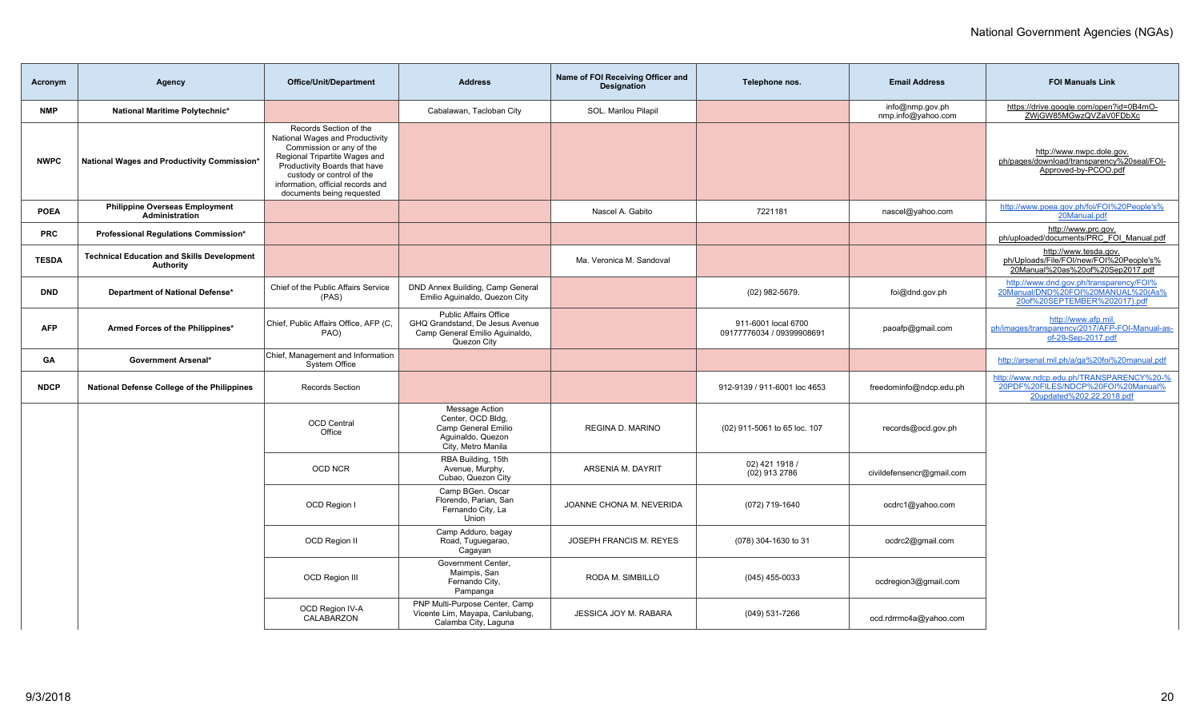| Acronym | Agency | Office/Unit/Department | Address | Name of FOI Receiving Officer and Designation | Telephone nos. | Email Address | FOI Manuals Link |
|---|---|---|---|---|---|---|---|
| **NMP** | **National Maritime Polytechnic*** | | Cabalawan, Tacloban City | SOL. Marilou Pilapil | | info@nmp.gov.ph nmp.info@yahoo.com | https://drive.google.com/open?id=0B4mO-ZWjGW85MGwzQVZaV0FDbXc |
| **NWPC** | **National Wages and Productivity Commission*** | Records Section of the National Wages and Productivity Commission or any of the Regional Tripartite Wages and Productivity Boards that have custody or control of the information, official records and documents being requested | | | | | http://www.nwpc.dole.gov.ph/pages/download/transparency%20seal/FOI-Approved-by-PCOO.pdf |
| **POEA** | **Philippine Overseas Employment Administration** | | | Nascel A. Gabito | 7221181 | nascel@yahoo.com | http://www.poea.gov.ph/foi/FOI%20People's%20Manual.pdf |
| **PRC** | **Professional Regulations Commission*** | | | | | | http://www.prc.gov.ph/uploaded/documents/PRC_FOI_Manual.pdf |
| **TESDA** | **Technical Education and Skills Development Authority** | | | Ma. Veronica M. Sandoval | | | http://www.tesda.gov.ph/Uploads/File/FOI/new/FOI%20People's%20Manual%20as%20of%20Sep2017.pdf |
| **DND** | **Department of National Defense*** | Chief of the Public Affairs Service (PAS) | DND Annex Building, Camp General Emilio Aguinaldo, Quezon City | | (02) 982-5679. | foi@dnd.gov.ph | http://www.dnd.gov.ph/transparency/FOI%20Manual/DND%20FOI%20MANUAL%20(As%20of%20SEPTEMBER%202017).pdf |
| **AFP** | **Armed Forces of the Philippines*** | Chief, Public Affairs Office, AFP (C, PAO) | Public Affairs Office GHQ Grandstand, De Jesus Avenue Camp General Emilio Aguinaldo, Quezon City | | 911-6001 local 6700 09177776034 / 09399908691 | paoafp@gmail.com | http://www.afp.mil.ph/images/transparency/2017/AFP-FOI-Manual-as-of-29-Sep-2017.pdf |
| **GA** | **Government Arsenal*** | Chief, Management and Information System Office | | | | | http://arsenal.mil.ph/a/ga%20foi%20manual.pdf |
| **NDCP** | **National Defense College of the Philippines** | Records Section | | | 912-9139 / 911-6001 loc 4653 | freedominfo@ndcp.edu.ph | http://www.ndcp.edu.ph/TRANSPARENCY%20-%20PDF%20FILES/NDCP%20FOI%20Manual%20updated%202.22.2018.pdf |
| | | OCD Central Office | Message Action Center, OCD Bldg, Camp General Emilio Aguinaldo, Quezon City, Metro Manila | REGINA D. MARINO | (02) 911-5061 to 65 loc. 107 | records@ocd.gov.ph | |
| | | OCD NCR | RBA Building, 15th Avenue, Murphy, Cubao, Quezon City | ARSENIA M. DAYRIT | 02) 421 1918 / (02) 913 2786 | civildefensencr@gmail.com | |
| | | OCD Region I | Camp BGen. Oscar Florendo, Parian, San Fernando City, La Union | JOANNE CHONA M. NEVERIDA | (072) 719-1640 | ocdrc1@yahoo.com | |
| | | OCD Region II | Camp Adduro, bagay Road, Tuguegarao, Cagayan | JOSEPH FRANCIS M. REYES | (078) 304-1630 to 31 | ocdrc2@gmail.com | |
| | | OCD Region III | Government Center, Maimpis, San Fernando City, Pampanga | RODA M. SIMBILLO | (045) 455-0033 | ocdregion3@gmail.com | |
| | | OCD Region IV-A CALABARZON | PNP Multi-Purpose Center, Camp Vicente Lim, Mayapa, Canlubang, Calamba City, Laguna | JESSICA JOY M. RABARA | (049) 531-7266 | ocd.rdrrmc4a@yahoo.com | |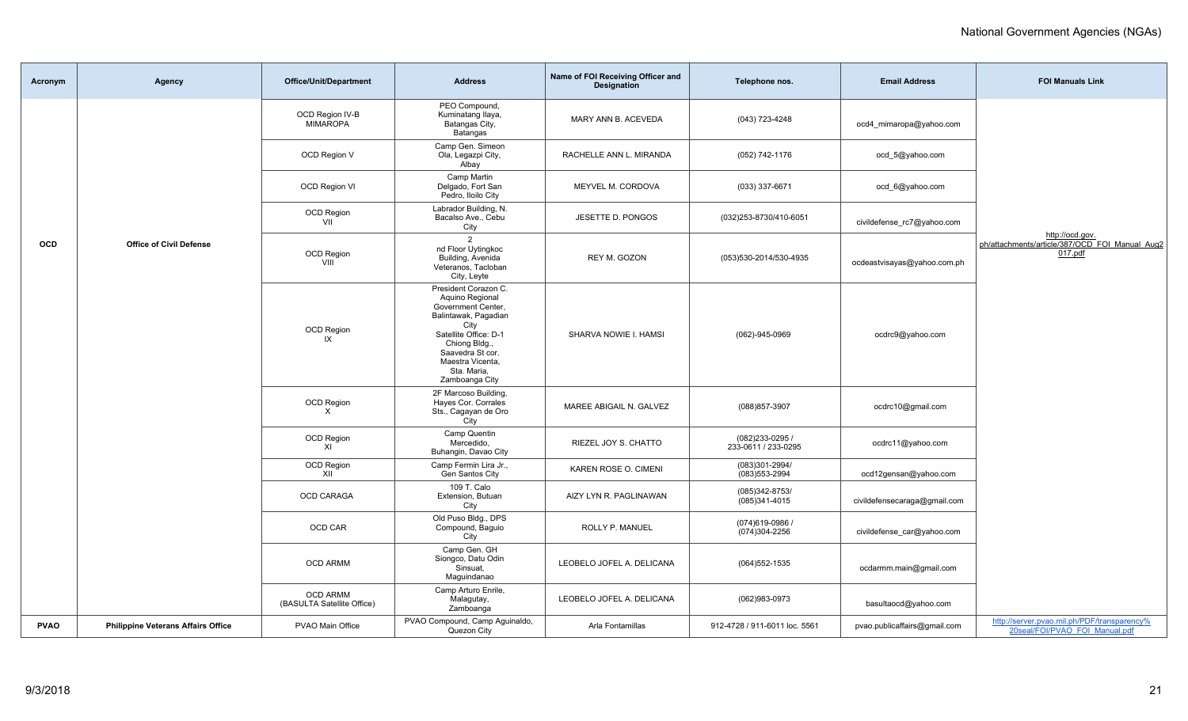| Acronym | Agency | Office/Unit/Department | Address | Name of FOI Receiving Officer and Designation | Telephone nos. | Email Address | FOI Manuals Link |
|---|---|---|---|---|---|---|---|
| OCD | Office of Civil Defense | OCD Region IV-B MIMAROPA | PEO Compound, Kuminatang Ilaya, Batangas City, Batangas | MARY ANN B. ACEVEDA | (043) 723-4248 | ocd4_mimaropa@yahoo.com | http://ocd.gov.ph/attachments/article/387/OCD_FOI_Manual_Aug2017.pdf |
| | | OCD Region V | Camp Gen. Simeon Ola, Legazpi City, Albay | RACHELLE ANN L. MIRANDA | (052) 742-1176 | ocd_5@yahoo.com | |
| | | OCD Region VI | Camp Martin Delgado, Fort San Pedro, Iloilo City | MEYVEL M. CORDOVA | (033) 337-6671 | ocd_6@yahoo.com | |
| | | OCD Region VII | Labrador Building, N. Bacalso Ave., Cebu City | JESETTE D. PONGOS | (032)253-8730/410-6051 | civildefense_rc7@yahoo.com | |
| | | OCD Region VIII | 2nd Floor Uytingkoc Building, Avenida Veteranos, Tacloban City, Leyte | REY M. GOZON | (053)530-2014/530-4935 | ocdeastvisayas@yahoo.com.ph | |
| | | OCD Region IX | President Corazon C. Aquino Regional Government Center, Balintawak, Pagadian City Satellite Office: D-1 Chiong Bldg., Saavedra St cor. Maestra Vicenta, Sta. Maria, Zamboanga City | SHARVA NOWIE I. HAMSI | (062)-945-0969 | ocdrc9@yahoo.com | |
| | | OCD Region X | 2F Marcoso Building, Hayes Cor. Corrales Sts., Cagayan de Oro City | MAREE ABIGAIL N. GALVEZ | (088)857-3907 | ocdrc10@gmail.com | |
| | | OCD Region XI | Camp Quentin Mercedido, Buhangin, Davao City | RIEZEL JOY S. CHATTO | (082)233-0295 / 233-0611 / 233-0295 | ocdrc11@yahoo.com | |
| | | OCD Region XII | Camp Fermin Lira Jr., Gen Santos City | KAREN ROSE O. CIMENI | (083)301-2994/ (083)553-2994 | ocd12gensan@yahoo.com | |
| | | OCD CARAGA | 109 T. Calo Extension, Butuan City | AIZY LYN R. PAGLINAWAN | (085)342-8753/ (085)341-4015 | civildefensecaraga@gmail.com | |
| | | OCD CAR | Old Puso Bldg., DPS Compound, Baguio City | ROLLY P. MANUEL | (074)619-0986 / (074)304-2256 | civildefense_car@yahoo.com | |
| | | OCD ARMM | Camp Gen. GH Siongco, Datu Odin Sinsuat, Maguindanao | LEOBELO JOFEL A. DELICANA | (064)552-1535 | ocdarmm.main@gmail.com | |
| | | OCD ARMM (BASULTA Satellite Office) | Camp Arturo Enrile, Malagutay, Zamboanga | LEOBELO JOFEL A. DELICANA | (062)983-0973 | basultaocd@yahoo.com | |
| PVAO | Philippine Veterans Affairs Office | PVAO Main Office | PVAO Compound, Camp Aguinaldo, Quezon City | Arla Fontamillas | 912-4728 / 911-6011 loc. 5561 | pvao.publicaffairs@gmail.com | http://server.pvao.mil.ph/PDF/transparency%20seal/FOI/PVAO_FOI_Manual.pdf |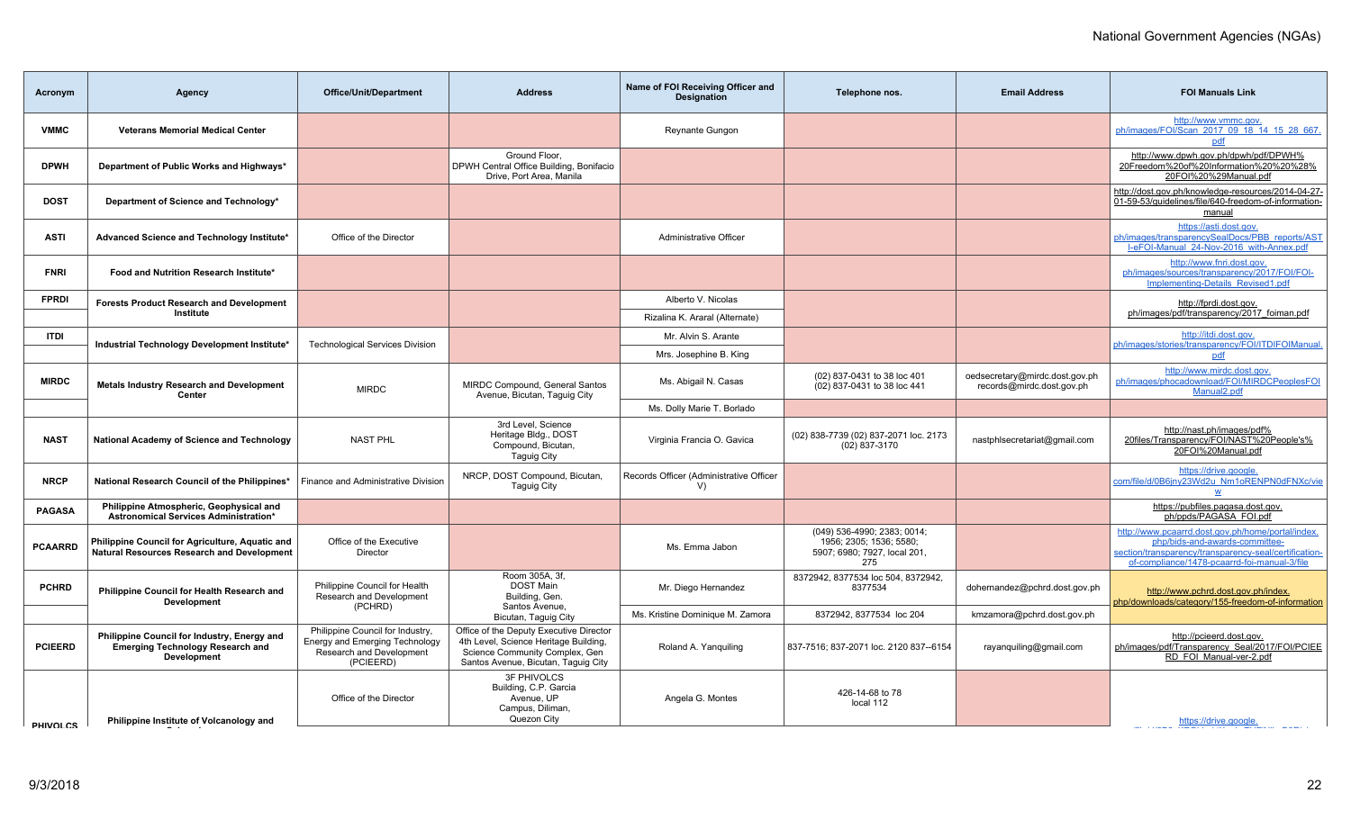| Acronym | Agency | Office/Unit/Department | Address | Name of FOI Receiving Officer and Designation | Telephone nos. | Email Address | FOI Manuals Link |
|---|---|---|---|---|---|---|---|
| VMMC | Veterans Memorial Medical Center | | | Reynante Gungon | | | http://www.vmmc.gov.ph/images/FOI/Scan_2017_09_18_14_15_28_667.pdf |
| DPWH | Department of Public Works and Highways* | | Ground Floor, DPWH Central Office Building, Bonifacio Drive, Port Area, Manila | | | | http://www.dpwh.gov.ph/dpwh/pdf/DPWH%20Freedom%20of%20Information%20%20%28%20FOI%20%29Manual.pdf |
| DOST | Department of Science and Technology* | | | | | | http://dost.gov.ph/knowledge-resources/2014-04-27-01-59-53/guidelines/file/640-freedom-of-information-manual |
| ASTI | Advanced Science and Technology Institute* | Office of the Director | | Administrative Officer | | | https://asti.dost.gov.ph/images/transparencySealDocs/PBB_reports/ASTI-eFOI-Manual_24-Nov-2016_with-Annex.pdf |
| FNRI | Food and Nutrition Research Institute* | | | | | | http://www.fnri.dost.gov.ph/images/sources/transparency/2017/FOI/FOI-Implementing-Details_Revised1.pdf |
| FPRDI | Forests Product Research and Development Institute | | | Alberto V. Nicolas | | | http://fprdi.dost.gov.ph/images/pdf/transparency/2017_foiman.pdf |
| | | | | Rizalina K. Araral (Alternate) | | | |
| ITDI | Industrial Technology Development Institute* | Technological Services Division | | Mr. Alvin S. Arante | | | http://itdi.dost.gov.ph/images/stories/transparency/FOI/ITDIFOIManual.pdf |
| | | | | Mrs. Josephine B. King | | | |
| MIRDC | Metals Industry Research and Development Center | MIRDC | MIRDC Compound, General Santos Avenue, Bicutan, Taguig City | Ms. Abigail N. Casas | (02) 837-0431 to 38 loc 401<br>(02) 837-0431 to 38 loc 441 | oedsecretary@mirdc.dost.gov.ph<br>records@mirdc.dost.gov.ph | http://www.mirdc.dost.gov.ph/images/phocadownload/FOI/MIRDCPeoplesFOIManual2.pdf |
| | | | | Ms. Dolly Marie T. Borlado | | | |
| NAST | National Academy of Science and Technology | NAST PHL | 3rd Level, Science Heritage Bldg., DOST Compound, Bicutan, Taguig City | Virginia Francia O. Gavica | (02) 838-7739 (02) 837-2071 loc. 2173 (02) 837-3170 | nastphlsecretariat@gmail.com | http://nast.ph/images/pdf%20files/Transparency/FOI/NAST%20People's%20FOI%20Manual.pdf |
| NRCP | National Research Council of the Philippines* | Finance and Administrative Division | NRCP, DOST Compound, Bicutan, Taguig City | Records Officer (Administrative Officer V) | | | https://drive.google.com/file/d/0B6jny23Wd2u_Nm1oRENPN0dFNXc/view |
| PAGASA | Philippine Atmospheric, Geophysical and Astronomical Services Administration* | | | | | | https://pubfiles.pagasa.dost.gov.ph/ppds/PAGASA_FOI.pdf |
| PCAARRD | Philippine Council for Agriculture, Aquatic and Natural Resources Research and Development | Office of the Executive Director | | Ms. Emma Jabon | (049) 536-4990; 2383; 0014; 1956; 2305; 1536; 5580; 5907; 6980; 7927, local 201, 275 | | http://www.pcaarrd.dost.gov.ph/home/portal/index.php/bids-and-awards-committee-section/transparency/transparency-seal/certification-of-compliance/1478-pcaarrd-foi-manual-3/file |
| PCHRD | Philippine Council for Health Research and Development | Philippine Council for Health Research and Development (PCHRD) | Room 305A, 3f, DOST Main Building, Gen. Santos Avenue, Bicutan, Taguig City | Mr. Diego Hernandez | 8372942, 8377534 loc 504, 8372942, 8377534 | dohernandez@pchrd.dost.gov.ph | http://www.pchrd.dost.gov.ph/index.php/downloads/category/155-freedom-of-information |
| | | | | Ms. Kristine Dominique M. Zamora | 8372942, 8377534 loc 204 | kmzamora@pchrd.dost.gov.ph | |
| PCIEERD | Philippine Council for Industry, Energy and Emerging Technology Research and Development | Philippine Council for Industry, Energy and Emerging Technology Research and Development (PCIEERD) | Office of the Deputy Executive Director 4th Level, Science Heritage Building, Science Community Complex, Gen Santos Avenue, Bicutan, Taguig City | Roland A. Yanquiling | 837-7516; 837-2071 loc. 2120 837--6154 | rayanquiling@gmail.com | http://pcieerd.dost.gov.ph/images/pdf/Transparency_Seal/2017/FOI/PCIEERD_FOI_Manual-ver-2.pdf |
| PHIVOLCS | Philippine Institute of Volcanology and | Office of the Director | 3F PHIVOLCS Building, C.P. Garcia Avenue, UP Campus, Diliman, Quezon City | Angela G. Montes | 426-14-68 to 78 local 112 | | https://drive.google. |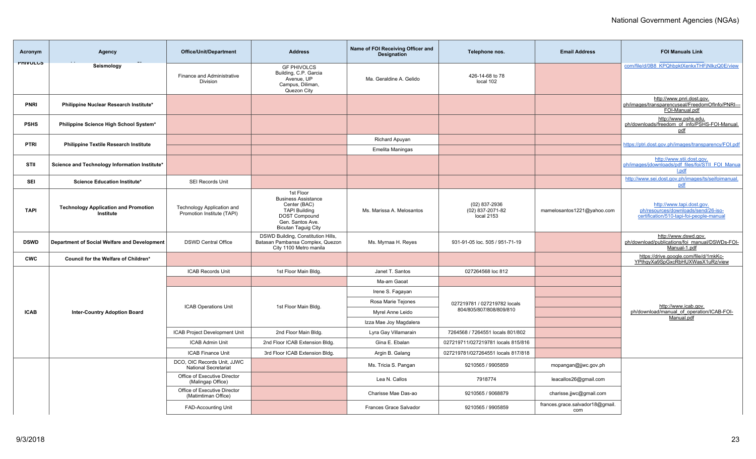| Acronym | Agency | Office/Unit/Department | Address | Name of FOI Receiving Officer and Designation | Telephone nos. | Email Address | FOI Manuals Link |
|---|---|---|---|---|---|---|---|
| PHIVOLCS | Seismology | Finance and Administrative Division | GF PHIVOLCS Building, C.P. Garcia Avenue, UP Campus, Diliman, Quezon City | Ma. Geraldine A. Gelido | 426-14-68 to 78 local 102 | | com/file/d/0B8_KPQhbpktXenkxTHFjNlkzQ0E/view |
| PNRI | Philippine Nuclear Research Institute* | | | | | | http://www.pnri.dost.gov.ph/images/transparencyseal/FreedomOfInfo/PNRI---FOI-Manual.pdf |
| PSHS | Philippine Science High School System* | | | | | | http://www.pshs.edu.ph/downloads/freedom_of_info/PSHS-FOI-Manual.pdf |
| PTRI | Philippine Textile Research Institute | | | Richard Apuyan | | | https://ptri.dost.gov.ph/images/transparency/FOI.pdf |
| | | | | Emelita Maningas | | | |
| STII | Science and Technology Information Institute* | | | | | | http://www.stii.dost.gov.ph/images/jdownloads/pdf_files/foi/STII_FOI_Manual.pdf |
| SEI | Science Education Institute* | SEI Records Unit | | | | | http://www.sei.dost.gov.ph/images/ts/seifoimanual.pdf |
| TAPI | Technology Application and Promotion Institute | Technology Application and Promotion Institute (TAPI) | 1st Floor Business Assistance Center (BAC) TAPI Building DOST Compound Gen. Santos Ave. Bicutan Taguig City | Ms. Marissa A. Melosantos | (02) 837-2936 (02) 837-2071-82 local 2153 | mamelosantos1221@yahoo.com | http://www.tapi.dost.gov.ph/resources/downloads/send/26-iso-certification/510-tapi-foi-people-manual |
| DSWD | Department of Social Welfare and Development | DSWD Central Office | DSWD Building, Constitution Hills, Batasan Pambansa Complex, Quezon City 1100 Metro manila | Ms. Myrnaa H. Reyes | 931-91-05 loc. 505 / 951-71-19 | | http://www.dswd.gov.ph/download/publications/foi_manual/DSWDs-FOI-Manual-1.pdf |
| CWC | Council for the Welfare of Children* | | | | | | https://drive.google.com/file/d/1mkKc-YPthgyXa9SpGxcRbHUXWasX1uRz/view |
| ICAB | Inter-Country Adoption Board | ICAB Records Unit | 1st Floor Main Bldg. | Janet T. Santos | 027264568 loc 812 | | http://www.icab.gov.ph/download/manual_of_operation/ICAB-FOI-Manual.pdf |
| | | | | Ma-am Gaoat | | | |
| | | ICAB Operations Unit | 1st Floor Main Bldg. | Irene S. Fagayan | 027219781 / 027219782 locals 804/805/807/808/809/810 | | |
| | | | | Rosa Marie Tejones | | | |
| | | | | Myrel Anne Leido | | | |
| | | | | Izza Mae Joy Magdalera | | | |
| | | ICAB Project Development Unit | 2nd Floor Main Bldg. | Lyra Gay Villamarain | 7264568 / 7264551 locals 801/802 | | |
| | | ICAB Admin Unit | 2nd Floor ICAB Extension Bldg. | Gina E. Ebalan | 027219711/027219781 locals 815/816 | | |
| | | ICAB Finance Unit | 3rd Floor ICAB Extension Bldg. | Argin B. Galang | 027219781/027264551 locals 817/818 | | |
| | | DCO, OIC Records Unit, JJWC National Secretariat | | Ms. Tricia S. Pangan | 9210565 / 9905859 | mopangan@jjwc.gov.ph | |
| | | Office of Executive Director (Malingap Office) | | Lea N. Callos | 7918774 | leacallos26@gmail.com | |
| | | Office of Executive Director (Matimtiman Office) | | Charisse Mae Das-ao | 9210565 / 9068879 | charisse.jjwc@gmail.com | |
| | | FAD-Accounting Unit | | Frances Grace Salvador | 9210565 / 9905859 | frances.grace.salvador18@gmail.com | |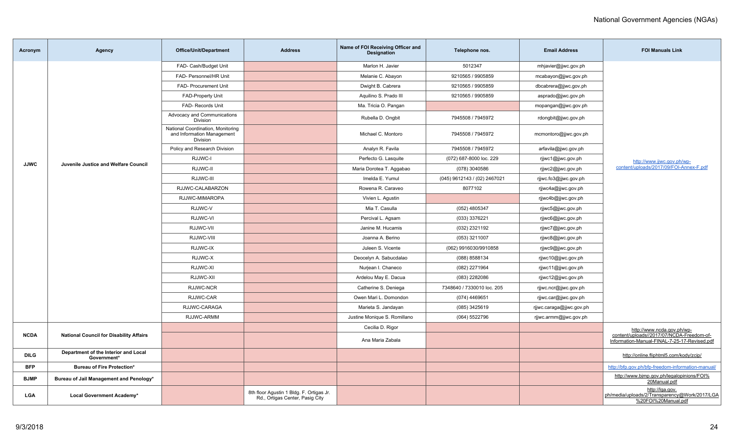| Acronym | Agency | Office/Unit/Department | Address | Name of FOI Receiving Officer and Designation | Telephone nos. | Email Address | FOI Manuals Link |
|---|---|---|---|---|---|---|---|
| JJWC | Juvenile Justice and Welfare Council | FAD- Cash/Budget Unit | | Marlon H. Javier | 5012347 | mhjavier@jjwc.gov.ph | http://www.jjwc.gov.ph/wp-content/uploads/2017/09/FOI-Annex-F.pdf |
| | | FAD- Personnel/HR Unit | | Melanie C. Abayon | 9210565 / 9905859 | mcabayon@jjwc.gov.ph | |
| | | FAD- Procurement Unit | | Dwight B. Cabrera | 9210565 / 9905859 | dbcabrera@jjwc.gov.ph | |
| | | FAD-Property Unit | | Aquilino S. Prado III | 9210565 / 9905859 | asprado@jjwc.gov.ph | |
| | | FAD- Records Unit | | Ma. Tricia O. Pangan | | mopangan@jjwc.gov.ph | |
| | | Advocacy and Communications Division | | Rubella D. Ongbit | 7945508 / 7945972 | rdongbit@jjwc.gov.ph | |
| | | National Coordination, Monitoring and Information Management Division | | Michael C. Montoro | 7945508 / 7945972 | mcmontoro@jjwc.gov.ph | |
| | | Policy and Research Division | | Analyn R. Favila | 7945508 / 7945972 | arfavila@jjwc.gov.ph | |
| | | RJJWC-I | | Perfecto G. Lasquite | (072) 687-8000 loc. 229 | rjjwc1@jjwc.gov.ph | |
| | | RJJWC-II | | Maria Dorotea T. Aggabao | (078) 3040586 | rjjwc2@jjwc.gov.ph | |
| | | RJJWC-III | | Imelda E. Yumul | (045) 9612143 / (02) 2467021 | rjjwc.fo3@jjwc.gov.ph | |
| | | RJJWC-CALABARZON | | Rowena R. Caraveo | 8077102 | rjjwc4a@jjwc.gov.ph | |
| | | RJJWC-MIMAROPA | | Vivien L. Agustin | | rjjwc4b@jjwc.gov.ph | |
| | | RJJWC-V | | Mia T. Casulla | (052) 4805347 | rjjwc5@jjwc.gov.ph | |
| | | RJJWC-VI | | Percival L. Agsam | (033) 3376221 | rjjwc6@jjwc.gov.ph | |
| | | RJJWC-VII | | Janine M. Hucamis | (032) 2321192 | rjjwc7@jjwc.gov.ph | |
| | | RJJWC-VIII | | Joanna A. Berino | (053) 3211007 | rjjwc8@jjwc.gov.ph | |
| | | RJJWC-IX | | Juleen S. Vicente | (062) 9916030/9910858 | rjjwc9@jjwc.gov.ph | |
| | | RJJWC-X | | Deocelyn A. Sabucdalao | (088) 8588134 | rjjwc10@jjwc.gov.ph | |
| | | RJJWC-XI | | Nurjean I. Chaneco | (082) 2271964 | rjjwc11@jjwc.gov.ph | |
| | | RJJWC-XII | | Ardelou May E. Dacua | (083) 2282086 | rjjwc12@jjwc.gov.ph | |
| | | RJJWC-NCR | | Catherine S. Deniega | 7348640 / 7330010 loc. 205 | rjjwc.ncr@jjwc.gov.ph | |
| | | RJJWC-CAR | | Owen Mari L. Domondon | (074) 4469651 | rjjwc.car@jjwc.gov.ph | |
| | | RJJWC-CARAGA | | Marieta S. Jandayan | (085) 3425619 | rjjwc.caraga@jjwc.gov.ph | |
| | | RJJWC-ARMM | | Justine Monique S. Romillano | (064) 5522796 | rjjwc.armm@jjwc.gov.ph | |
| NCDA | National Council for Disability Affairs | | | Cecilia D. Rigor | | | http://www.ncda.gov.ph/wp-content/uploads//2017/07/NCDA-Freedom-of-Information-Manual-FINAL-7-25-17-Revised.pdf |
| | | | | Ana Maria Zabala | | | |
| DILG | Department of the Interior and Local Government* | | | | | | http://online.fliphtml5.com/kody/zcip/ |
| BFP | Bureau of Fire Protection* | | | | | | http://bfp.gov.ph/bfp-freedom-information-manual/ |
| BJMP | Bureau of Jail Management and Penology* | | | | | | http://www.bjmp.gov.ph/legalopinions/FOI%20Manual.pdf |
| LGA | Local Government Academy* | | 8th floor Agustin 1 Bldg. F. Ortigas Jr. Rd., Ortigas Center, Pasig City | | | | http://lga.gov.ph/media/uploads/2/Transparency@Work/2017/LGA%20FOI%20Manual.pdf |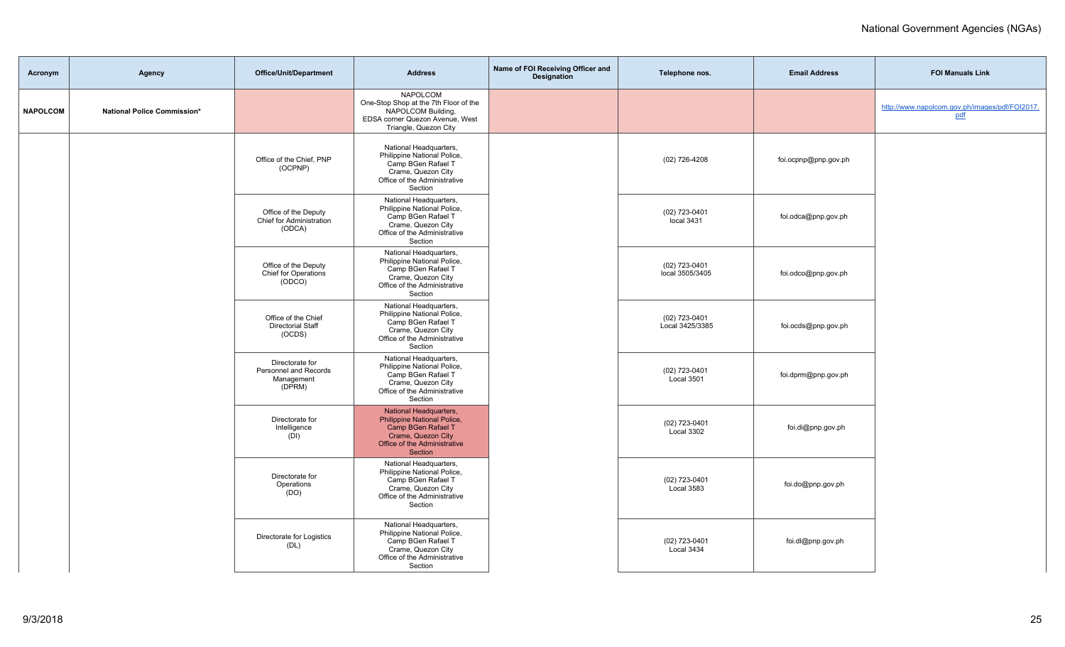| Acronym | Agency | Office/Unit/Department | Address | Name of FOI Receiving Officer and Designation | Telephone nos. | Email Address | FOI Manuals Link |
|---|---|---|---|---|---|---|---|
| **NAPOLCOM** | **National Police Commission*** | | NAPOLCOM One-Stop Shop at the 7th Floor of the NAPOLCOM Building, EDSA corner Quezon Avenue, West Triangle, Quezon City | | | | http://www.napolcom.gov.ph/images/pdf/FOI2017.pdf |
| | | Office of the Chief, PNP (OCPNP) | National Headquarters, Philippine National Police, Camp BGen Rafael T Crame, Quezon City Office of the Administrative Section | | (02) 726-4208 | foi.ocpnp@pnp.gov.ph | |
| | | Office of the Deputy Chief for Administration (ODCA) | National Headquarters, Philippine National Police, Camp BGen Rafael T Crame, Quezon City Office of the Administrative Section | | (02) 723-0401 local 3431 | foi.odca@pnp.gov.ph | |
| | | Office of the Deputy Chief for Operations (ODCO) | National Headquarters, Philippine National Police, Camp BGen Rafael T Crame, Quezon City Office of the Administrative Section | | (02) 723-0401 local 3505/3405 | foi.odco@pnp.gov.ph | |
| | | Office of the Chief Directorial Staff (OCDS) | National Headquarters, Philippine National Police, Camp BGen Rafael T Crame, Quezon City Office of the Administrative Section | | (02) 723-0401 Local 3425/3385 | foi.ocds@pnp.gov.ph | |
| | | Directorate for Personnel and Records Management (DPRM) | National Headquarters, Philippine National Police, Camp BGen Rafael T Crame, Quezon City Office of the Administrative Section | | (02) 723-0401 Local 3501 | foi.dprm@pnp.gov.ph | |
| | | Directorate for Intelligence (DI) | National Headquarters, Philippine National Police, Camp BGen Rafael T Crame, Quezon City Office of the Administrative Section | | (02) 723-0401 Local 3302 | foi.di@pnp.gov.ph | |
| | | Directorate for Operations (DO) | National Headquarters, Philippine National Police, Camp BGen Rafael T Crame, Quezon City Office of the Administrative Section | | (02) 723-0401 Local 3583 | foi.do@pnp.gov.ph | |
| | | Directorate for Logistics (DL) | National Headquarters, Philippine National Police, Camp BGen Rafael T Crame, Quezon City Office of the Administrative Section | | (02) 723-0401 Local 3434 | foi.dl@pnp.gov.ph | |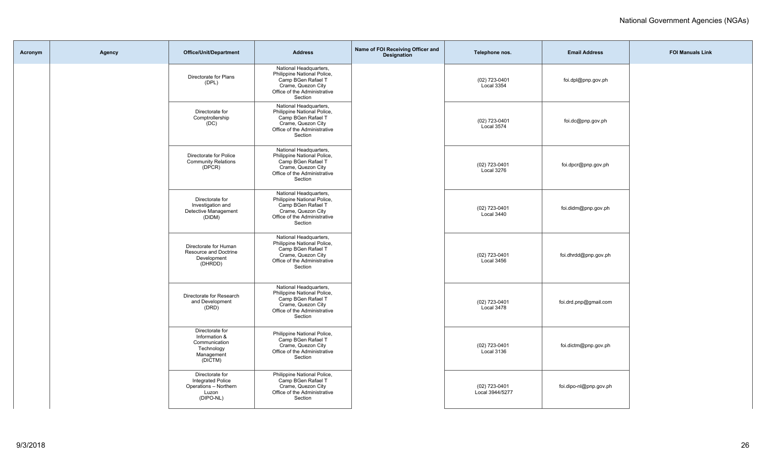| Acronym | Agency | Office/Unit/Department | Address | Name of FOI Receiving Officer and Designation | Telephone nos. | Email Address | FOI Manuals Link |
|---|---|---|---|---|---|---|---|
| | | Directorate for Plans (DPL) | National Headquarters, Philippine National Police, Camp BGen Rafael T Crame, Quezon City Office of the Administrative Section | | (02) 723-0401 Local 3354 | foi.dpl@pnp.gov.ph | |
| | | Directorate for Comptrollership (DC) | National Headquarters, Philippine National Police, Camp BGen Rafael T Crame, Quezon City Office of the Administrative Section | | (02) 723-0401 Local 3574 | foi.dc@pnp.gov.ph | |
| | | Directorate for Police Community Relations (DPCR) | National Headquarters, Philippine National Police, Camp BGen Rafael T Crame, Quezon City Office of the Administrative Section | | (02) 723-0401 Local 3276 | foi.dpcr@pnp.gov.ph | |
| | | Directorate for Investigation and Detective Management (DIDM) | National Headquarters, Philippine National Police, Camp BGen Rafael T Crame, Quezon City Office of the Administrative Section | | (02) 723-0401 Local 3440 | foi.didm@pnp.gov.ph | |
| | | Directorate for Human Resource and Doctrine Development (DHRDD) | National Headquarters, Philippine National Police, Camp BGen Rafael T Crame, Quezon City Office of the Administrative Section | | (02) 723-0401 Local 3456 | foi.dhrdd@pnp.gov.ph | |
| | | Directorate for Research and Development (DRD) | National Headquarters, Philippine National Police, Camp BGen Rafael T Crame, Quezon City Office of the Administrative Section | | (02) 723-0401 Local 3478 | foi.drd.pnp@gmail.com | |
| | | Directorate for Information & Communication Technology Management (DICTM) | Philippine National Police, Camp BGen Rafael T Crame, Quezon City Office of the Administrative Section | | (02) 723-0401 Local 3136 | foi.dictm@pnp.gov.ph | |
| | | Directorate for Integrated Police Operations – Northern Luzon (DIPO-NL) | Philippine National Police, Camp BGen Rafael T Crame, Quezon City Office of the Administrative Section | | (02) 723-0401 Local 3944/5277 | foi.dipo-nl@pnp.gov.ph | |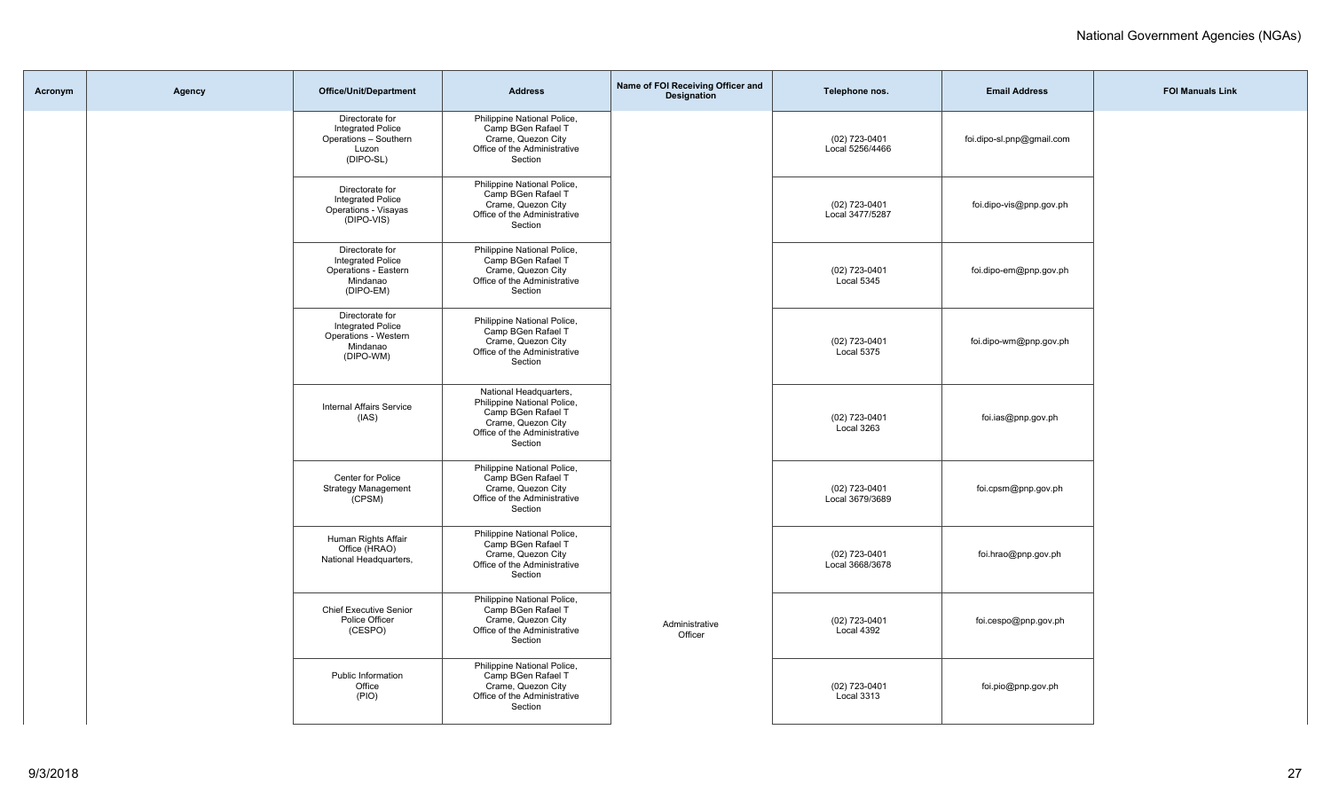| Acronym | Agency | Office/Unit/Department | Address | Name of FOI Receiving Officer and Designation | Telephone nos. | Email Address | FOI Manuals Link |
|---|---|---|---|---|---|---|---|
| | | Directorate for Integrated Police Operations – Southern Luzon (DIPO-SL) | Philippine National Police, Camp BGen Rafael T Crame, Quezon City Office of the Administrative Section | | (02) 723-0401 Local 5256/4466 | foi.dipo-sl.pnp@gmail.com | |
| | | Directorate for Integrated Police Operations - Visayas (DIPO-VIS) | Philippine National Police, Camp BGen Rafael T Crame, Quezon City Office of the Administrative Section | | (02) 723-0401 Local 3477/5287 | foi.dipo-vis@pnp.gov.ph | |
| | | Directorate for Integrated Police Operations - Eastern Mindanao (DIPO-EM) | Philippine National Police, Camp BGen Rafael T Crame, Quezon City Office of the Administrative Section | | (02) 723-0401 Local 5345 | foi.dipo-em@pnp.gov.ph | |
| | | Directorate for Integrated Police Operations - Western Mindanao (DIPO-WM) | Philippine National Police, Camp BGen Rafael T Crame, Quezon City Office of the Administrative Section | | (02) 723-0401 Local 5375 | foi.dipo-wm@pnp.gov.ph | |
| | | Internal Affairs Service (IAS) | National Headquarters, Philippine National Police, Camp BGen Rafael T Crame, Quezon City Office of the Administrative Section | | (02) 723-0401 Local 3263 | foi.ias@pnp.gov.ph | |
| | | Center for Police Strategy Management (CPSM) | Philippine National Police, Camp BGen Rafael T Crame, Quezon City Office of the Administrative Section | | (02) 723-0401 Local 3679/3689 | foi.cpsm@pnp.gov.ph | |
| | | Human Rights Affair Office (HRAO) National Headquarters, | Philippine National Police, Camp BGen Rafael T Crame, Quezon City Office of the Administrative Section | | (02) 723-0401 Local 3668/3678 | foi.hrao@pnp.gov.ph | |
| | | Chief Executive Senior Police Officer (CESPO) | Philippine National Police, Camp BGen Rafael T Crame, Quezon City Office of the Administrative Section | Administrative Officer | (02) 723-0401 Local 4392 | foi.cespo@pnp.gov.ph | |
| | | Public Information Office (PIO) | Philippine National Police, Camp BGen Rafael T Crame, Quezon City Office of the Administrative Section | | (02) 723-0401 Local 3313 | foi.pio@pnp.gov.ph | |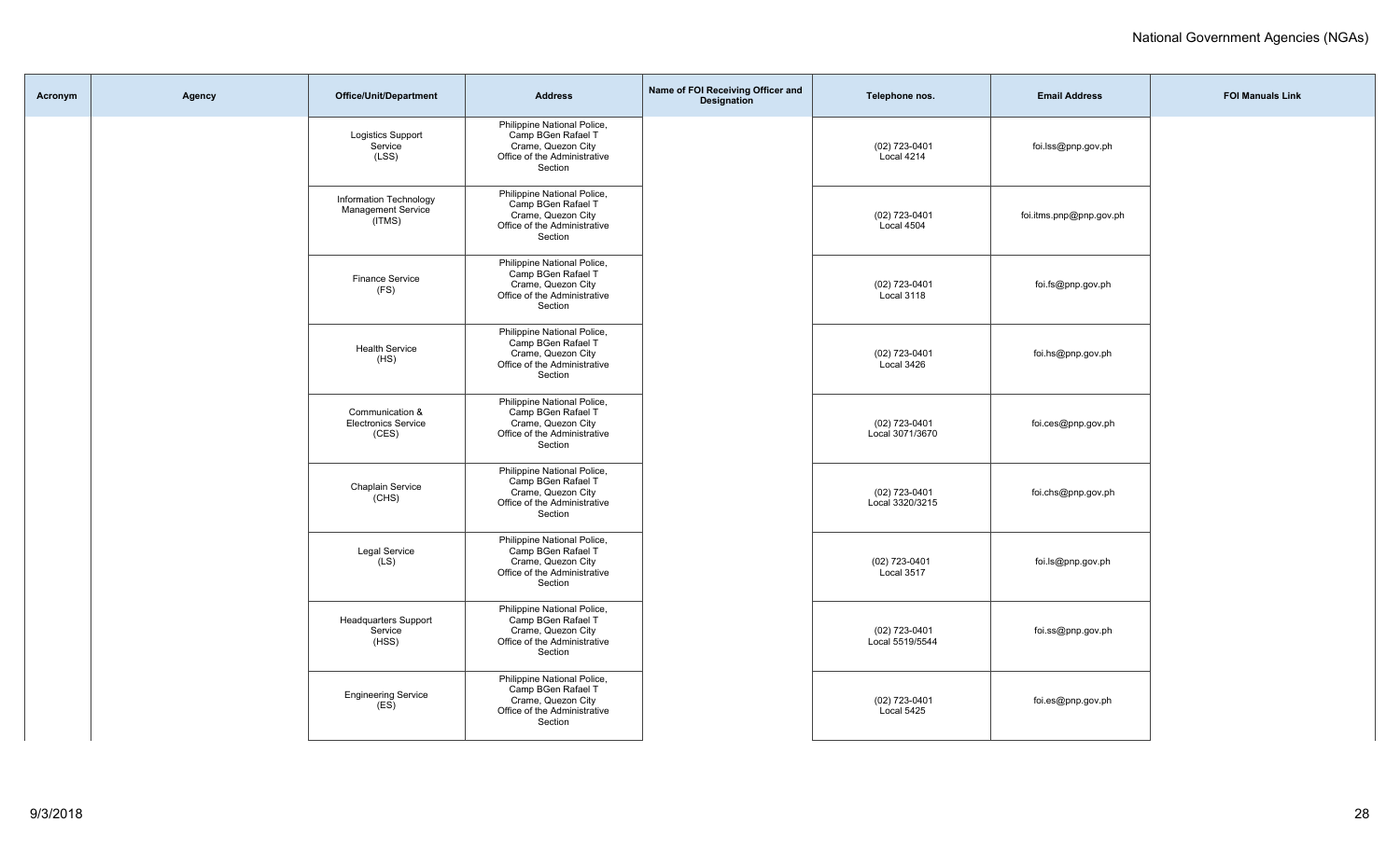| Acronym | Agency | Office/Unit/Department | Address | Name of FOI Receiving Officer and Designation | Telephone nos. | Email Address | FOI Manuals Link |
|---|---|---|---|---|---|---|---|
| | | Logistics Support Service (LSS) | Philippine National Police, Camp BGen Rafael T Crame, Quezon City Office of the Administrative Section | | (02) 723-0401 Local 4214 | foi.lss@pnp.gov.ph | |
| | | Information Technology Management Service (ITMS) | Philippine National Police, Camp BGen Rafael T Crame, Quezon City Office of the Administrative Section | | (02) 723-0401 Local 4504 | foi.itms.pnp@pnp.gov.ph | |
| | | Finance Service (FS) | Philippine National Police, Camp BGen Rafael T Crame, Quezon City Office of the Administrative Section | | (02) 723-0401 Local 3118 | foi.fs@pnp.gov.ph | |
| | | Health Service (HS) | Philippine National Police, Camp BGen Rafael T Crame, Quezon City Office of the Administrative Section | | (02) 723-0401 Local 3426 | foi.hs@pnp.gov.ph | |
| | | Communication & Electronics Service (CES) | Philippine National Police, Camp BGen Rafael T Crame, Quezon City Office of the Administrative Section | | (02) 723-0401 Local 3071/3670 | foi.ces@pnp.gov.ph | |
| | | Chaplain Service (CHS) | Philippine National Police, Camp BGen Rafael T Crame, Quezon City Office of the Administrative Section | | (02) 723-0401 Local 3320/3215 | foi.chs@pnp.gov.ph | |
| | | Legal Service (LS) | Philippine National Police, Camp BGen Rafael T Crame, Quezon City Office of the Administrative Section | | (02) 723-0401 Local 3517 | foi.ls@pnp.gov.ph | |
| | | Headquarters Support Service (HSS) | Philippine National Police, Camp BGen Rafael T Crame, Quezon City Office of the Administrative Section | | (02) 723-0401 Local 5519/5544 | foi.ss@pnp.gov.ph | |
| | | Engineering Service (ES) | Philippine National Police, Camp BGen Rafael T Crame, Quezon City Office of the Administrative Section | | (02) 723-0401 Local 5425 | foi.es@pnp.gov.ph | |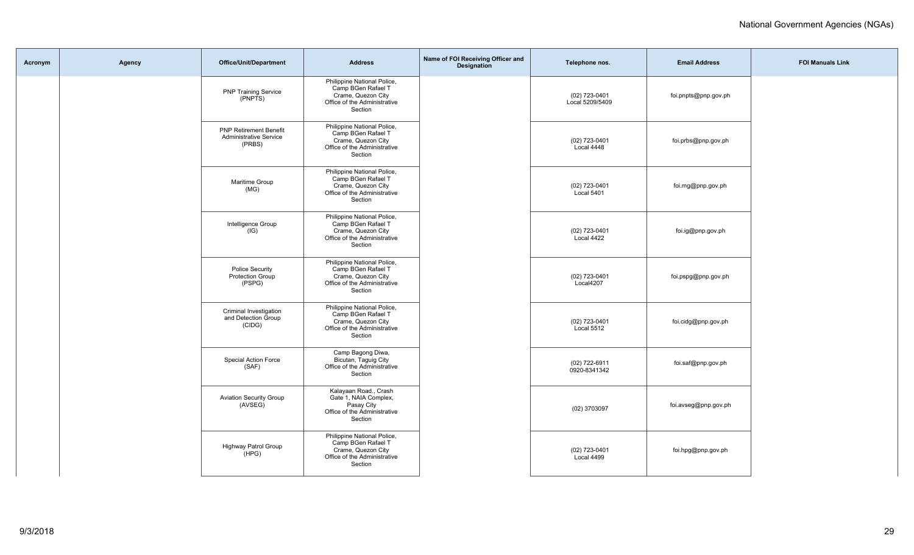| Acronym | Agency | Office/Unit/Department | Address | Name of FOI Receiving Officer and Designation | Telephone nos. | Email Address | FOI Manuals Link |
|---|---|---|---|---|---|---|---|
| | | PNP Training Service (PNPTS) | Philippine National Police, Camp BGen Rafael T Crame, Quezon City Office of the Administrative Section | | (02) 723-0401 Local 5209/5409 | foi.pnpts@pnp.gov.ph | |
| | | PNP Retirement Benefit Administrative Service (PRBS) | Philippine National Police, Camp BGen Rafael T Crame, Quezon City Office of the Administrative Section | | (02) 723-0401 Local 4448 | foi.prbs@pnp.gov.ph | |
| | | Maritime Group (MG) | Philippine National Police, Camp BGen Rafael T Crame, Quezon City Office of the Administrative Section | | (02) 723-0401 Local 5401 | foi.mg@pnp.gov.ph | |
| | | Intelligence Group (IG) | Philippine National Police, Camp BGen Rafael T Crame, Quezon City Office of the Administrative Section | | (02) 723-0401 Local 4422 | foi.ig@pnp.gov.ph | |
| | | Police Security Protection Group (PSPG) | Philippine National Police, Camp BGen Rafael T Crame, Quezon City Office of the Administrative Section | | (02) 723-0401 Local4207 | foi.pspg@pnp.gov.ph | |
| | | Criminal Investigation and Detection Group (CIDG) | Philippine National Police, Camp BGen Rafael T Crame, Quezon City Office of the Administrative Section | | (02) 723-0401 Local 5512 | foi.cidg@pnp.gov.ph | |
| | | Special Action Force (SAF) | Camp Bagong Diwa, Bicutan, Taguig City Office of the Administrative Section | | (02) 722-6911 0920-8341342 | foi.saf@pnp.gov.ph | |
| | | Aviation Security Group (AVSEG) | Kalayaan Road., Crash Gate 1, NAIA Complex, Pasay City Office of the Administrative Section | | (02) 3703097 | foi.avseg@pnp.gov.ph | |
| | | Highway Patrol Group (HPG) | Philippine National Police, Camp BGen Rafael T Crame, Quezon City Office of the Administrative Section | | (02) 723-0401 Local 4499 | foi.hpg@pnp.gov.ph | |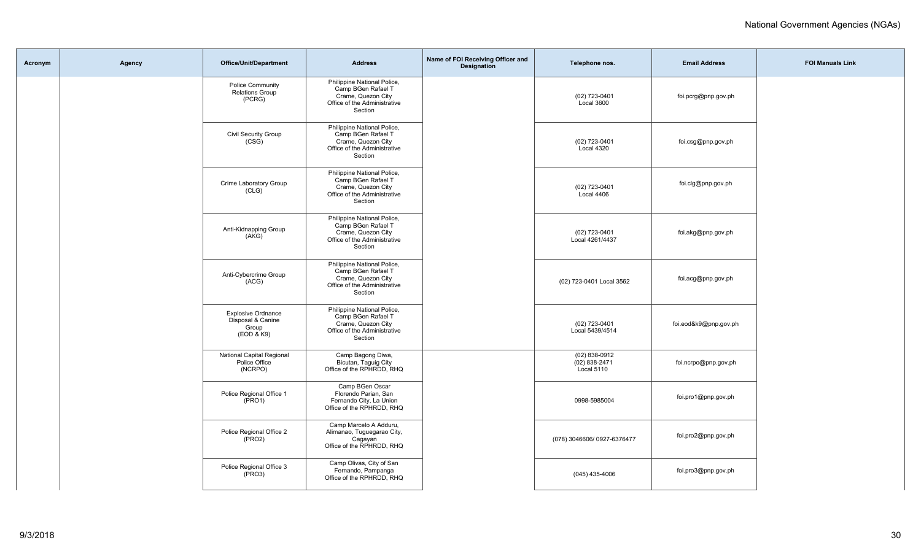| Acronym | Agency | Office/Unit/Department | Address | Name of FOI Receiving Officer and Designation | Telephone nos. | Email Address | FOI Manuals Link |
|---|---|---|---|---|---|---|---|
| | | Police Community Relations Group (PCRG) | Philippine National Police, Camp BGen Rafael T Crame, Quezon City Office of the Administrative Section | | (02) 723-0401 Local 3600 | foi.pcrg@pnp.gov.ph | |
| | | Civil Security Group (CSG) | Philippine National Police, Camp BGen Rafael T Crame, Quezon City Office of the Administrative Section | | (02) 723-0401 Local 4320 | foi.csg@pnp.gov.ph | |
| | | Crime Laboratory Group (CLG) | Philippine National Police, Camp BGen Rafael T Crame, Quezon City Office of the Administrative Section | | (02) 723-0401 Local 4406 | foi.clg@pnp.gov.ph | |
| | | Anti-Kidnapping Group (AKG) | Philippine National Police, Camp BGen Rafael T Crame, Quezon City Office of the Administrative Section | | (02) 723-0401 Local 4261/4437 | foi.akg@pnp.gov.ph | |
| | | Anti-Cybercrime Group (ACG) | Philippine National Police, Camp BGen Rafael T Crame, Quezon City Office of the Administrative Section | | (02) 723-0401 Local 3562 | foi.acg@pnp.gov.ph | |
| | | Explosive Ordnance Disposal & Canine Group (EOD & K9) | Philippine National Police, Camp BGen Rafael T Crame, Quezon City Office of the Administrative Section | | (02) 723-0401 Local 5439/4514 | foi.eod&k9@pnp.gov.ph | |
| | | National Capital Regional Police Office (NCRPO) | Camp Bagong Diwa, Bicutan, Taguig City Office of the RPHRDD, RHQ | | (02) 838-0912 (02) 838-2471 Local 5110 | foi.ncrpo@pnp.gov.ph | |
| | | Police Regional Office 1 (PRO1) | Camp BGen Oscar Florendo Parian, San Fernando City, La Union Office of the RPHRDD, RHQ | | 0998-5985004 | foi.pro1@pnp.gov.ph | |
| | | Police Regional Office 2 (PRO2) | Camp Marcelo A Adduru, Alimanao, Tuguegarao City, Cagayan Office of the RPHRDD, RHQ | | (078) 3046606/ 0927-6376477 | foi.pro2@pnp.gov.ph | |
| | | Police Regional Office 3 (PRO3) | Camp Olivas, City of San Fernando, Pampanga Office of the RPHRDD, RHQ | | (045) 435-4006 | foi.pro3@pnp.gov.ph | |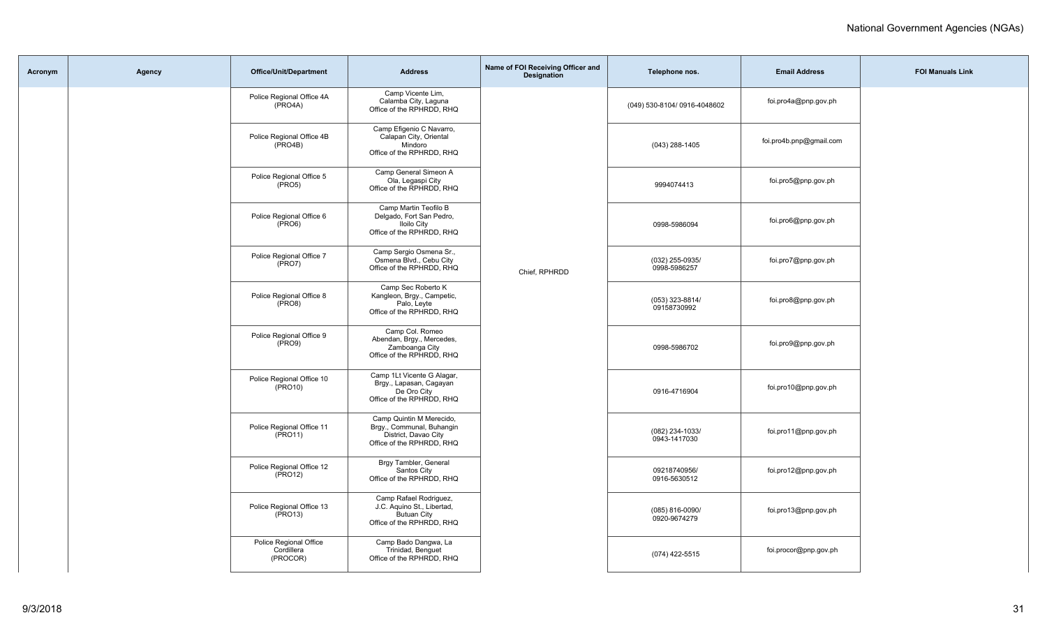| Acronym | Agency | Office/Unit/Department | Address | Name of FOI Receiving Officer and Designation | Telephone nos. | Email Address | FOI Manuals Link |
|---|---|---|---|---|---|---|---|
| | | Police Regional Office 4A (PRO4A) | Camp Vicente Lim, Calamba City, Laguna Office of the RPHRDD, RHQ | Chief, RPHRDD | (049) 530-8104/ 0916-4048602 | foi.pro4a@pnp.gov.ph | |
| | | Police Regional Office 4B (PRO4B) | Camp Efigenio C Navarro, Calapan City, Oriental Mindoro Office of the RPHRDD, RHQ | Chief, RPHRDD | (043) 288-1405 | foi.pro4b.pnp@gmail.com | |
| | | Police Regional Office 5 (PRO5) | Camp General Simeon A Ola, Legaspi City Office of the RPHRDD, RHQ | Chief, RPHRDD | 9994074413 | foi.pro5@pnp.gov.ph | |
| | | Police Regional Office 6 (PRO6) | Camp Martin Teofilo B Delgado, Fort San Pedro, Iloilo City Office of the RPHRDD, RHQ | Chief, RPHRDD | 0998-5986094 | foi.pro6@pnp.gov.ph | |
| | | Police Regional Office 7 (PRO7) | Camp Sergio Osmena Sr., Osmena Blvd., Cebu City Office of the RPHRDD, RHQ | Chief, RPHRDD | (032) 255-0935/ 0998-5986257 | foi.pro7@pnp.gov.ph | |
| | | Police Regional Office 8 (PRO8) | Camp Sec Roberto K Kangleon, Brgy., Campetic, Palo, Leyte Office of the RPHRDD, RHQ | Chief, RPHRDD | (053) 323-8814/ 09158730992 | foi.pro8@pnp.gov.ph | |
| | | Police Regional Office 9 (PRO9) | Camp Col. Romeo Abendan, Brgy., Mercedes, Zamboanga City Office of the RPHRDD, RHQ | Chief, RPHRDD | 0998-5986702 | foi.pro9@pnp.gov.ph | |
| | | Police Regional Office 10 (PRO10) | Camp 1Lt Vicente G Alagar, Brgy., Lapasan, Cagayan De Oro City Office of the RPHRDD, RHQ | Chief, RPHRDD | 0916-4716904 | foi.pro10@pnp.gov.ph | |
| | | Police Regional Office 11 (PRO11) | Camp Quintin M Merecido, Brgy., Communal, Buhangin District, Davao City Office of the RPHRDD, RHQ | Chief, RPHRDD | (082) 234-1033/ 0943-1417030 | foi.pro11@pnp.gov.ph | |
| | | Police Regional Office 12 (PRO12) | Brgy Tambler, General Santos City Office of the RPHRDD, RHQ | Chief, RPHRDD | 09218740956/ 0916-5630512 | foi.pro12@pnp.gov.ph | |
| | | Police Regional Office 13 (PRO13) | Camp Rafael Rodriguez, J.C. Aquino St., Libertad, Butuan City Office of the RPHRDD, RHQ | Chief, RPHRDD | (085) 816-0090/ 0920-9674279 | foi.pro13@pnp.gov.ph | |
| | | Police Regional Office Cordillera (PROCOR) | Camp Bado Dangwa, La Trinidad, Benguet Office of the RPHRDD, RHQ | Chief, RPHRDD | (074) 422-5515 | foi.procor@pnp.gov.ph | |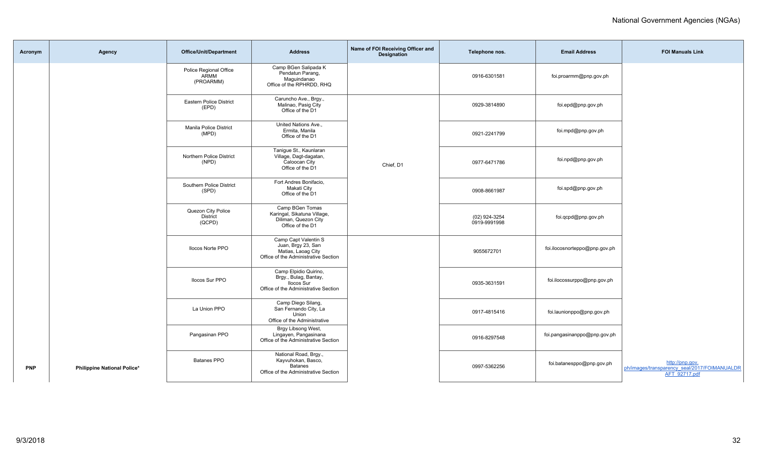National Government Agencies (NGAs)

| Acronym | Agency | Office/Unit/Department | Address | Name of FOI Receiving Officer and Designation | Telephone nos. | Email Address | FOI Manuals Link |
|---|---|---|---|---|---|---|---|
| | | Police Regional Office ARMM (PROARMM) | Camp BGen Salipada K Pendatun Parang, Maguindanao Office of the RPHRDD, RHQ | | 0916-6301581 | foi.proarmm@pnp.gov.ph | |
| | | Eastern Police District (EPD) | Caruncho Ave., Brgy., Malinao, Pasig City Office of the D1 | Chief, D1 | 0929-3814890 | foi.epd@pnp.gov.ph | |
| | | Manila Police District (MPD) | United Nations Ave., Ermita, Manila Office of the D1 | | 0921-2241799 | foi.mpd@pnp.gov.ph | |
| | | Northern Police District (NPD) | Tanigue St., Kaunlaran Village, Dagt-dagatan, Caloocan City Office of the D1 | | 0977-6471786 | foi.npd@pnp.gov.ph | |
| | | Southern Police District (SPD) | Fort Andres Bonifacio, Makati City Office of the D1 | | 0908-8661987 | foi.spd@pnp.gov.ph | |
| | | Quezon City Police District (QCPD) | Camp BGen Tomas Karingal, Sikatuna Village, Diliman, Quezon City Office of the D1 | | (02) 924-3254 0919-9991998 | foi.qcpd@pnp.gov.ph | |
| | | Ilocos Norte PPO | Camp Capt Valentin S Juan, Brgy 23, San Matias, Laoag City Office of the Administrative Section | | 9055672701 | foi.ilocosnorteppo@pnp.gov.ph | |
| | | Ilocos Sur PPO | Camp Elpidio Quirino, Brgy., Bulag, Bantay, Ilocos Sur Office of the Administrative Section | | 0935-3631591 | foi.ilocossurppo@pnp.gov.ph | |
| | | La Union PPO | Camp Diego Silang, San Fernando City, La Union Office of the Administrative | | 0917-4815416 | foi.launionppo@pnp.gov.ph | |
| | | Pangasinan PPO | Brgy Libsong West, Lingayen, Pangasinana Office of the Administrative Section | | 0916-8297548 | foi.pangasinanppo@pnp.gov.ph | |
| PNP | Philippine National Police* | Batanes PPO | National Road, Brgy., Kayvuhokan, Basco, Batanes Office of the Administrative Section | | 0997-5362256 | foi.batanesppo@pnp.gov.ph | http://pnp.gov.ph/images/transparency_seal/2017/FOIMANUALDRAFT_92717.pdf |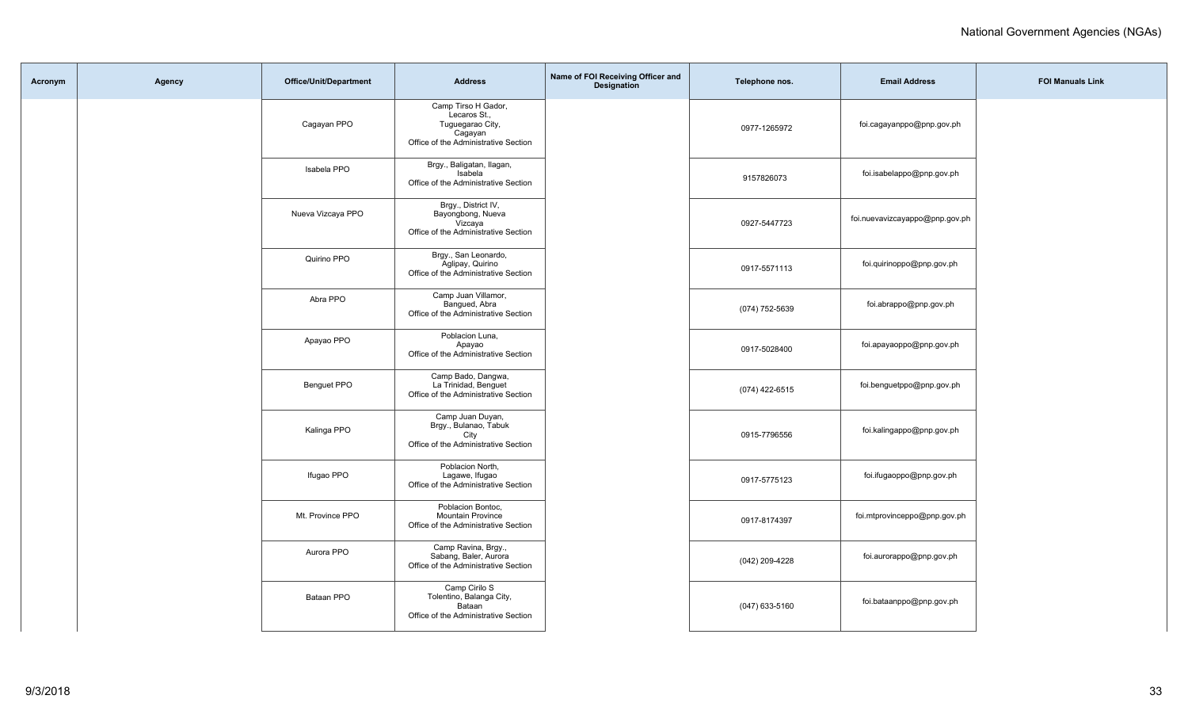| Acronym | Agency | Office/Unit/Department | Address | Name of FOI Receiving Officer and Designation | Telephone nos. | Email Address | FOI Manuals Link |
|---|---|---|---|---|---|---|---|
| | | Cagayan PPO | Camp Tirso H Gador, Lecaros St., Tuguegarao City, Cagayan Office of the Administrative Section | | 0977-1265972 | foi.cagayanppo@pnp.gov.ph | |
| | | Isabela PPO | Brgy., Baligatan, Ilagan, Isabela Office of the Administrative Section | | 9157826073 | foi.isabelappo@pnp.gov.ph | |
| | | Nueva Vizcaya PPO | Brgy., District IV, Bayongbong, Nueva Vizcaya Office of the Administrative Section | | 0927-5447723 | foi.nuevavizcayappo@pnp.gov.ph | |
| | | Quirino PPO | Brgy., San Leonardo, Aglipay, Quirino Office of the Administrative Section | | 0917-5571113 | foi.quirinoppo@pnp.gov.ph | |
| | | Abra PPO | Camp Juan Villamor, Bangued, Abra Office of the Administrative Section | | (074) 752-5639 | foi.abrappo@pnp.gov.ph | |
| | | Apayao PPO | Poblacion Luna, Apayao Office of the Administrative Section | | 0917-5028400 | foi.apayaoppo@pnp.gov.ph | |
| | | Benguet PPO | Camp Bado, Dangwa, La Trinidad, Benguet Office of the Administrative Section | | (074) 422-6515 | foi.benguetppo@pnp.gov.ph | |
| | | Kalinga PPO | Camp Juan Duyan, Brgy., Bulanao, Tabuk City Office of the Administrative Section | | 0915-7796556 | foi.kalingappo@pnp.gov.ph | |
| | | Ifugao PPO | Poblacion North, Lagawe, Ifugao Office of the Administrative Section | | 0917-5775123 | foi.ifugaoppo@pnp.gov.ph | |
| | | Mt. Province PPO | Poblacion Bontoc, Mountain Province Office of the Administrative Section | | 0917-8174397 | foi.mtprovinceppo@pnp.gov.ph | |
| | | Aurora PPO | Camp Ravina, Brgy., Sabang, Baler, Aurora Office of the Administrative Section | | (042) 209-4228 | foi.aurorappo@pnp.gov.ph | |
| | | Bataan PPO | Camp Cirilo S Tolentino, Balanga City, Bataan Office of the Administrative Section | | (047) 633-5160 | foi.bataanppo@pnp.gov.ph | |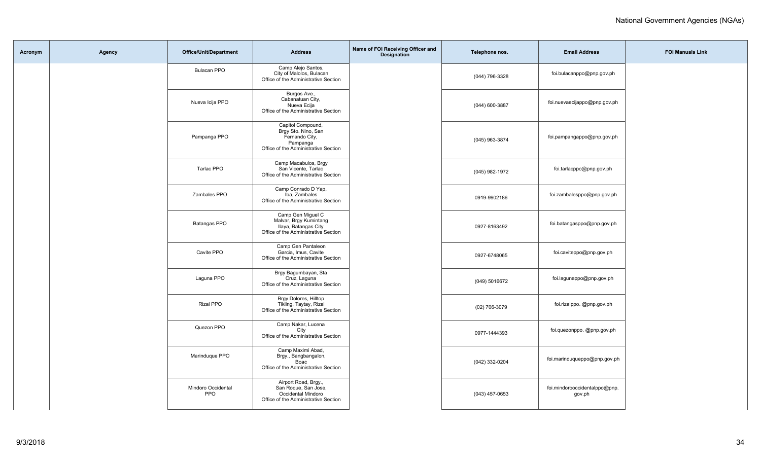| Acronym | Agency | Office/Unit/Department | Address | Name of FOI Receiving Officer and Designation | Telephone nos. | Email Address | FOI Manuals Link |
|---|---|---|---|---|---|---|---|
| | | Bulacan PPO | Camp Alejo Santos, City of Malolos, Bulacan Office of the Administrative Section | | (044) 796-3328 | foi.bulacanppo@pnp.gov.ph | |
| | | Nueva Icija PPO | Burgos Ave., Cabanatuan City, Nueva Ecija Office of the Administrative Section | | (044) 600-3887 | foi.nuevaecijappo@pnp.gov.ph | |
| | | Pampanga PPO | Capitol Compound, Brgy Sto. Nino, San Fernando City, Pampanga Office of the Administrative Section | | (045) 963-3874 | foi.pampangappo@pnp.gov.ph | |
| | | Tarlac PPO | Camp Macabulos, Brgy San Vicente, Tarlac Office of the Administrative Section | | (045) 982-1972 | foi.tarlacppo@pnp.gov.ph | |
| | | Zambales PPO | Camp Conrado D Yap, Iba, Zambales Office of the Administrative Section | | 0919-9902186 | foi.zambalesppo@pnp.gov.ph | |
| | | Batangas PPO | Camp Gen Miguel C Malvar, Brgy Kumintang Ilaya, Batangas City Office of the Administrative Section | | 0927-8163492 | foi.batangasppo@pnp.gov.ph | |
| | | Cavite PPO | Camp Gen Pantaleon Garcia, Imus, Cavite Office of the Administrative Section | | 0927-6748065 | foi.caviteppo@pnp.gov.ph | |
| | | Laguna PPO | Brgy Bagumbayan, Sta Cruz, Laguna Office of the Administrative Section | | (049) 5016672 | foi.lagunappo@pnp.gov.ph | |
| | | Rizal PPO | Brgy Dolores, Hilltop Tikling, Taytay, Rizal Office of the Administrative Section | | (02) 706-3079 | foi.rizalppo. @pnp.gov.ph | |
| | | Quezon PPO | Camp Nakar, Lucena City Office of the Administrative Section | | 0977-1444393 | foi.quezonppo. @pnp.gov.ph | |
| | | Marinduque PPO | Camp Maximi Abad, Brgy., Bangbangalon, Boac Office of the Administrative Section | | (042) 332-0204 | foi.marinduqueppo@pnp.gov.ph | |
| | | Mindoro Occidental PPO | Airport Road, Brgy., San Roque, San Jose, Occidental Mindoro Office of the Administrative Section | | (043) 457-0653 | foi.mindorooccidentalppo@pnp.gov.ph | |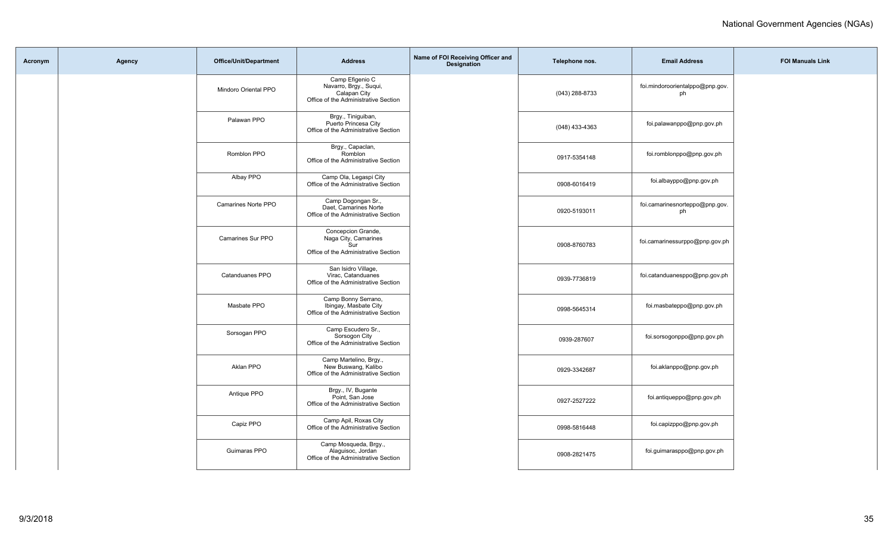| Acronym | Agency | Office/Unit/Department | Address | Name of FOI Receiving Officer and Designation | Telephone nos. | Email Address | FOI Manuals Link |
|---|---|---|---|---|---|---|---|
| | | Mindoro Oriental PPO | Camp Efigenio C Navarro, Brgy., Suqui, Calapan City Office of the Administrative Section | | (043) 288-8733 | foi.mindoroorientalppo@pnp.gov.ph | |
| | | Palawan PPO | Brgy., Tiniguiban, Puerto Princesa City Office of the Administrative Section | | (048) 433-4363 | foi.palawanppo@pnp.gov.ph | |
| | | Romblon PPO | Brgy., Capaclan, Romblon Office of the Administrative Section | | 0917-5354148 | foi.romblonppo@pnp.gov.ph | |
| | | Albay PPO | Camp Ola, Legaspi City Office of the Administrative Section | | 0908-6016419 | foi.albayppo@pnp.gov.ph | |
| | | Camarines Norte PPO | Camp Dogongan Sr., Daet, Camarines Norte Office of the Administrative Section | | 0920-5193011 | foi.camarinesnorteppo@pnp.gov.ph | |
| | | Camarines Sur PPO | Concepcion Grande, Naga City, Camarines Sur Office of the Administrative Section | | 0908-8760783 | foi.camarinessurppo@pnp.gov.ph | |
| | | Catanduanes PPO | San Isidro Village, Virac, Catanduanes Office of the Administrative Section | | 0939-7736819 | foi.catanduanesppo@pnp.gov.ph | |
| | | Masbate PPO | Camp Bonny Serrano, Ibingay, Masbate City Office of the Administrative Section | | 0998-5645314 | foi.masbateppo@pnp.gov.ph | |
| | | Sorsogan PPO | Camp Escudero Sr., Sorsogon City Office of the Administrative Section | | 0939-287607 | foi.sorsogonppo@pnp.gov.ph | |
| | | Aklan PPO | Camp Martelino, Brgy., New Buswang, Kalibo Office of the Administrative Section | | 0929-3342687 | foi.aklanppo@pnp.gov.ph | |
| | | Antique PPO | Brgy., IV, Bugante Point, San Jose Office of the Administrative Section | | 0927-2527222 | foi.antiqueppo@pnp.gov.ph | |
| | | Capiz PPO | Camp Apil, Roxas City Office of the Administrative Section | | 0998-5816448 | foi.capizppo@pnp.gov.ph | |
| | | Guimaras PPO | Camp Mosqueda, Brgy., Alaguisoc, Jordan Office of the Administrative Section | | 0908-2821475 | foi.guimarasppo@pnp.gov.ph | |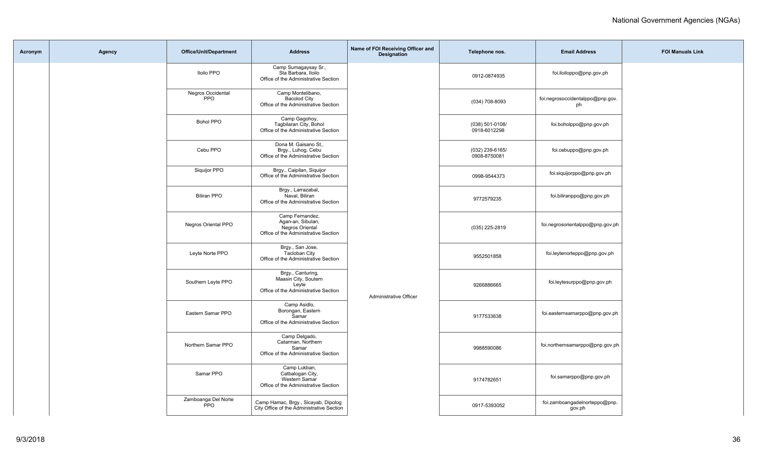| Acronym | Agency | Office/Unit/Department | Address | Name of FOI Receiving Officer and Designation | Telephone nos. | Email Address | FOI Manuals Link |
|---|---|---|---|---|---|---|---|
| | | Iloilo PPO | Camp Sumagaysay Sr., Sta Barbara, Iloilo Office of the Administrative Section | | 0912-0874935 | foi.iloiloppo@pnp.gov.ph | |
| | | Negros Occidental PPO | Camp Montelibano, Bacolod City Office of the Administrative Section | | (034) 708-8093 | foi.negrosoccidentalppo@pnp.gov.ph | |
| | | Bohol PPO | Camp Gagohoy, Tagbilaran City, Bohol Office of the Administrative Section | | (038) 501-0108/ 0918-6012298 | foi.boholppo@pnp.gov.ph | |
| | | Cebu PPO | Dona M. Gaisano St., Brgy., Luhog, Cebu Office of the Administrative Section | | (032) 239-6165/ 0908-8750081 | foi.cebuppo@pnp.gov.ph | |
| | | Siquijor PPO | Brgy., Caipilan, Siquijor Office of the Administrative Section | | 0998-9544373 | foi.siquijorppo@pnp.gov.ph | |
| | | Biliran PPO | Brgy., Larrazabal, Naval, Biliran Office of the Administrative Section | | 9772579235 | foi.biliranppo@pnp.gov.ph | |
| | | Negros Oriental PPO | Camp Fernandez, Agan-an, Sibulan, Negros Oriental Office of the Administrative Section | | (035) 225-2819 | foi.negrosorientalppo@pnp.gov.ph | |
| | | Leyte Norte PPO | Brgy., San Jose, Tacloban City Office of the Administrative Section | | 9552501858 | foi.leytenorteppo@pnp.gov.ph | |
| | | Southern Leyte PPO | Brgy., Canturing, Maasin City, Soutern Leyte Office of the Administrative Section | Administrative Officer | 9266886665 | foi.leytesurppo@pnp.gov.ph | |
| | | Eastern Samar PPO | Camp Asidlo, Borongan, Eastern Samar Office of the Administrative Section | | 9177533638 | foi.easternsamarppo@pnp.gov.ph | |
| | | Northern Samar PPO | Camp Delgado, Catarman, Northern Samar Office of the Administrative Section | | 9988590086 | foi.northernsamarppo@pnp.gov.ph | |
| | | Samar PPO | Camp Lukban, Catbalogan City, Western Samar Office of the Administrative Section | | 9174782651 | foi.samarppo@pnp.gov.ph | |
| | | Zamboanga Del Norte PPO | Camp Hamac, Brgy., Sicayab, Dipolog City Office of the Administrative Section | | 0917-5393052 | foi.zamboangadelnorteppo@pnp.gov.ph | |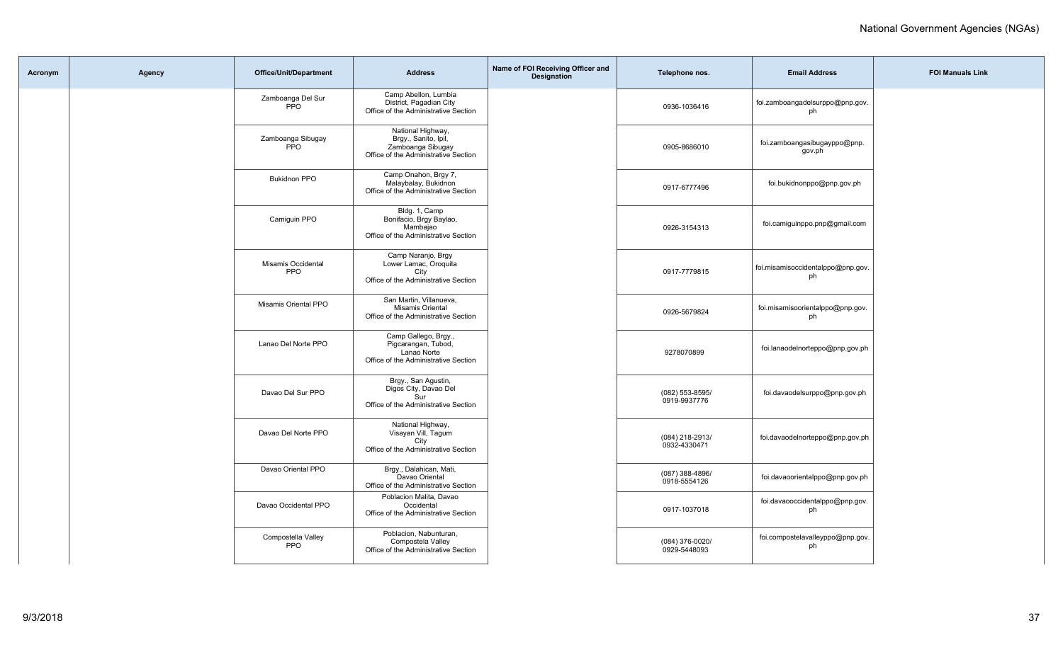| Acronym | Agency | Office/Unit/Department | Address | Name of FOI Receiving Officer and Designation | Telephone nos. | Email Address | FOI Manuals Link |
|---|---|---|---|---|---|---|---|
| | | Zamboanga Del Sur PPO | Camp Abellon, Lumbia District, Pagadian City Office of the Administrative Section | | 0936-1036416 | foi.zamboangadelsurppo@pnp.gov.ph | |
| | | Zamboanga Sibugay PPO | National Highway, Brgy., Sanito, Ipil, Zamboanga Sibugay Office of the Administrative Section | | 0905-8686010 | foi.zamboangasibugayppo@pnp.gov.ph | |
| | | Bukidnon PPO | Camp Onahon, Brgy 7, Malaybalay, Bukidnon Office of the Administrative Section | | 0917-6777496 | foi.bukidnonppo@pnp.gov.ph | |
| | | Camiguin PPO | Bldg. 1, Camp Bonifacio, Brgy Baylao, Mambajao Office of the Administrative Section | | 0926-3154313 | foi.camiguinppo.pnp@gmail.com | |
| | | Misamis Occidental PPO | Camp Naranjo, Brgy Lower Lamac, Oroquita City Office of the Administrative Section | | 0917-7779815 | foi.misamisoccidentalppo@pnp.gov.ph | |
| | | Misamis Oriental PPO | San Martin, Villanueva, Misamis Oriental Office of the Administrative Section | | 0926-5679824 | foi.misamisoorientalppo@pnp.gov.ph | |
| | | Lanao Del Norte PPO | Camp Gallego, Brgy., Pigcarangan, Tubod, Lanao Norte Office of the Administrative Section | | 9278070899 | foi.lanaodelnorteppo@pnp.gov.ph | |
| | | Davao Del Sur PPO | Brgy., San Agustin, Digos City, Davao Del Sur Office of the Administrative Section | | (082) 553-8595/ 0919-9937776 | foi.davaodelsurppo@pnp.gov.ph | |
| | | Davao Del Norte PPO | National Highway, Visayan Vill, Tagum City Office of the Administrative Section | | (084) 218-2913/ 0932-4330471 | foi.davaodelnorteppo@pnp.gov.ph | |
| | | Davao Oriental PPO | Brgy., Dalahican, Mati, Davao Oriental Office of the Administrative Section | | (087) 388-4896/ 0918-5554126 | foi.davaoorientalppo@pnp.gov.ph | |
| | | Davao Occidental PPO | Poblacion Malita, Davao Occidental Office of the Administrative Section | | 0917-1037018 | foi.davaooccidentalppo@pnp.gov.ph | |
| | | Compostella Valley PPO | Poblacion, Nabunturan, Compostela Valley Office of the Administrative Section | | (084) 376-0020/ 0929-5448093 | foi.compostelavalleyppo@pnp.gov.ph | |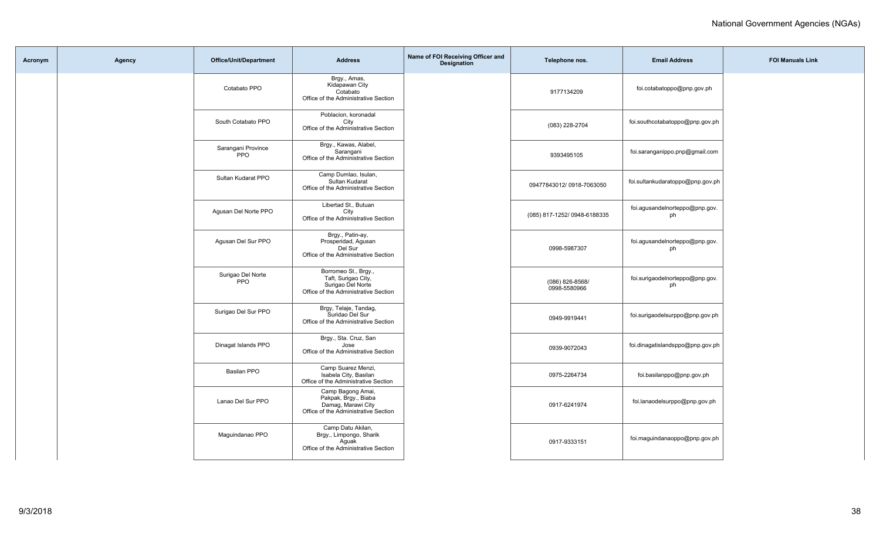| Acronym | Agency | Office/Unit/Department | Address | Name of FOI Receiving Officer and Designation | Telephone nos. | Email Address | FOI Manuals Link |
|---|---|---|---|---|---|---|---|
| | | Cotabato PPO | Brgy., Amas, Kidapawan City Cotabato Office of the Administrative Section | | 9177134209 | foi.cotabatoppo@pnp.gov.ph | |
| | | South Cotabato PPO | Poblacion, koronadal City Office of the Administrative Section | | (083) 228-2704 | foi.southcotabatoppo@pnp.gov.ph | |
| | | Sarangani Province PPO | Brgy., Kawas, Alabel, Sarangani Office of the Administrative Section | | 9393495105 | foi.saranganippo.pnp@gmail.com | |
| | | Sultan Kudarat PPO | Camp Dumlao, Isulan, Sultan Kudarat Office of the Administrative Section | | 09477843012/ 0918-7063050 | foi.sultankudaratoppo@pnp.gov.ph | |
| | | Agusan Del Norte PPO | Libertad St., Butuan City Office of the Administrative Section | | (085) 817-1252/ 0948-6188335 | foi.agusandelnorteppo@pnp.gov.ph | |
| | | Agusan Del Sur PPO | Brgy., Patin-ay, Prosperidad, Agusan Del Sur Office of the Administrative Section | | 0998-5987307 | foi.agusandelnorteppo@pnp.gov.ph | |
| | | Surigao Del Norte PPO | Borromeo St., Brgy., Taft, Surigao City, Surigao Del Norte Office of the Administrative Section | | (086) 826-8568/ 0998-5580966 | foi.surigaodelnorteppo@pnp.gov.ph | |
| | | Surigao Del Sur PPO | Brgy, Telaje, Tandag, Suridao Del Sur Office of the Administrative Section | | 0949-9919441 | foi.surigaodelsurppo@pnp.gov.ph | |
| | | Dinagat Islands PPO | Brgy., Sta. Cruz, San Jose Office of the Administrative Section | | 0939-9072043 | foi.dinagatislandsppo@pnp.gov.ph | |
| | | Basilan PPO | Camp Suarez Menzi, Isabela City, Basilan Office of the Administrative Section | | 0975-2264734 | foi.basilanppo@pnp.gov.ph | |
| | | Lanao Del Sur PPO | Camp Bagong Amai, Pakpak, Brgy., Biaba Damag, Marawi City Office of the Administrative Section | | 0917-6241974 | foi.lanaodelsurppo@pnp.gov.ph | |
| | | Maguindanao PPO | Camp Datu Akilan, Brgy., Limpongo, Sharik Aguak Office of the Administrative Section | | 0917-9333151 | foi.maguindanaoppo@pnp.gov.ph | |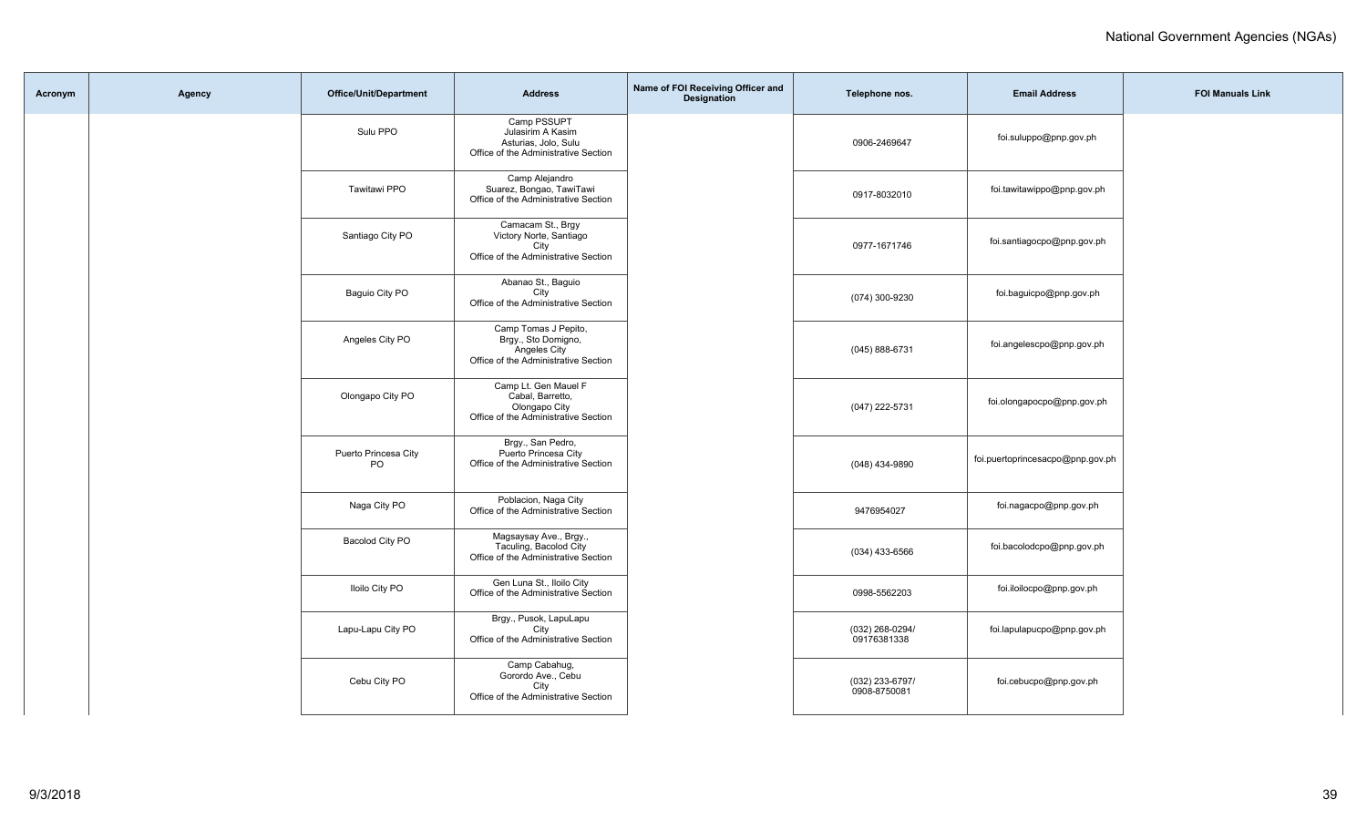| Acronym | Agency | Office/Unit/Department | Address | Name of FOI Receiving Officer and Designation | Telephone nos. | Email Address | FOI Manuals Link |
|---|---|---|---|---|---|---|---|
| | | Sulu PPO | Camp PSSUPT Julasirim A Kasim Asturias, Jolo, Sulu Office of the Administrative Section | | 0906-2469647 | foi.suluppo@pnp.gov.ph | |
| | | Tawitawi PPO | Camp Alejandro Suarez, Bongao, TawiTawi Office of the Administrative Section | | 0917-8032010 | foi.tawitawippo@pnp.gov.ph | |
| | | Santiago City PO | Camacam St., Brgy Victory Norte, Santiago City Office of the Administrative Section | | 0977-1671746 | foi.santiagocpo@pnp.gov.ph | |
| | | Baguio City PO | Abanao St., Baguio City Office of the Administrative Section | | (074) 300-9230 | foi.baguicpo@pnp.gov.ph | |
| | | Angeles City PO | Camp Tomas J Pepito, Brgy., Sto Domigno, Angeles City Office of the Administrative Section | | (045) 888-6731 | foi.angelescpo@pnp.gov.ph | |
| | | Olongapo City PO | Camp Lt. Gen Mauel F Cabal, Barretto, Olongapo City Office of the Administrative Section | | (047) 222-5731 | foi.olongapocpo@pnp.gov.ph | |
| | | Puerto Princesa City PO | Brgy., San Pedro, Puerto Princesa City Office of the Administrative Section | | (048) 434-9890 | foi.puertoprincesacpo@pnp.gov.ph | |
| | | Naga City PO | Poblacion, Naga City Office of the Administrative Section | | 9476954027 | foi.nagacpo@pnp.gov.ph | |
| | | Bacolod City PO | Magsaysay Ave., Brgy., Taculing, Bacolod City Office of the Administrative Section | | (034) 433-6566 | foi.bacolodcpo@pnp.gov.ph | |
| | | Iloilo City PO | Gen Luna St., Iloilo City Office of the Administrative Section | | 0998-5562203 | foi.iloilocpo@pnp.gov.ph | |
| | | Lapu-Lapu City PO | Brgy., Pusok, LapuLapu City Office of the Administrative Section | | (032) 268-0294/ 09176381338 | foi.lapulapucpo@pnp.gov.ph | |
| | | Cebu City PO | Camp Cabahug, Gorordo Ave., Cebu City Office of the Administrative Section | | (032) 233-6797/ 0908-8750081 | foi.cebucpo@pnp.gov.ph | |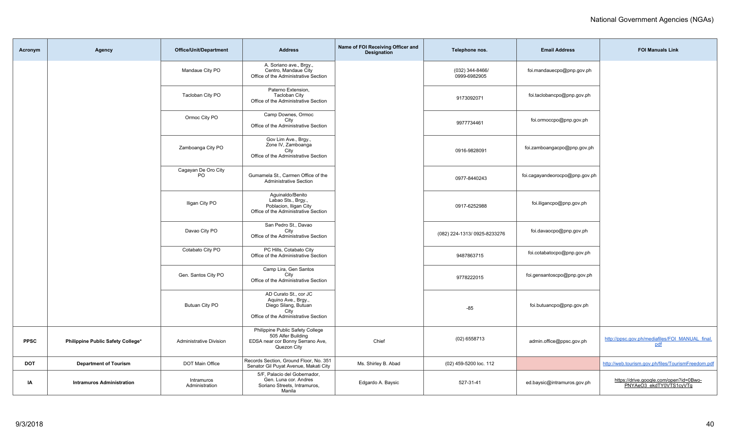| Acronym | Agency | Office/Unit/Department | Address | Name of FOI Receiving Officer and Designation | Telephone nos. | Email Address | FOI Manuals Link |
|---|---|---|---|---|---|---|---|
| | | Mandaue City PO | A. Soriano ave., Brgy., Centro, Mandaue City Office of the Administrative Section | | (032) 344-8466/ 0999-6982905 | foi.mandauecpo@pnp.gov.ph | |
| | | Tacloban City PO | Paterno Extension, Tacloban City Office of the Administrative Section | | 9173092071 | foi.taclobancpo@pnp.gov.ph | |
| | | Ormoc City PO | Camp Downes, Ormoc City Office of the Administrative Section | | 9977734461 | foi.ormoccpo@pnp.gov.ph | |
| | | Zamboanga City PO | Gov Lim Ave., Brgy., Zone IV, Zamboanga City Office of the Administrative Section | | 0916-9828091 | foi.zamboangacpo@pnp.gov.ph | |
| | | Cagayan De Oro City PO | Gumamela St., Carmen Office of the Administrative Section | | 0977-8440243 | foi.cagayandeorocpo@pnp.gov.ph | |
| | | Iligan City PO | Aguinaldo/Benito Labao Sts., Brgy., Poblacion, Iligan City Office of the Administrative Section | | 0917-6252988 | foi.iligancpo@pnp.gov.ph | |
| | | Davao City PO | San Pedro St., Davao City Office of the Administrative Section | | (082) 224-1313/ 0925-8233276 | foi.davaocpo@pnp.gov.ph | |
| | | Cotabato City PO | PC Hills, Cotabato City Office of the Administrative Section | | 9487863715 | foi.cotabatocpo@pnp.gov.ph | |
| | | Gen. Santos City PO | Camp Lira, Gen Santos City Office of the Administrative Section | | 9778222015 | foi.gensantoscpo@pnp.gov.ph | |
| | | Butuan City PO | AD Curato St., cor JC Aquino Ave., Brgy., Diego Silang, Butuan City Office of the Administrative Section | | -85 | foi.butuancpo@pnp.gov.ph | |
| **PPSC** | **Philippine Public Safety College*** | Administrative Division | Philippine Public Safety College 505 Alfer Building EDSA near cor Bonny Serrano Ave, Quezon City | Chief | (02) 6558713 | admin.office@ppsc.gov.ph | http://ppsc.gov.ph/mediafiles/FOI_MANUAL_final.pdf |
| **DOT** | **Department of Tourism** | DOT Main Office | Records Section, Ground Floor, No. 351 Senator Gil Puyat Avenue, Makati City | Ms. Shirley B. Abad | (02) 459-5200 loc. 112 | | http://web.tourism.gov.ph/files/TourismFreedom.pdf |
| **IA** | **Intramuros Administration** | Intramuros Administration | 5/F, Palacio del Gobernador, Gen. Luna cor. Andres Soriano Streets, Intramuros, Manila | Edgardo A. Baysic | 527-31-41 | ed.baysic@intramuros.gov.ph | https://drive.google.com/open?id=0Bwo-PNYAeO3_ekdTY0VTS1cyVTg |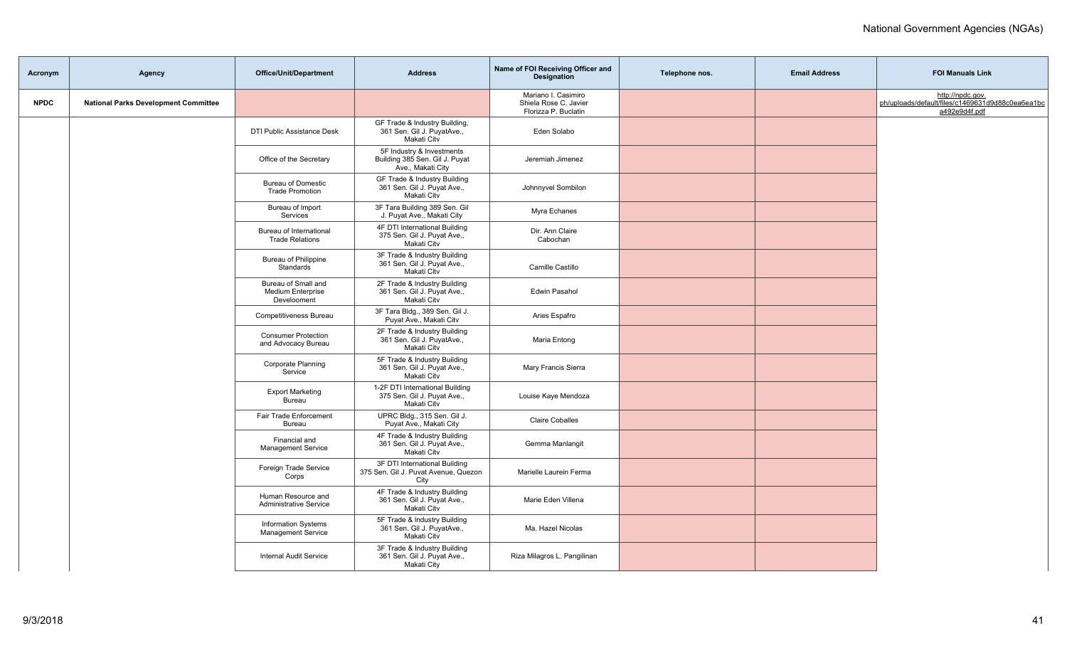| Acronym | Agency | Office/Unit/Department | Address | Name of FOI Receiving Officer and Designation | Telephone nos. | Email Address | FOI Manuals Link |
|---|---|---|---|---|---|---|---|
| **NPDC** | **National Parks Development Committee** | | | Mariano I. Casimiro<br>Shiela Rose C. Javier<br>Florizza P. Buclatin | | | http://npdc.gov.ph/uploads/default/files/c1469631d9d88c0ea6ea1bca492e9d4f.pdf |
| | | DTI Public Assistance Desk | GF Trade & Industry Building, 361 Sen. Gil J. PuyatAve., Makati City | Eden Solabo | | | |
| | | Office of the Secretary | 5F Industry & Investments Building 385 Sen. Gil J. Puyat Ave., Makati City | Jeremiah Jimenez | | | |
| | | Bureau of Domestic Trade Promotion | GF Trade & Industry Building 361 Sen. Gil J. Puyat Ave., Makati City | Johnnyvel Sombilon | | | |
| | | Bureau of Import Services | 3F Tara Building 389 Sen. Gil J. Puyat Ave., Makati City | Myra Echanes | | | |
| | | Bureau of International Trade Relations | 4F DTI International Building 375 Sen. Gil J. Puyat Ave., Makati City | Dir. Ann Claire Cabochan | | | |
| | | Bureau of Philippine Standards | 3F Trade & Industry Building 361 Sen. Gil J. Puyat Ave., Makati City | Camille Castillo | | | |
| | | Bureau of Small and Medium Enterprise Development | 2F Trade & Industry Building 361 Sen. Gil J. Puyat Ave., Makati City | Edwin Pasahol | | | |
| | | Competitiveness Bureau | 3F Tara Bldg., 389 Sen. Gil J. Puyat Ave., Makati City | Aries Espafro | | | |
| | | Consumer Protection and Advocacy Bureau | 2F Trade & Industry Building 361 Sen. Gil J. PuyatAve., Makati City | Maria Entong | | | |
| | | Corporate Planning Service | 5F Trade & Industry Building 361 Sen. Gil J. Puyat Ave., Makati City | Mary Francis Sierra | | | |
| | | Export Marketing Bureau | 1-2F DTI International Building 375 Sen. Gil J. Puyat Ave., Makati City | Louise Kaye Mendoza | | | |
| | | Fair Trade Enforcement Bureau | UPRC Bldg., 315 Sen. Gil J. Puyat Ave., Makati City | Claire Coballes | | | |
| | | Financial and Management Service | 4F Trade & Industry Building 361 Sen. Gil J. Puyat Ave., Makati City | Gemma Manlangit | | | |
| | | Foreign Trade Service Corps | 3F DTI International Building 375 Sen. Gil J. Puyat Avenue, Quezon City | Marielle Laurein Ferma | | | |
| | | Human Resource and Administrative Service | 4F Trade & Industry Building 361 Sen. Gil J. Puyat Ave., Makati City | Marie Eden Villena | | | |
| | | Information Systems Management Service | 5F Trade & Industry Building 361 Sen. Gil J. PuyatAve., Makati City | Ma. Hazel Nicolas | | | |
| | | Internal Audit Service | 3F Trade & Industry Building 361 Sen. Gil J. Puyat Ave., Makati City | Riza Milagros L. Pangilinan | | | |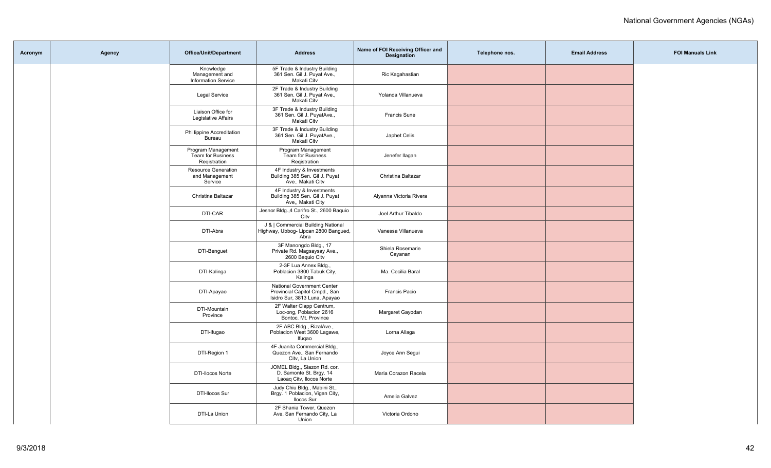| Acronym | Agency | Office/Unit/Department | Address | Name of FOI Receiving Officer and Designation | Telephone nos. | Email Address | FOI Manuals Link |
|---|---|---|---|---|---|---|---|
| | | Knowledge Management and Information Service | 5F Trade & Industry Building 361 Sen. Gil J. Puyat Ave., Makati Citv | Ric Kagahastian | | | |
| | | Legal Service | 2F Trade & Industry Building 361 Sen. Gil J. Puyat Ave., Makati Citv | Yolanda Villanueva | | | |
| | | Liaison Office for Legislative Affairs | 3F Trade & Industry Building 361 Sen. Gil J. PuyatAve., Makati Citv | Francis Sune | | | |
| | | Phi lippine Accreditation Bureau | 3F Trade & Industry Building 361 Sen. Gil J. PuyatAve., Makati Citv | Japhet Celis | | | |
| | | Program Management Team for Business Reqistration | Program Management Team for Business Reqistration | Jenefer llagan | | | |
| | | Resource Generation and Management Service | 4F Industry & Investments Building 385 Sen. Gil J. Puyat Ave.. Makati Citv | Christina Baltazar | | | |
| | | Christina Baltazar | 4F Industry & Investments Building 385 Sen. Gil J. Puyat Ave,, Makati City | Alyanna Victoria Rivera | | | |
| | | DTI-CAR | Jesnor Bldg.,4 Carifro St., 2600 Baquio Citv | Joel Arthur Tibaldo | | | |
| | | DTI-Abra | J & \| Commercial Building National Highway, Ubbog- Lipcan 2800 Bangued, Abra | Vanessa Villanueva | | | |
| | | DTI-Benguet | 3F Manongdo Bldg., 17 Private Rd. Magsaysay Ave., 2600 Baquio Citv | Shiela Rosemarie Cayanan | | | |
| | | DTI-Kalinga | 2-3F Lua Annex Bldg., Poblacion 3800 Tabuk City, Kalinga | Ma. Cecilia Baral | | | |
| | | DTI-Apayao | National Government Center Provincial Capitol Cmpd., San Isidro Sur, 3813 Luna, Apayao | Francis Pacio | | | |
| | | DTI-Mountain Province | 2F Walter Clapp Centrum, Loc-ong, Poblacion 2616 Bontoc. Mt. Province | Margaret Gayodan | | | |
| | | DTI-Ifugao | 2F ABC Bldg., RizalAve., Poblacion West 3600 Lagawe, Ifuqao | Lorna Allaga | | | |
| | | DTI-Region 1 | 4F Juanita Commercial Bldg., Quezon Ave., San Fernando Citv, La Union | Joyce Ann Segui | | | |
| | | DTI-llocos Norte | JOMEL Bldg,, Siazon Rd. cor. D. Samonte St. Brgy. 14 Laoaq Citv, llocos Norte | Maria Corazon Racela | | | |
| | | DTI-llocos Sur | Judy Chiu Bldg., Mabini St., Brgy. 1 Poblacion, Vigan City, llocos Sur | Amelia Galvez | | | |
| | | DTI-La Union | 2F Shania Tower, Quezon Ave. San Fernando City, La Union | Victoria Ordono | | | |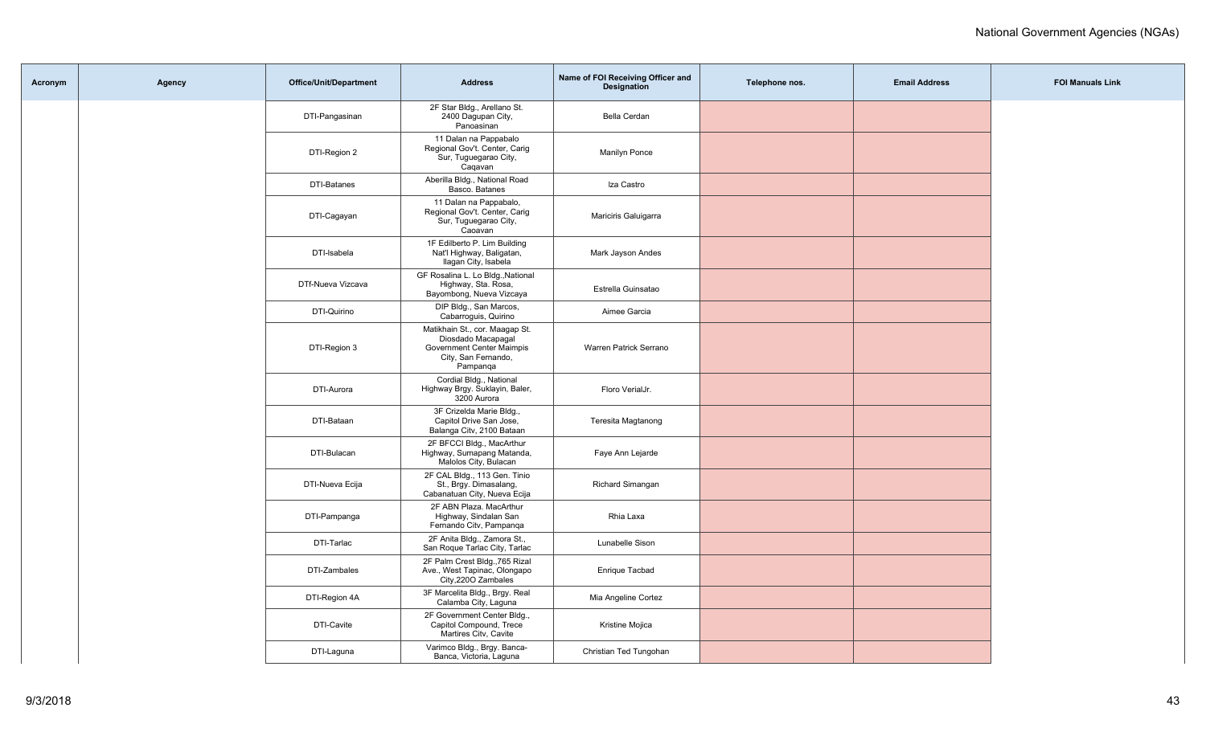| Acronym | Agency | Office/Unit/Department | Address | Name of FOI Receiving Officer and Designation | Telephone nos. | Email Address | FOI Manuals Link |
|---|---|---|---|---|---|---|---|
| | | DTI-Pangasinan | 2F Star Bldg., Arellano St. 2400 Dagupan City, Panoasinan | Bella Cerdan | | | |
| | | DTI-Region 2 | 11 Dalan na Pappabalo Regional Gov't. Center, Carig Sur, Tuguegarao City, Cagavan | Manilyn Ponce | | | |
| | | DTI-Batanes | Aberilla Bldg., National Road Basco. Batanes | Iza Castro | | | |
| | | DTI-Cagayan | 11 Dalan na Pappabalo, Regional Gov't. Center, Carig Sur, Tuguegarao City, Caoavan | Mariciris Galuigarra | | | |
| | | DTI-Isabela | 1F Edilberto P. Lim Building Nat'l Highway, Baligatan, Ilagan City, Isabela | Mark Jayson Andes | | | |
| | | DTf-Nueva Vizcava | GF Rosalina L. Lo Bldg.,National Highway, Sta. Rosa, Bayombong, Nueva Vizcaya | Estrella Guinsatao | | | |
| | | DTI-Quirino | DIP Bldg., San Marcos, Cabarroguis, Quirino | Aimee Garcia | | | |
| | | DTI-Region 3 | Matikhain St., cor. Maagap St. Diosdado Macapagal Government Center Maimpis City, San Fernando, Pampanga | Warren Patrick Serrano | | | |
| | | DTI-Aurora | Cordial Bldg., National Highway Brgy. Suklayin, Baler, 3200 Aurora | Floro VerialJr. | | | |
| | | DTI-Bataan | 3F Crizelda Marie Bldg., Capitol Drive San Jose, Balanga Citv, 2100 Bataan | Teresita Magtanong | | | |
| | | DTI-Bulacan | 2F BFCCI Bldg., MacArthur Highway, Sumapang Matanda, Malolos City, Bulacan | Faye Ann Lejarde | | | |
| | | DTI-Nueva Ecija | 2F CAL Bldg., 113 Gen. Tinio St., Brgy. Dimasalang, Cabanatuan City, Nueva Ecija | Richard Simangan | | | |
| | | DTI-Pampanga | 2F ABN Plaza. MacArthur Highway, Sindalan San Fernando Citv, Pampanga | Rhia Laxa | | | |
| | | DTI-Tarlac | 2F Anita Bldg., Zamora St., San Roque Tarlac City, Tarlac | Lunabelle Sison | | | |
| | | DTI-Zambales | 2F Palm Crest Bldg.,765 Rizal Ave., West Tapinac, Olongapo City,220O Zambales | Enrique Tacbad | | | |
| | | DTI-Region 4A | 3F Marcelita Bldg., Brgy. Real Calamba City, Laguna | Mia Angeline Cortez | | | |
| | | DTI-Cavite | 2F Government Center Bldg., Capitol Compound, Trece Martires Citv, Cavite | Kristine Mojica | | | |
| | | DTI-Laguna | Varimco Bldg., Brgy. Banca-Banca, Victoria, Laguna | Christian Ted Tungohan | | | |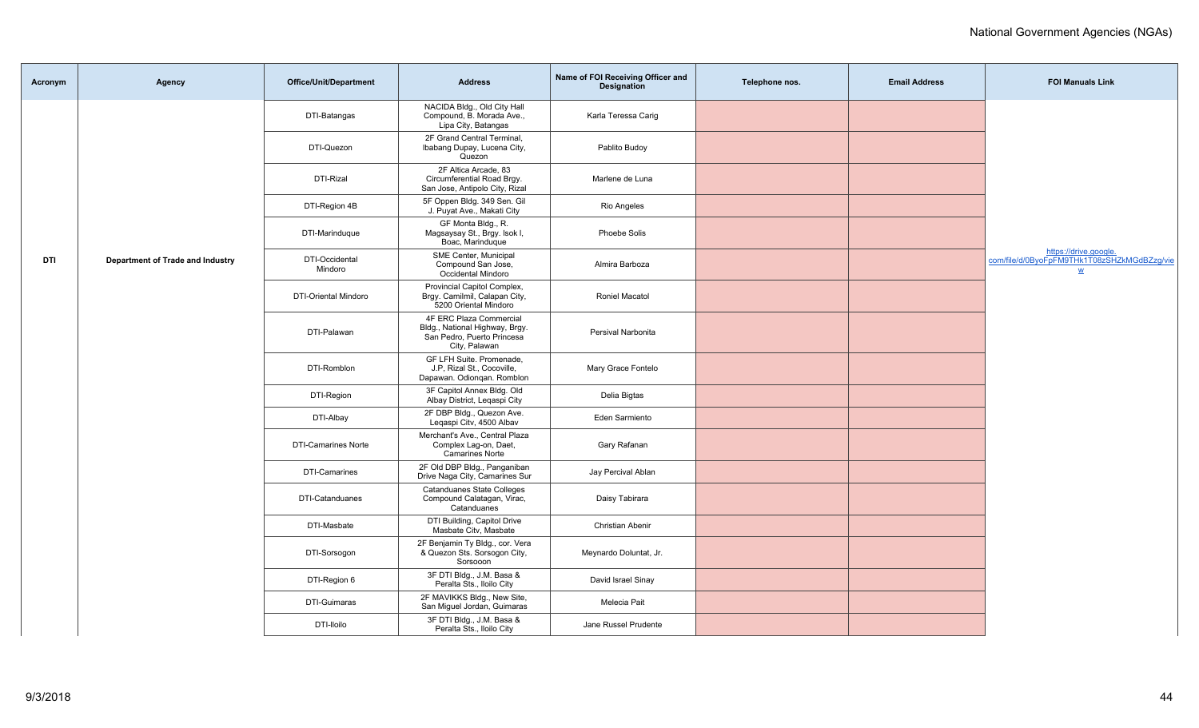| Acronym | Agency | Office/Unit/Department | Address | Name of FOI Receiving Officer and Designation | Telephone nos. | Email Address | FOI Manuals Link |
|---|---|---|---|---|---|---|---|
| DTI | Department of Trade and Industry | DTI-Batangas | NACIDA Bldg., Old City Hall Compound, B. Morada Ave., Lipa City, Batangas | Karla Teressa Carig | | | https://drive.google.com/file/d/0ByoFpFM9THk1T08zSHZkMGdBZzg/view |
| | | DTI-Quezon | 2F Grand Central Terminal, Ibabang Dupay, Lucena City, Quezon | Pablito Budoy | | | |
| | | DTI-Rizal | 2F Altica Arcade, 83 Circumferential Road Brgy. San Jose, Antipolo City, Rizal | Marlene de Luna | | | |
| | | DTI-Region 4B | 5F Oppen Bldg. 349 Sen. Gil J. Puyat Ave., Makati City | Rio Angeles | | | |
| | | DTI-Marinduque | GF Monta Bldg., R. Magsaysay St., Brgy. Isok I, Boac, Marinduque | Phoebe Solis | | | |
| | | DTI-Occidental Mindoro | SME Center, Municipal Compound San Jose, Occidental Mindoro | Almira Barboza | | | |
| | | DTI-Oriental Mindoro | Provincial Capitol Complex, Brgy. Camilmil, Calapan City, 5200 Oriental Mindoro | Roniel Macatol | | | |
| | | DTI-Palawan | 4F ERC Plaza Commercial Bldg., National Highway, Brgy. San Pedro, Puerto Princesa City, Palawan | Persival Narbonita | | | |
| | | DTI-Romblon | GF LFH Suite. Promenade, J.P, Rizal St., Cocoville, Dapawan. Odiongan. Romblon | Mary Grace Fontelo | | | |
| | | DTI-Region | 3F Capitol Annex Bldg. Old Albay District, Legaspi City | Delia Bigtas | | | |
| | | DTI-Albay | 2F DBP Bldg., Quezon Ave. Legaspi City, 4500 Albay | Eden Sarmiento | | | |
| | | DTI-Camarines Norte | Merchant's Ave., Central Plaza Complex Lag-on, Daet, Camarines Norte | Gary Rafanan | | | |
| | | DTI-Camarines | 2F Old DBP Bldg., Panganiban Drive Naga City, Camarines Sur | Jay Percival Ablan | | | |
| | | DTI-Catanduanes | Catanduanes State Colleges Compound Calatagan, Virac, Catanduanes | Daisy Tabirara | | | |
| | | DTI-Masbate | DTI Building, Capitol Drive Masbate City, Masbate | Christian Abenir | | | |
| | | DTI-Sorsogon | 2F Benjamin Ty Bldg., cor. Vera & Quezon Sts. Sorsogon City, Sorsogon | Meynardo Doluntat, Jr. | | | |
| | | DTI-Region 6 | 3F DTI Bldg., J.M. Basa & Peralta Sts., Iloilo City | David Israel Sinay | | | |
| | | DTI-Guimaras | 2F MAVIKKS Bldg., New Site, San Miguel Jordan, Guimaras | Melecia Pait | | | |
| | | DTI-Iloilo | 3F DTI Bldg., J.M. Basa & Peralta Sts., Iloilo City | Jane Russel Prudente | | | |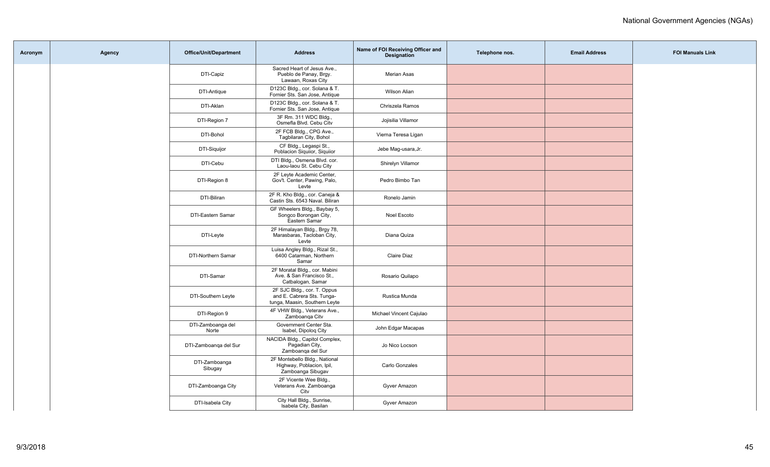| Acronym | Agency | Office/Unit/Department | Address | Name of FOI Receiving Officer and Designation | Telephone nos. | Email Address | FOI Manuals Link |
|---|---|---|---|---|---|---|---|
| | | DTI-Capiz | Sacred Heart of Jesus Ave., Pueblo de Panay, Brgy. Lawaan, Roxas City | Merian Asas | | | |
| | | DTI-Antique | D123C Bldg., cor. Solana & T. Fornier Sts. San Jose, Antique | Wilson Alian | | | |
| | | DTI-Aklan | D123C Bldg., cor. Solana & T. Fornier Sts. San Jose, Antique | Chriszela Ramos | | | |
| | | DTI-Region 7 | 3F Rm. 311 WDC Bldg., Osmeña Blvd. Cebu City | Jojisilia Villamor | | | |
| | | DTI-Bohol | 2F FCB Bldg., CPG Ave., Tagbilaran City, Bohol | Vierna Teresa Ligan | | | |
| | | DTI-Siquijor | CF Bldg., Legaspi St., Poblacion Siquijor, Siquijor | Jebe Mag-usara,Jr. | | | |
| | | DTI-Cebu | DTI Bldg., Osmena Blvd. cor. Laou-laou St. Cebu City | Shirelyn Villamor | | | |
| | | DTI-Region 8 | 2F Leyte Academic Center, Gov't. Center, Pawing, Palo, Leyte | Pedro Bimbo Tan | | | |
| | | DTI-Biliran | 2F R. Kho Bldg., cor. Caneja & Castin Sts. 6543 Naval. Biliran | Ronelo Jamin | | | |
| | | DTI-Eastern Samar | GF Wheelers Bldg., Baybay 5, Songco Borongan City, Eastern Samar | Noel Escoto | | | |
| | | DTI-Leyte | 2F Himalayan Bldg., Brgy 78, Marasbaras, Tacloban City, Leyte | Diana Quiza | | | |
| | | DTI-Northern Samar | Luisa Angley Bldg., Rizal St., 6400 Catarman, Northern Samar | Claire Diaz | | | |
| | | DTI-Samar | 2F Moratal Bldg., cor. Mabini Ave. & San Francisco St., Catbalogan, Samar | Rosario Quilapo | | | |
| | | DTI-Southern Leyte | 2F SJC Bldg., cor. T. Oppus and E. Cabrera Sts. Tunga-tunga, Maasin, Southern Leyte | Rustica Munda | | | |
| | | DTI-Region 9 | 4F VHW Bldg., Veterans Ave., Zamboanga City | Michael Vincent Cajulao | | | |
| | | DTI-Zamboanga del Norte | Government Center Sta. Isabel, Dipolog City | John Edgar Macapas | | | |
| | | DTI-Zamboanga del Sur | NACIDA Bldg., Capitol Complex, Pagadian City, Zamboanga del Sur | Jo Nico Locson | | | |
| | | DTI-Zamboanga Sibugay | 2F Montebello Bldg., National Highway, Poblacion, Ipil, Zamboanga Sibugay | Carlo Gonzales | | | |
| | | DTI-Zamboanga City | 2F Vicente Wee Bldg., Veterans Ave. Zamboanga City | Gyver Amazon | | | |
| | | DTI-Isabela City | City Hall Bldg., Sunrise, Isabela City, Basilan | Gyver Amazon | | | |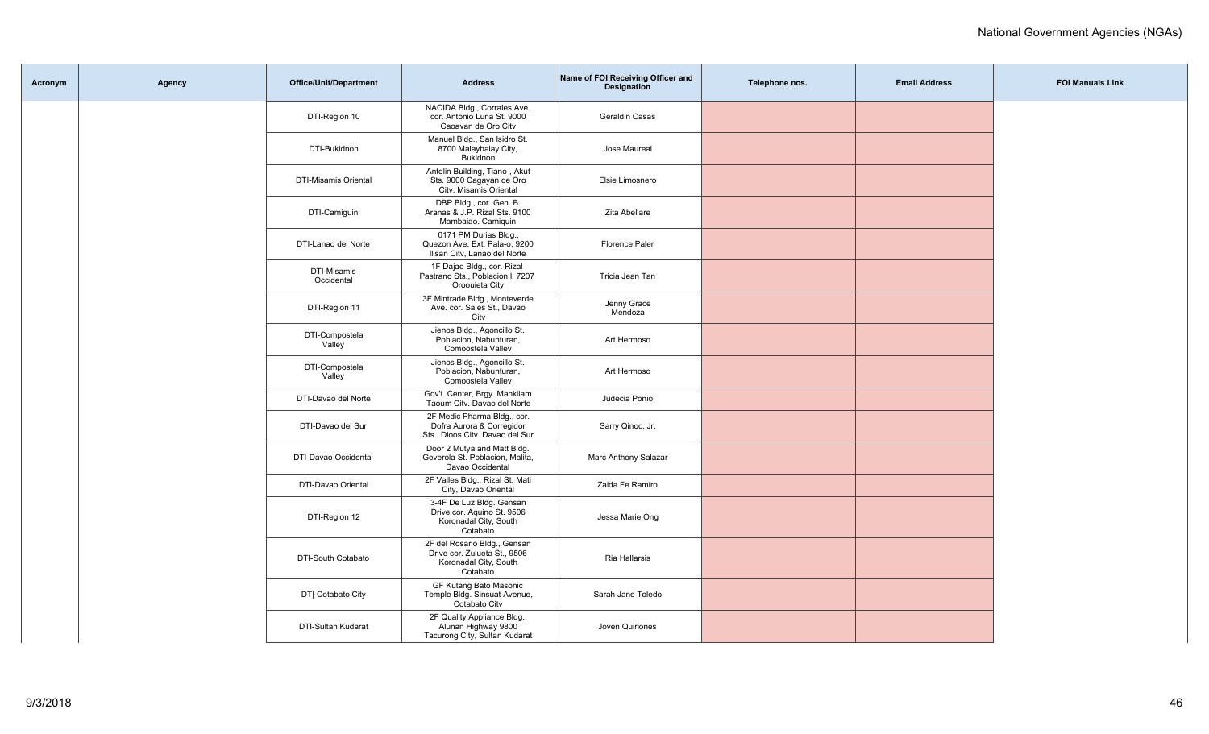| Acronym | Agency | Office/Unit/Department | Address | Name of FOI Receiving Officer and Designation | Telephone nos. | Email Address | FOI Manuals Link |
|---|---|---|---|---|---|---|---|
| | | DTI-Region 10 | NACIDA Bldg., Corrales Ave. cor. Antonio Luna St. 9000 Caoavan de Oro Citv | Geraldin Casas | | | |
| | | DTI-Bukidnon | Manuel Bldg., San Isidro St. 8700 Malaybalay City, Bukidnon | Jose Maureal | | | |
| | | DTI-Misamis Oriental | Antolin Building, Tiano-, Akut Sts. 9000 Cagayan de Oro Citv. Misamis Oriental | Elsie Limosnero | | | |
| | | DTI-Camiguin | DBP Bldg., cor. Gen. B. Aranas & J.P. Rizal Sts. 9100 Mambaiao. Camiquin | Zita Abellare | | | |
| | | DTI-Lanao del Norte | 0171 PM Durias Bldg., Quezon Ave. Ext. Pala-o, 9200 Ilisan Citv, Lanao del Norte | Florence Paler | | | |
| | | DTI-Misamis Occidental | 1F Dajao Bldg., cor. Rizal-Pastrano Sts., Poblacion I, 7207 Oroouieta City | Tricia Jean Tan | | | |
| | | DTI-Region 11 | 3F Mintrade Bldg., Monteverde Ave. cor. Sales St., Davao Citv | Jenny Grace Mendoza | | | |
| | | DTI-Compostela Valley | Jienos Bldg., Agoncillo St. Poblacion, Nabunturan, Comoostela Vallev | Art Hermoso | | | |
| | | DTI-Compostela Valley | Jienos Bldg., Agoncillo St. Poblacion, Nabunturan, Comoostela Vallev | Art Hermoso | | | |
| | | DTI-Davao del Norte | Gov't. Center, Brgy. Mankilam Taoum Citv. Davao del Norte | Judecia Ponio | | | |
| | | DTI-Davao del Sur | 2F Medic Pharma Bldg., cor. Dofra Aurora & Corregidor Sts.. Dioos Citv. Davao del Sur | Sarry Qinoc, Jr. | | | |
| | | DTI-Davao Occidental | Door 2 Mutya and Matt Bldg. Geverola St. Poblacion, Malita, Davao Occidental | Marc Anthony Salazar | | | |
| | | DTI-Davao Oriental | 2F Valles Bldg., Rizal St. Mati City, Davao Oriental | Zaida Fe Ramiro | | | |
| | | DTI-Region 12 | 3-4F De Luz Bldg. Gensan Drive cor. Aquino St. 9506 Koronadal City, South Cotabato | Jessa Marie Ong | | | |
| | | DTI-South Cotabato | 2F del Rosario Bldg., Gensan Drive cor. Zulueta St., 9506 Koronadal City, South Cotabato | Ria Hallarsis | | | |
| | | DT\|-Cotabato City | GF Kutang Bato Masonic Temple Bldg. Sinsuat Avenue, Cotabato Citv | Sarah Jane Toledo | | | |
| | | DTI-Sultan Kudarat | 2F Quality Appliance Bldg., Alunan Highway 9800 Tacurong City, Sultan Kudarat | Joven Quiriones | | | |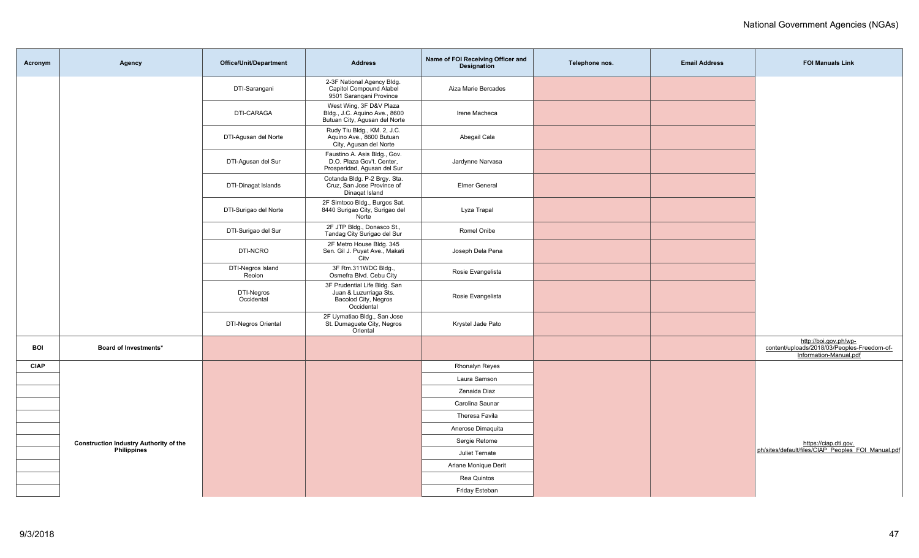| Acronym | Agency | Office/Unit/Department | Address | Name of FOI Receiving Officer and Designation | Telephone nos. | Email Address | FOI Manuals Link |
|---|---|---|---|---|---|---|---|
| | | DTI-Sarangani | 2-3F National Agency Bldg. Capitol Compound Alabel 9501 Saranqani Province | Aiza Marie Bercades | | | |
| | | DTI-CARAGA | West Wing, 3F D&V Plaza Bldg., J.C. Aquino Ave., 8600 Butuan City, Agusan del Norte | Irene Macheca | | | |
| | | DTI-Agusan del Norte | Rudy Tiu Bldg., KM. 2, J.C. Aquino Ave., 8600 Butuan City, Agusan del Norte | Abegail Cala | | | |
| | | DTI-Agusan del Sur | Faustino A. Asis Bldg., Gov. D.O. Plaza Gov't. Center, Prosperidad, Agusan del Sur | Jardynne Narvasa | | | |
| | | DTI-Dinagat Islands | Cotanda Bldg. P-2 Brgy. Sta. Cruz, San Jose Province of Dinaqat Island | Elmer General | | | |
| | | DTI-Surigao del Norte | 2F Simtoco Bldg., Burgos Sat. 8440 Surigao City, Surigao del Norte | Lyza Trapal | | | |
| | | DTI-Surigao del Sur | 2F JTP Bldg., Donasco St., Tandag City Surigao del Sur | Romel Onibe | | | |
| | | DTI-NCRO | 2F Metro House Bldg. 345 Sen. Gil J. Puyat Ave., Makati City | Joseph Dela Pena | | | |
| | | DTI-Negros Island Reoion | 3F Rm.311WDC Bldg., Osmefra Blvd. Cebu City | Rosie Evangelista | | | |
| | | DTI-Negros Occidental | 3F Prudential Life Bldg. San Juan & Luzurriaga Sts. Bacolod City, Negros Occidental | Rosie Evangelista | | | |
| | | DTI-Negros Oriental | 2F Uymatiao Bldg., San Jose St. Dumaguete City, Negros Oriental | Krystel Jade Pato | | | |
| **BOI** | **Board of Investments*** | | | | | | http://boi.gov.ph/wp-content/uploads/2018/03/Peoples-Freedom-of-Information-Manual.pdf |
| **CIAP** | **Construction Industry Authority of the Philippines** | | | Rhonalyn Reyes | | | https://ciap.dti.gov.ph/sites/default/files/CIAP_Peoples_FOI_Manual.pdf |
| | | | | Laura Samson | | | |
| | | | | Zenaida Diaz | | | |
| | | | | Carolina Saunar | | | |
| | | | | Theresa Favila | | | |
| | | | | Anerose Dimaquita | | | |
| | | | | Sergie Retome | | | |
| | | | | Juliet Ternate | | | |
| | | | | Ariane Monique Derit | | | |
| | | | | Rea Quintos | | | |
| | | | | Friday Esteban | | | |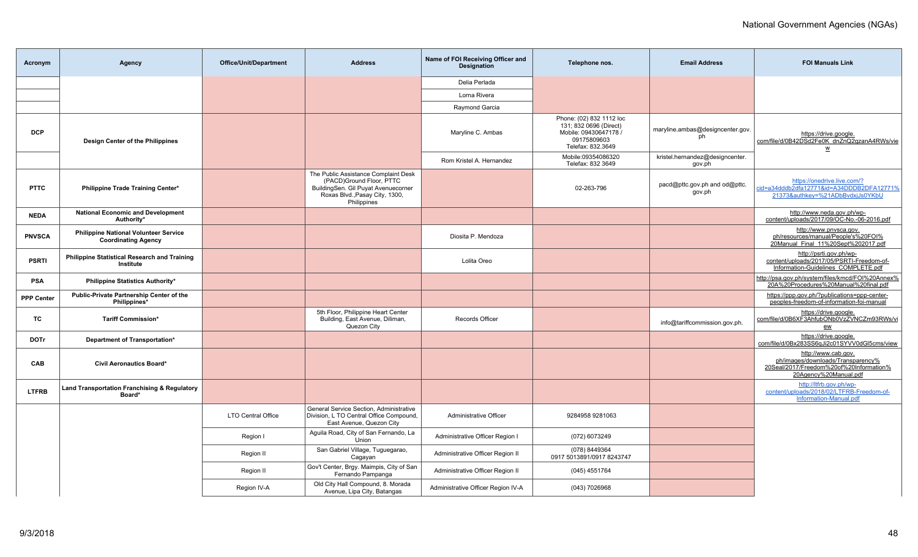| Acronym | Agency | Office/Unit/Department | Address | Name of FOI Receiving Officer and Designation | Telephone nos. | Email Address | FOI Manuals Link |
|---|---|---|---|---|---|---|---|
| | | | | Delia Perlada | | | |
| | | | | Lorna Rivera | | | |
| | | | | Raymond Garcia | | | |
| DCP | Design Center of the Philippines | | | Maryline C. Ambas | Phone: (02) 832 1112 loc 131; 832 0696 (Direct) Mobile: 09430647178 / 09175809603 Telefax: 832.3649 | maryline.ambas@designcenter.gov.ph | https://drive.google.com/file/d/0B42DSd2Fe0K_dnZnQ2gzanA4RWs/view |
| | | | | Rom Kristel A. Hernandez | Mobile:09354086320 Telefax: 832 3649 | kristel.hernandez@designcenter.gov.ph | |
| PTTC | Philippine Trade Training Center* | | The Public Assistance Complaint Desk (PACD)Ground Floor, PTTC BuildingSen. Gil Puyat Avenuecorner Roxas Blvd.,Pasay City, 1300, Philippines | | 02-263-796 | pacd@pttc.gov.ph and od@pttc.gov.ph | https://onedrive.live.com/?cid=a34dddb2dfa12771&id=A34DDDB2DFA12771%21373&authkey=%21ADbBvdxjJs0YKbU |
| NEDA | National Economic and Development Authority* | | | | | | http://www.neda.gov.ph/wp-content/uploads/2017/09/OC-No.-06-2016.pdf |
| PNVSCA | Philippine National Volunteer Service Coordinating Agency | | | Diosita P. Mendoza | | | http://www.pnvsca.gov.ph/resources/manual/People's%20FOI%20Manual_Final_11%20Sept%202017.pdf |
| PSRTI | Philippine Statistical Research and Training Institute | | | Lolita Oreo | | | http://psrti.gov.ph/wp-content/uploads/2017/05/PSRTI-Freedom-of-Information-Guidelines_COMPLETE.pdf |
| PSA | Philippine Statistics Authority* | | | | | | http://psa.gov.ph/system/files/kmcd/FOI%20Annex%20A%20Procedures%20Manual%20final.pdf |
| PPP Center | Public-Private Partnership Center of the Philippines* | | | | | | https://ppp.gov.ph/?publications=ppp-center-peoples-freedom-of-information-foi-manual |
| TC | Tariff Commission* | | 5th Floor, Philippine Heart Center Building, East Avenue, Diliman, Quezon City | Records Officer | | info@tariffcommission.gov.ph. | https://drive.google.com/file/d/0B6XF3AhfubONb0VzZVNCZm93RWs/view |
| DOTr | Department of Transportation* | | | | | | https://drive.google.com/file/d/0Bx283SS6qJi2c01SYVV0dGl5cms/view |
| CAB | Civil Aeronautics Board* | | | | | | http://www.cab.gov.ph/images/downloads/Transparency%20Seal/2017/Freedom%20of%20Information%20Agency%20Manual.pdf |
| LTFRB | Land Transportation Franchising & Regulatory Board* | | | | | | http://ltfrb.gov.ph/wp-content/uploads/2018/02/LTFRB-Freedom-of-Information-Manual.pdf |
| | | LTO Central Office | General Service Section, Administrative Division, L TO Central Office Compound, East Avenue, Quezon City | Administrative Officer | 9284958 9281063 | | |
| | | Region I | Aguila Road, City of San Fernando, La Union | Administrative Officer Region I | (072) 6073249 | | |
| | | Region II | San Gabriel Village, Tuguegarao, Cagayan | Administrative Officer Region II | (078) 8449364 0917 5013891/0917 8243747 | | |
| | | Region II | Gov't Center, Brgy. Maimpis, City of San Fernando Pampanga | Administrative Officer Region II | (045) 4551764 | | |
| | | Region IV-A | Old City Hall Compound, 8. Morada Avenue, Lipa City, Batangas | Administrative Officer Region IV-A | (043) 7026968 | | |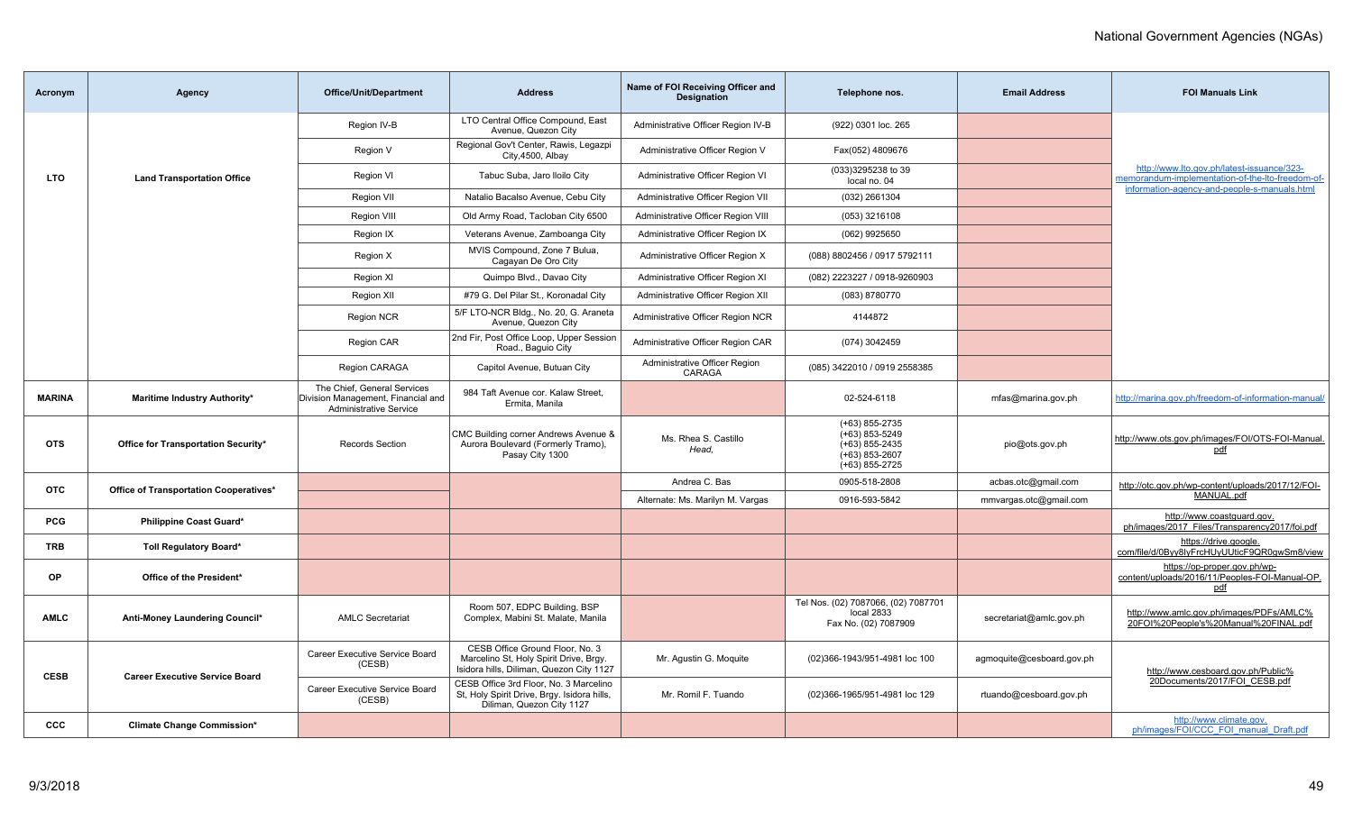| Acronym | Agency | Office/Unit/Department | Address | Name of FOI Receiving Officer and Designation | Telephone nos. | Email Address | FOI Manuals Link |
|---|---|---|---|---|---|---|---|
| LTO | Land Transportation Office | Region IV-B | LTO Central Office Compound, East Avenue, Quezon City | Administrative Officer Region IV-B | (922) 0301 loc. 265 | | http://www.lto.gov.ph/latest-issuance/323-memorandum-implementation-of-the-lto-freedom-of-information-agency-and-people-s-manuals.html |
| | | Region V | Regional Gov't Center, Rawis, Legazpi City,4500, Albay | Administrative Officer Region V | Fax(052) 4809676 | | |
| | | Region VI | Tabuc Suba, Jaro Iloilo City | Administrative Officer Region VI | (033)3295238 to 39 local no. 04 | | |
| | | Region VII | Natalio Bacalso Avenue, Cebu City | Administrative Officer Region VII | (032) 2661304 | | |
| | | Region VIII | Old Army Road, Tacloban City 6500 | Administrative Officer Region VIII | (053) 3216108 | | |
| | | Region IX | Veterans Avenue, Zamboanga City | Administrative Officer Region IX | (062) 9925650 | | |
| | | Region X | MVIS Compound, Zone 7 Bulua, Cagayan De Oro City | Administrative Officer Region X | (088) 8802456 / 0917 5792111 | | |
| | | Region XI | Quimpo Blvd., Davao City | Administrative Officer Region XI | (082) 2223227 / 0918-9260903 | | |
| | | Region XII | #79 G. Del Pilar St., Koronadal City | Administrative Officer Region XII | (083) 8780770 | | |
| | | Region NCR | 5/F LTO-NCR Bldg., No. 20, G. Araneta Avenue, Quezon City | Administrative Officer Region NCR | 4144872 | | |
| | | Region CAR | 2nd Flr, Post Office Loop, Upper Session Road., Baguio City | Administrative Officer Region CAR | (074) 3042459 | | |
| | | Region CARAGA | Capitol Avenue, Butuan City | Administrative Officer Region CARAGA | (085) 3422010 / 0919 2558385 | | |
| MARINA | Maritime Industry Authority* | The Chief, General Services Division Management, Financial and Administrative Service | 984 Taft Avenue cor. Kalaw Street, Ermita, Manila | | 02-524-6118 | mfas@marina.gov.ph | http://marina.gov.ph/freedom-of-information-manual/ |
| OTS | Office for Transportation Security* | Records Section | CMC Building corner Andrews Avenue & Aurora Boulevard (Formerly Tramo), Pasay City 1300 | Ms. Rhea S. Castillo *Head,* | (+63) 855-2735 (+63) 853-5249 (+63) 855-2435 (+63) 853-2607 (+63) 855-2725 | pio@ots.gov.ph | http://www.ots.gov.ph/images/FOI/OTS-FOI-Manual.pdf |
| OTC | Office of Transportation Cooperatives* | | | Andrea C. Bas | 0905-518-2808 | acbas.otc@gmail.com | http://otc.gov.ph/wp-content/uploads/2017/12/FOI-MANUAL.pdf |
| | | | | Alternate: Ms. Marilyn M. Vargas | 0916-593-5842 | mmvargas.otc@gmail.com | |
| PCG | Philippine Coast Guard* | | | | | | http://www.coastguard.gov.ph/images/2017_Files/Transparency2017/foi.pdf |
| TRB | Toll Regulatory Board* | | | | | | https://drive.google.com/file/d/0Byy8lyFrcHUyUUticF9QR0gwSm8/view |
| OP | Office of the President* | | | | | | https://op-proper.gov.ph/wp-content/uploads/2016/11/Peoples-FOI-Manual-OP.pdf |
| AMLC | Anti-Money Laundering Council* | AMLC Secretariat | Room 507, EDPC Building, BSP Complex, Mabini St. Malate, Manila | | Tel Nos. (02) 7087066, (02) 7087701 local 2833 Fax No. (02) 7087909 | secretariat@amlc.gov.ph | http://www.amlc.gov.ph/images/PDFs/AMLC%20FOI%20People's%20Manual%20FINAL.pdf |
| CESB | Career Executive Service Board | Career Executive Service Board (CESB) | CESB Office Ground Floor, No. 3 Marcelino St, Holy Spirit Drive, Brgy. Isidora hills, Diliman, Quezon City 1127 | Mr. Agustin G. Moquite | (02)366-1943/951-4981 loc 100 | agmoquite@cesboard.gov.ph | http://www.cesboard.gov.ph/Public%20Documents/2017/FOI_CESB.pdf |
| | | Career Executive Service Board (CESB) | CESB Office 3rd Floor, No. 3 Marcelino St, Holy Spirit Drive, Brgy. Isidora hills, Diliman, Quezon City 1127 | Mr. Romil F. Tuando | (02)366-1965/951-4981 loc 129 | rtuando@cesboard.gov.ph | |
| CCC | Climate Change Commission* | | | | | | http://www.climate.gov.ph/images/FOI/CCC_FOI_manual_Draft.pdf |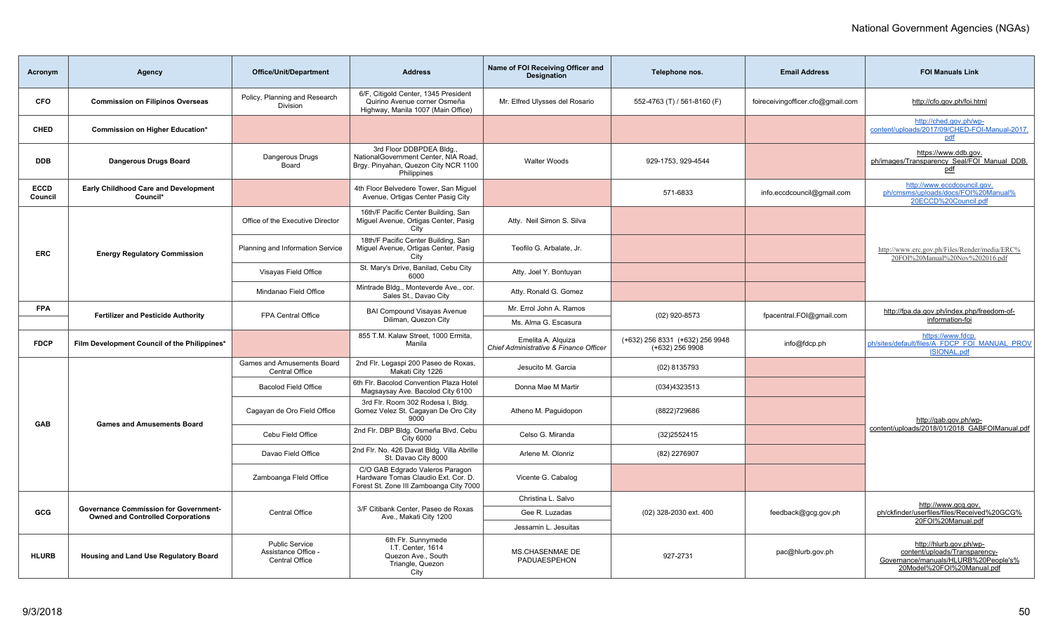# National Government Agencies (NGAs)

| Acronym | Agency | Office/Unit/Department | Address | Name of FOI Receiving Officer and Designation | Telephone nos. | Email Address | FOI Manuals Link |
|---|---|---|---|---|---|---|---|
| CFO | Commission on Filipinos Overseas | Policy, Planning and Research Division | 6/F, Citigold Center, 1345 President Quirino Avenue corner Osmeña Highway, Manila 1007 (Main Office) | Mr. Elfred Ulysses del Rosario | 552-4763 (T) / 561-8160 (F) | foireceivingofficer.cfo@gmail.com | http://cfo.gov.ph/foi.html |
| CHED | Commission on Higher Education* | | | | | | http://ched.gov.ph/wp-content/uploads/2017/09/CHED-FOI-Manual-2017.pdf |
| DDB | Dangerous Drugs Board | Dangerous Drugs Board | 3rd Floor DDBPDEA Bldg., NationalGovernment Center, NIA Road, Brgy. Pinyahan, Quezon City NCR 1100 Philippines | Walter Woods | 929-1753, 929-4544 | | https://www.ddb.gov.ph/images/Transparency_Seal/FOI_Manual_DDB.pdf |
| ECCD Council | Early Childhood Care and Development Council* | | 4th Floor Belvedere Tower, San Miguel Avenue, Ortigas Center Pasig City | | 571-6833 | info.eccdcouncil@gmail.com | http://www.eccdcouncil.gov.ph/cmsms/uploads/docs/FOI%20Manual%20ECCD%20Council.pdf |
| ERC | Energy Regulatory Commission | Office of the Executive Director | 16th/F Pacific Center Building, San Miguel Avenue, Ortigas Center, Pasig City | Atty. Neil Simon S. Silva | | | http://www.erc.gov.ph/Files/Render/media/ERC%20FOI%20Manual%20Nov%202016.pdf |
| | | Planning and Information Service | 18th/F Pacific Center Building, San Miguel Avenue, Ortigas Center, Pasig City | Teofilo G. Arbalate, Jr. | | | |
| | | Visayas Field Office | St. Mary's Drive, Banilad, Cebu City 6000 | Atty. Joel Y. Bontuyan | | | |
| | | Mindanao Field Office | Mintrade Bldg., Monteverde Ave., cor. Sales St., Davao City | Atty. Ronald G. Gomez | | | |
| FPA | Fertilizer and Pesticide Authority | FPA Central Office | BAI Compound Visayas Avenue Diliman, Quezon City | Mr. Errol John A. Ramos | (02) 920-8573 | fpacentral.FOI@gmail.com | http://fpa.da.gov.ph/index.php/freedom-of-information-foi |
| | | | | Ms. Alma G. Escasura | | | |
| FDCP | Film Development Council of the Philippines* | | 855 T.M. Kalaw Street, 1000 Ermita, Manila | Emelita A. Alquiza *Chief Administrative & Finance Officer* | (+632) 256 8331 (+632) 256 9948 (+632) 256 9908 | info@fdcp.ph | https://www.fdcp.ph/sites/default/files/A_FDCP_FOI_MANUAL_PROVISIONAL.pdf |
| GAB | Games and Amusements Board | Games and Amusements Board Central Office | 2nd Flr. Legaspi 200 Paseo de Roxas, Makati City 1226 | Jesucito M. Garcia | (02) 8135793 | | http://gab.gov.ph/wp-content/uploads/2018/01/2018_GABFOIManual.pdf |
| | | Bacolod Field Office | 6th Flr. Bacolod Convention Plaza Hotel Magsaysay Ave. Bacolod City 6100 | Donna Mae M Martir | (034)4323513 | | |
| | | Cagayan de Oro Field Office | 3rd Flr. Room 302 Rodesa I, Bldg. Gomez Velez St. Cagayan De Oro City 9000 | Atheno M. Paguidopon | (8822)729686 | | |
| | | Cebu Field Office | 2nd Flr. DBP Bldg. Osmeña Blvd. Cebu City 6000 | Celso G. Miranda | (32)2552415 | | |
| | | Davao Field Office | 2nd Flr. No. 426 Davat Bldg. Villa Abrille St. Davao City 8000 | Arlene M. Olonriz | (82) 2276907 | | |
| | | Zamboanga FIeld Office | C/O GAB Edgrado Valeros Paragon Hardware Tomas Claudio Ext. Cor. D. Forest St. Zone III Zamboanga City 7000 | Vicente G. Cabalog | | | |
| GCG | Governance Commission for Government-Owned and Controlled Corporations | Central Office | 3/F Citibank Center, Paseo de Roxas Ave., Makati City 1200 | Christina L. Salvo | (02) 328-2030 ext. 400 | feedback@gcg.gov.ph | http://www.gcg.gov.ph/ckfinder/userfiles/files/Received%20GCG%20FOI%20Manual.pdf |
| | | | | Gee R. Luzadas | | | |
| | | | | Jessamin L. Jesuitas | | | |
| HLURB | Housing and Land Use Regulatory Board | Public Service Assistance Office - Central Office | 6th Flr. Sunnymede I.T. Center, 1614 Quezon Ave., South Triangle, Quezon City | MS.CHASENMAE DE PADUAESPEHON | 927-2731 | pac@hlurb.gov.ph | http://hlurb.gov.ph/wp-content/uploads/Transparency-Governance/manuals/HLURB%20People's%20Model%20FOI%20Manual.pdf |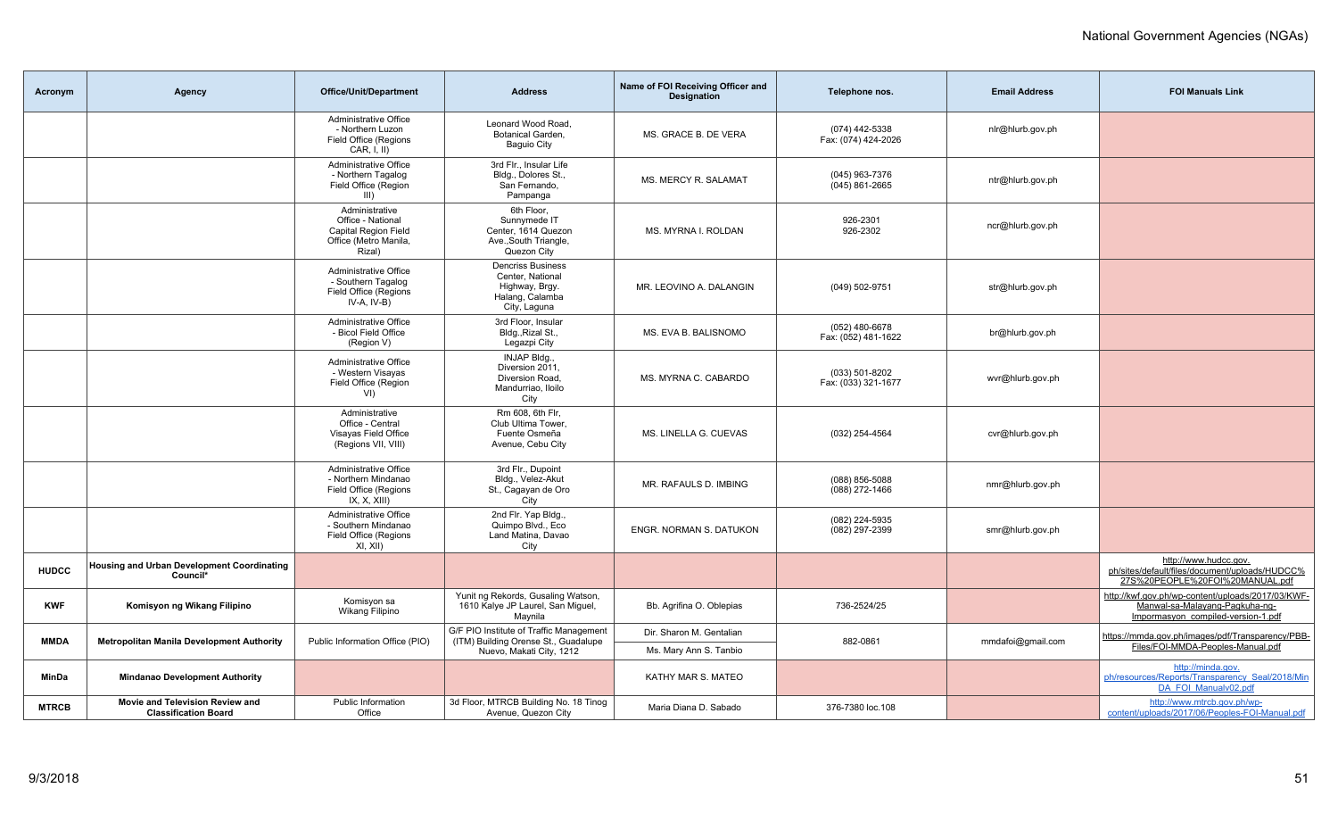| Acronym | Agency | Office/Unit/Department | Address | Name of FOI Receiving Officer and Designation | Telephone nos. | Email Address | FOI Manuals Link |
|---|---|---|---|---|---|---|---|
| | | Administrative Office - Northern Luzon Field Office (Regions CAR, I, II) | Leonard Wood Road, Botanical Garden, Baguio City | MS. GRACE B. DE VERA | (074) 442-5338 Fax: (074) 424-2026 | nlr@hlurb.gov.ph | |
| | | Administrative Office - Northern Tagalog Field Office (Region III) | 3rd Flr., Insular Life Bldg., Dolores St., San Fernando, Pampanga | MS. MERCY R. SALAMAT | (045) 963-7376 (045) 861-2665 | ntr@hlurb.gov.ph | |
| | | Administrative Office - National Capital Region Field Office (Metro Manila, Rizal) | 6th Floor, Sunnymede IT Center, 1614 Quezon Ave.,South Triangle, Quezon City | MS. MYRNA I. ROLDAN | 926-2301 926-2302 | ncr@hlurb.gov.ph | |
| | | Administrative Office - Southern Tagalog Field Office (Regions IV-A, IV-B) | Dencriss Business Center, National Highway, Brgy. Halang, Calamba City, Laguna | MR. LEOVINO A. DALANGIN | (049) 502-9751 | str@hlurb.gov.ph | |
| | | Administrative Office - Bicol Field Office (Region V) | 3rd Floor, Insular Bldg.,Rizal St., Legazpi City | MS. EVA B. BALISNOMO | (052) 480-6678 Fax: (052) 481-1622 | br@hlurb.gov.ph | |
| | | Administrative Office - Western Visayas Field Office (Region VI) | INJAP Bldg., Diversion 2011, Diversion Road, Mandurriao, Iloilo City | MS. MYRNA C. CABARDO | (033) 501-8202 Fax: (033) 321-1677 | wvr@hlurb.gov.ph | |
| | | Administrative Office - Central Visayas Field Office (Regions VII, VIII) | Rm 608, 6th Flr, Club Ultima Tower, Fuente Osmeña Avenue, Cebu City | MS. LINELLA G. CUEVAS | (032) 254-4564 | cvr@hlurb.gov.ph | |
| | | Administrative Office - Northern Mindanao Field Office (Regions IX, X, XIII) | 3rd Flr., Dupoint Bldg., Velez-Akut St., Cagayan de Oro City | MR. RAFAULS D. IMBING | (088) 856-5088 (088) 272-1466 | nmr@hlurb.gov.ph | |
| | | Administrative Office - Southern Mindanao Field Office (Regions XI, XII) | 2nd Flr. Yap Bldg., Quimpo Blvd., Eco Land Matina, Davao City | ENGR. NORMAN S. DATUKON | (082) 224-5935 (082) 297-2399 | smr@hlurb.gov.ph | |
| **HUDCC** | **Housing and Urban Development Coordinating Council*** | | | | | | http://www.hudcc.gov.ph/sites/default/files/document/uploads/HUDCC%27S%20PEOPLE%20FOI%20MANUAL.pdf |
| **KWF** | **Komisyon ng Wikang Filipino** | Komisyon sa Wikang Filipino | Yunit ng Rekords, Gusaling Watson, 1610 Kalye JP Laurel, San Miguel, Maynila | Bb. Agrifina O. Oblepias | 736-2524/25 | | http://kwf.gov.ph/wp-content/uploads/2017/03/KWF-Manwal-sa-Malayang-Pagkuha-ng-Impormasyon_compiled-version-1.pdf |
| **MMDA** | **Metropolitan Manila Development Authority** | Public Information Office (PIO) | G/F PIO Institute of Traffic Management (ITM) Building Orense St., Guadalupe Nuevo, Makati City, 1212 | Dir. Sharon M. Gentalian<br>Ms. Mary Ann S. Tanbio | 882-0861 | mmdafoi@gmail.com | https://mmda.gov.ph/images/pdf/Transparency/PBB-Files/FOI-MMDA-Peoples-Manual.pdf |
| **MinDa** | **Mindanao Development Authority** | | | KATHY MAR S. MATEO | | | http://minda.gov.ph/resources/Reports/Transparency_Seal/2018/MinDA_FOI_Manualv02.pdf |
| **MTRCB** | **Movie and Television Review and Classification Board** | Public Information Office | 3d Floor, MTRCB Building No. 18 Tinog Avenue, Quezon City | Maria Diana D. Sabado | 376-7380 loc.108 | | http://www.mtrcb.gov.ph/wp-content/uploads/2017/06/Peoples-FOI-Manual.pdf |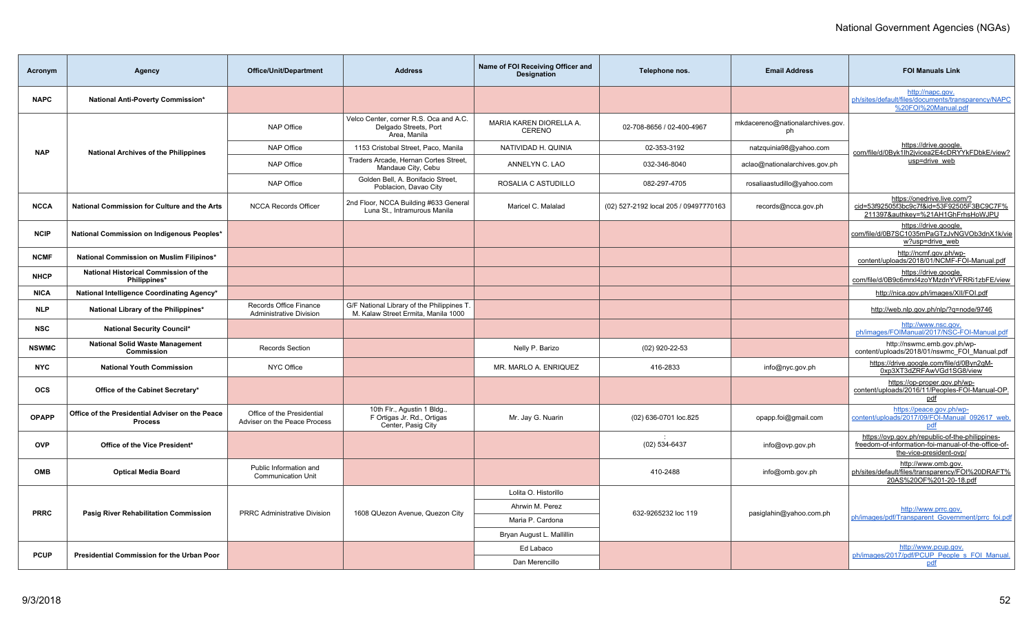# National Government Agencies (NGAs)

| Acronym | Agency | Office/Unit/Department | Address | Name of FOI Receiving Officer and Designation | Telephone nos. | Email Address | FOI Manuals Link |
|---|---|---|---|---|---|---|---|
| NAPC | National Anti-Poverty Commission* | | | | | | http://napc.gov.ph/sites/default/files/documents/transparency/NAPC%20FOI%20Manual.pdf |
| NAP | National Archives of the Philippines | NAP Office | Velco Center, corner R.S. Oca and A.C. Delgado Streets, Port Area, Manila | MARIA KAREN DIORELLA A. CERENO | 02-708-8656 / 02-400-4967 | mkdacereno@nationalarchives.gov.ph | https://drive.google.com/file/d/0Byk1lh2ivicea2E4cDRYYkFDbkE/view?usp=drive_web |
| | | NAP Office | 1153 Cristobal Street, Paco, Manila | NATIVIDAD H. QUINIA | 02-353-3192 | natzquinia98@yahoo.com | |
| | | NAP Office | Traders Arcade, Hernan Cortes Street, Mandaue City, Cebu | ANNELYN C. LAO | 032-346-8040 | aclao@nationalarchives.gov.ph | |
| | | NAP Office | Golden Bell, A. Bonifacio Street, Poblacion, Davao City | ROSALIA C ASTUDILLO | 082-297-4705 | rosaliaastudillo@yahoo.com | |
| NCCA | National Commission for Culture and the Arts | NCCA Records Officer | 2nd Floor, NCCA Building #633 General Luna St., Intramurous Manila | Maricel C. Malalad | (02) 527-2192 local 205 / 09497770163 | records@ncca.gov.ph | https://onedrive.live.com/?cid=53f92505f3bc9c7f&id=53F92505F3BC9C7F%211397&authkey=%21AH1GhFrhsHoWJPU |
| NCIP | National Commission on Indigenous Peoples* | | | | | | https://drive.google.com/file/d/0B7SC1035mPaGTzJvNGVOb3dnX1k/view?usp=drive_web |
| NCMF | National Commission on Muslim Filipinos* | | | | | | http://ncmf.gov.ph/wp-content/uploads/2018/01/NCMF-FOI-Manual.pdf |
| NHCP | National Historical Commission of the Philippines* | | | | | | https://drive.google.com/file/d/0B9c6mrxl4zoYMzdnYVFRRi1zbFE/view |
| NICA | National Intelligence Coordinating Agency* | | | | | | http://nica.gov.ph/images/XII/FOI.pdf |
| NLP | National Library of the Philippines* | Records Office Finance Administrative Division | G/F National Library of the Philippines T. M. Kalaw Street Ermita, Manila 1000 | | | | http://web.nlp.gov.ph/nlp/?q=node/9746 |
| NSC | National Security Council* | | | | | | http://www.nsc.gov.ph/images/FOIManual/2017/NSC-FOI-Manual.pdf |
| NSWMC | National Solid Waste Management Commission | Records Section | | Nelly P. Barizo | (02) 920-22-53 | | http://nswmc.emb.gov.ph/wp-content/uploads/2018/01/nswmc_FOI_Manual.pdf |
| NYC | National Youth Commission | NYC Office | | MR. MARLO A. ENRIQUEZ | 416-2833 | info@nyc.gov.ph | https://drive.google.com/file/d/0Byn2gM-0xp3XT3dZRFAwVGd1SG8/view |
| OCS | Office of the Cabinet Secretary* | | | | | | https://op-proper.gov.ph/wp-content/uploads/2016/11/Peoples-FOI-Manual-OP.pdf |
| OPAPP | Office of the Presidential Adviser on the Peace Process | Office of the Presidential Adviser on the Peace Process | 10th Flr., Agustin 1 Bldg., F Ortigas Jr. Rd., Ortigas Center, Pasig City | Mr. Jay G. Nuarin | (02) 636-0701 loc.825 | opapp.foi@gmail.com | https://peace.gov.ph/wp-content/uploads/2017/09/FOI-Manual_092617_web.pdf |
| OVP | Office of the Vice President* | | | | : (02) 534-6437 | info@ovp.gov.ph | https://ovp.gov.ph/republic-of-the-philippines-freedom-of-information-foi-manual-of-the-office-of-the-vice-president-ovp/ |
| OMB | Optical Media Board | Public Information and Communication Unit | | | 410-2488 | info@omb.gov.ph | http://www.omb.gov.ph/sites/default/files/transparency/FOI%20DRAFT%20AS%20OF%201-20-18.pdf |
| PRRC | Pasig River Rehabilitation Commission | PRRC Administrative Division | 1608 QUezon Avenue, Quezon City | Lolita O. Historillo | 632-9265232 loc 119 | pasiglahin@yahoo.com.ph | http://www.prrc.gov.ph/images/pdf/Transparent_Government/prrc_foi.pdf |
| | | | | Ahrwin M. Perez | | | |
| | | | | Maria P. Cardona | | | |
| | | | | Bryan August L. Mallillin | | | |
| PCUP | Presidential Commission for the Urban Poor | | | Ed Labaco | | | http://www.pcup.gov.ph/images/2017/pdf/PCUP_People_s_FOI_Manual.pdf |
| | | | | Dan Merencillo | | | |

9/3/2018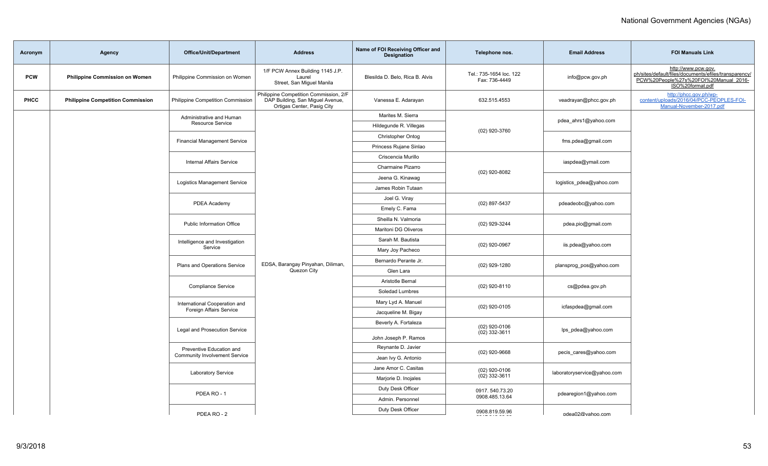| Acronym | Agency | Office/Unit/Department | Address | Name of FOI Receiving Officer and Designation | Telephone nos. | Email Address | FOI Manuals Link |
|---|---|---|---|---|---|---|---|
| PCW | Philippine Commission on Women | Philippine Commission on Women | 1/F PCW Annex Building 1145 J.P. Laurel Street, San Miguel Manila | Blesilda D. Belo, Rica B. Alvis | Tel.: 735-1654 loc. 122 Fax: 736-4449 | info@pcw.gov.ph | http://www.pcw.gov.ph/sites/default/files/documents/efiles/transparency/PCW%20People%27s%20FOI%20Manual_2016-ISO%20format.pdf |
| PHCC | Philippine Competition Commission | Philippine Competition Commission | Philippine Competition Commission, 2/F DAP Building, San Miguel Avenue, Ortigas Center, Pasig City | Vanessa E. Adarayan | 632.515.4553 | veadrayan@phcc.gov.ph | http://phcc.gov.ph/wp-content/uploads/2016/04/PCC-PEOPLES-FOI-Manual-November-2017.pdf |
| | | Administrative and Human Resource Service | EDSA, Barangay Pinyahan, Diliman, Quezon City | Marites M. Sierra | (02) 920-3760 | pdea_ahrs1@yahoo.com | |
| | | | | Hildegunde R. Villegas | | | |
| | | Financial Management Service | | Christopher Ontog | | fms.pdea@gmail.com | |
| | | | | Princess Rujane Sinlao | | | |
| | | Internal Affairs Service | | Criscencia Murillo | (02) 920-8082 | iaspdea@ymail.com | |
| | | | | Charmaine Pizarro | | | |
| | | Logistics Management Service | | Jeena G. Kinawag | | logistics_pdea@yahoo.com | |
| | | | | James Robin Tutaan | | | |
| | | PDEA Academy | | Joel G. Viray | (02) 897-5437 | pdeadeobc@yahoo.com | |
| | | | | Emely C. Fama | | | |
| | | Public Information Office | | Sheilla N. Valmoria | (02) 929-3244 | pdea.pio@gmail.com | |
| | | | | Maritoni DG Oliveros | | | |
| | | Intelligence and Investigation Service | | Sarah M. Bautista | (02) 920-0967 | iis.pdea@yahoo.com | |
| | | | | Mary Joy Pacheco | | | |
| | | Plans and Operations Service | | Bernardo Perante Jr. | (02) 929-1280 | plansprog_pos@yahoo.com | |
| | | | | Glen Lara | | | |
| | | Compliance Service | | Aristotle Bernal | (02) 920-8110 | cs@pdea.gov.ph | |
| | | | | Soledad Lumbres | | | |
| | | International Cooperation and Foreign Affairs Service | | Mary Lyd A. Manuel | (02) 920-0105 | icfaspdea@gmail.com | |
| | | | | Jacqueline M. Bigay | | | |
| | | Legal and Prosecution Service | | Beverly A. Fortaleza | (02) 920-0106 (02) 332-3611 | lps_pdea@yahoo.com | |
| | | | | John Joseph P. Ramos | | | |
| | | Preventive Education and Community Involvement Service | | Reynante D. Javier | (02) 920-9668 | pecis_cares@yahoo.com | |
| | | | | Jean Ivy G. Antonio | | | |
| | | Laboratory Service | | Jane Amor C. Casitas | (02) 920-0106 (02) 332-3611 | laboratoryservice@yahoo.com | |
| | | | | Marjorie D. Inojales | | | |
| | | PDEA RO - 1 | | Duty Desk Officer | 0917. 540.73.20 0908.485.13.64 | pdearegion1@yahoo.com | |
| | | | | Admin. Personnel | | | |
| | | PDEA RO - 2 | | Duty Desk Officer | 0908.819.59.96 | pdea02@yahoo.com | |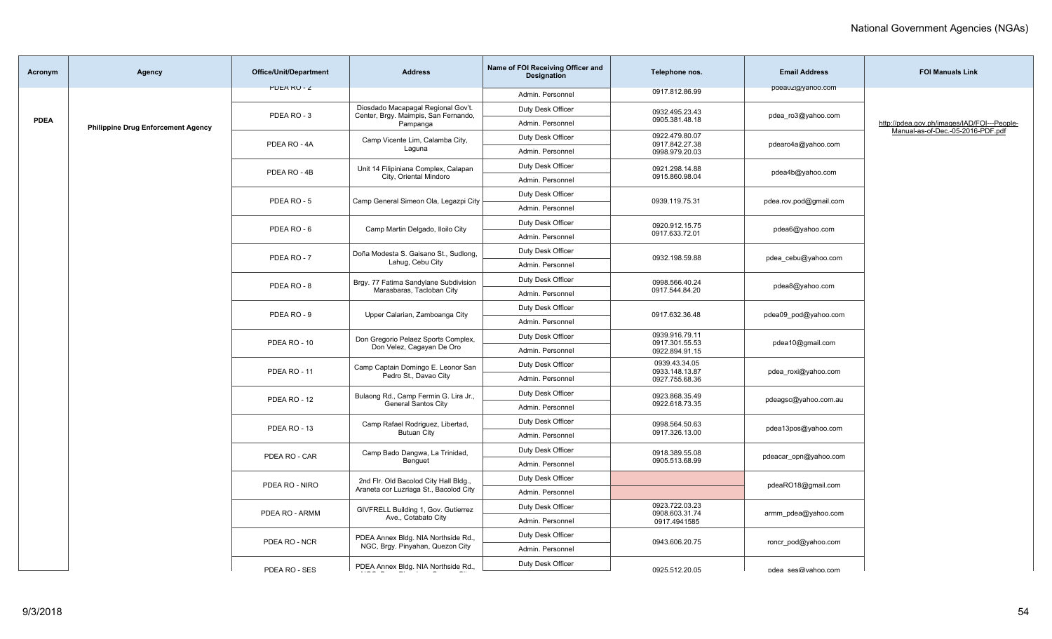| Acronym | Agency | Office/Unit/Department | Address | Name of FOI Receiving Officer and Designation | Telephone nos. | Email Address | FOI Manuals Link |
|---|---|---|---|---|---|---|---|
| PDEA | Philippine Drug Enforcement Agency | PDEA RO - 2 | | Admin. Personnel | 0917.812.86.99 | pdea02@yahoo.com | http://pdea.gov.ph/images/IAD/FOI---People-Manual-as-of-Dec.-05-2016-PDF.pdf |
| | | PDEA RO - 3 | Diosdado Macapagal Regional Gov't. Center, Brgy. Maimpis, San Fernando, Pampanga | Duty Desk Officer | 0932.495.23.43 0905.381.48.18 | pdea_ro3@yahoo.com | |
| | | | | Admin. Personnel | | | |
| | | PDEA RO - 4A | Camp Vicente Lim, Calamba City, Laguna | Duty Desk Officer | 0922.479.80.07 0917.842.27.38 0998.979.20.03 | pdearo4a@yahoo.com | |
| | | | | Admin. Personnel | | | |
| | | PDEA RO - 4B | Unit 14 Filipiniana Complex, Calapan City, Oriental Mindoro | Duty Desk Officer | 0921.298.14.88 0915.860.98.04 | pdea4b@yahoo.com | |
| | | | | Admin. Personnel | | | |
| | | PDEA RO - 5 | Camp General Simeon Ola, Legazpi City | Duty Desk Officer | 0939.119.75.31 | pdea.rov.pod@gmail.com | |
| | | | | Admin. Personnel | | | |
| | | PDEA RO - 6 | Camp Martin Delgado, Iloilo City | Duty Desk Officer | 0920.912.15.75 0917.633.72.01 | pdea6@yahoo.com | |
| | | | | Admin. Personnel | | | |
| | | PDEA RO - 7 | Doña Modesta S. Gaisano St., Sudlong, Lahug, Cebu City | Duty Desk Officer | 0932.198.59.88 | pdea_cebu@yahoo.com | |
| | | | | Admin. Personnel | | | |
| | | PDEA RO - 8 | Brgy. 77 Fatima Sandylane Subdivision Marasbaras, Tacloban City | Duty Desk Officer | 0998.566.40.24 0917.544.84.20 | pdea8@yahoo.com | |
| | | | | Admin. Personnel | | | |
| | | PDEA RO - 9 | Upper Calarian, Zamboanga City | Duty Desk Officer | 0917.632.36.48 | pdea09_pod@yahoo.com | |
| | | | | Admin. Personnel | | | |
| | | PDEA RO - 10 | Don Gregorio Pelaez Sports Complex, Don Velez, Cagayan De Oro | Duty Desk Officer | 0939.916.79.11 0917.301.55.53 0922.894.91.15 | pdea10@gmail.com | |
| | | | | Admin. Personnel | | | |
| | | PDEA RO - 11 | Camp Captain Domingo E. Leonor San Pedro St., Davao City | Duty Desk Officer | 0939.43.34.05 0933.148.13.87 0927.755.68.36 | pdea_roxi@yahoo.com | |
| | | | | Admin. Personnel | | | |
| | | PDEA RO - 12 | Bulaong Rd., Camp Fermin G. Lira Jr., General Santos City | Duty Desk Officer | 0923.868.35.49 0922.618.73.35 | pdeagsc@yahoo.com.au | |
| | | | | Admin. Personnel | | | |
| | | PDEA RO - 13 | Camp Rafael Rodriguez, Libertad, Butuan City | Duty Desk Officer | 0998.564.50.63 0917.326.13.00 | pdea13pos@yahoo.com | |
| | | | | Admin. Personnel | | | |
| | | PDEA RO - CAR | Camp Bado Dangwa, La Trinidad, Benguet | Duty Desk Officer | 0918.389.55.08 0905.513.68.99 | pdeacar_opn@yahoo.com | |
| | | | | Admin. Personnel | | | |
| | | PDEA RO - NIRO | 2nd Flr. Old Bacolod City Hall Bldg., Araneta cor Luzriaga St., Bacolod City | Duty Desk Officer | | pdeaRO18@gmail.com | |
| | | | | Admin. Personnel | | | |
| | | PDEA RO - ARMM | GIVFRELL Building 1, Gov. Gutierrez Ave., Cotabato City | Duty Desk Officer | 0923.722.03.23 0908.603.31.74 0917.4941585 | armm_pdea@yahoo.com | |
| | | | | Admin. Personnel | | | |
| | | PDEA RO - NCR | PDEA Annex Bldg. NIA Northside Rd., NGC, Brgy. Pinyahan, Quezon City | Duty Desk Officer | 0943.606.20.75 | roncr_pod@yahoo.com | |
| | | | | Admin. Personnel | | | |
| | | PDEA RO - SES | PDEA Annex Bldg. NIA Northside Rd., | Duty Desk Officer | 0925.512.20.05 | pdea_ses@yahoo.com | |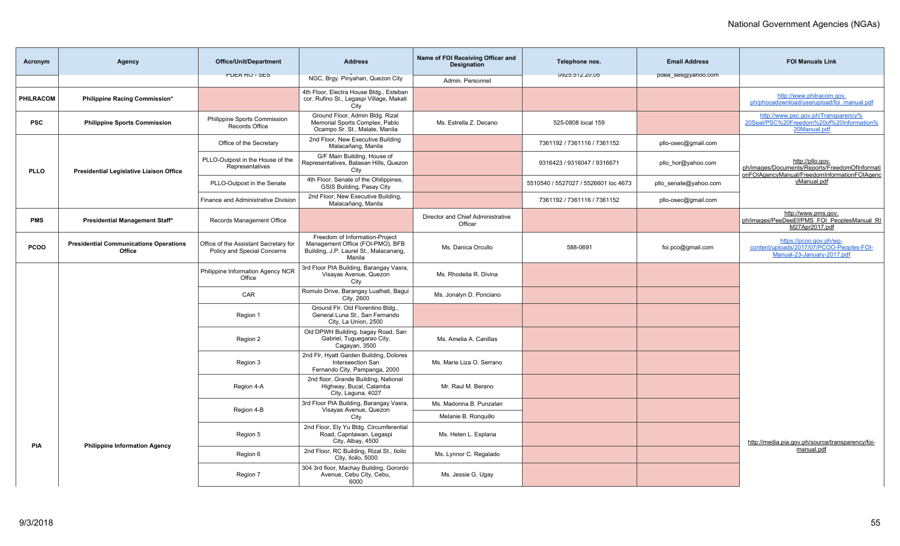| Acronym | Agency | Office/Unit/Department | Address | Name of FOI Receiving Officer and Designation | Telephone nos. | Email Address | FOI Manuals Link |
|---|---|---|---|---|---|---|---|
| | | PDEA RO - SES | NGC, Brgy. Pinyahan, Quezon City | Admin. Personnel | 0925.512.20.05 | pdea_ses@yahoo.com | |
| PHILRACOM | Philippine Racing Commission* | | 4th Floor, Electra House Bldg., Esteban cor. Rufino St., Legaspi Village, Makati City | | | | http://www.philracom.gov.ph/phocadownload/userupload/foi_manual.pdf |
| PSC | Philippine Sports Commission | Philippine Sports Commission Records Office | Ground Floor, Admin Bldg. Rizal Memorial Sports Complex, Pablo Ocampo Sr. St., Malate, Manila | Ms. Estrella Z. Decano | 525-0808 local 159 | | http://www.psc.gov.ph/Transparency%20Seal/PSC%20Freedom%20of%20Information%20Manual.pdf |
| PLLO | Presidential Legislative Liaison Office | Office of the Secretary | 2nd Floor, New Executive Building Malacañang, Manila | | 7361192 / 7361116 / 7361152 | pllo-osec@gmail.com | http://pllo.gov.ph/images/Documents/Reports/FreedomOfInformationFOIAgencyManual/FreedomInformationFOIAgencyManual.pdf |
| | | PLLO-Outpost in the House of the Representatives | G/F Main Building, House of Representatives, Batasan Hills, Quezon City | | 9316423 / 9316047 / 9316671 | pllo_hor@yahoo.com | |
| | | PLLO-Outpost in the Senate | 4th Floor, Senate of the Ohilippines, GSIS Building, Pasay City | | 5510540 / 5527027 / 5526601 loc 4673 | pllo_senate@yahoo.com | |
| | | Finance and Administrative Division | 2nd Floor, New Executive Building, Malacañang, Manila | | 7361192 / 7361116 / 7361152 | pllo-osec@gmail.com | |
| PMS | Presidential Management Staff* | Records Management Office | | Director and Chief Administrative Officer | | | http://www.pms.gov.ph/images/PeeDeeEf/PMS_FOI_PeoplesManual_RIM27Apr2017.pdf |
| PCOO | Presidential Communications Operations Office | Office of the Assistant Secretary for Policy and Special Concerns | Freedom of Information-Project Management Office (FOI-PMO), BFB Building, J.P. Laurel St., Malacanang, Manila | Ms. Danica Orcullo | 588-0691 | foi.pco@gmail.com | https://pcoo.gov.ph/wp-content/uploads/2017/07/PCOO-Peoples-FOI-Manual-23-January-2017.pdf |
| PIA | Philippine Information Agency | Philippine Information Agency NCR Office | 3rd Floor PIA Building, Barangay Vasra, Visayas Avenue, Quezon City | Ms. Rhodelia R. Divina | | | http://media.pia.gov.ph/source/transparency/foi-manual.pdf |
| | | CAR | Romulo Drive, Barangay Lualhati, Bagui City, 2600 | Ms. Jonalyn D. Ponciano | | | |
| | | Region 1 | Ground Flr. Old Florentino Bldg., General Luna St., San Fernando City, La Union, 2500 | | | | |
| | | Region 2 | Old DPWH Building, bagay Road, San Gabriel, Tuguegarao City, Cagayan, 3500 | Ms. Amelia A. Canillas | | | |
| | | Region 3 | 2nd Flr, Hyatt Garden Building, Dolores Interseection San Fernando City, Pampanga, 2000 | Ms. Marie Liza O. Serrano | | | |
| | | Region 4-A | 2nd floor, Grande Building, National Highway, Bucal, Calamba City, Laguna, 4027 | Mr. Raul M. Berano | | | |
| | | Region 4-B | 3rd Floor PIA Building, Barangay Vasra, Visayas Avenue, Quezon City | Ms. Madonna B. Punzalan | | | |
| | | | | Melanie B. Ronquillo | | | |
| | | Region 5 | 2nd Floor, Ely Yu Bldg. Circumferential Road, Capntawan, Legaspi City, Albay, 4500 | Ms. Helen L. Esplana | | | |
| | | Region 6 | 2nd Floor, RC Building, Rizal St., Iloilo City, Iloilo, 5000 | Ms. Lynnor C. Regalado | | | |
| | | Region 7 | 304 3rd floor, Machay Building, Gorordo Avenue, Cebu City, Cebu, 6000 | Ms. Jessie G. Ugay | | | |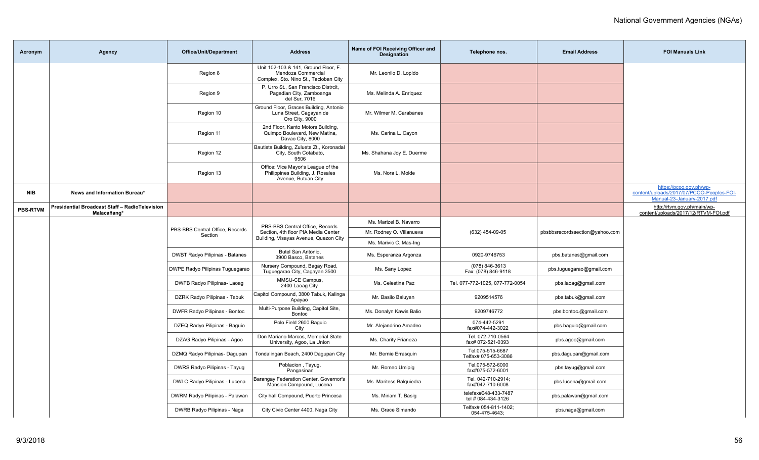| Acronym | Agency | Office/Unit/Department | Address | Name of FOI Receiving Officer and Designation | Telephone nos. | Email Address | FOI Manuals Link |
|---|---|---|---|---|---|---|---|
| | | Region 8 | Unit 102-103 & 141, Ground Floor, F. Mendoza Commercial Complex, Sto. Nino St., Tacloban City | Mr. Leonilo D. Lopido | | | |
| | | Region 9 | P. Urro St., San Francisco Distrcit, Pagadian City, Zamboanga del Sur, 7016 | Ms. Melinda A. Enriquez | | | |
| | | Region 10 | Ground Floor, Graces Building, Antonio Luna Street, Cagayan de Oro City, 9000 | Mr. Wilmer M. Carabanes | | | |
| | | Region 11 | 2nd Floor, Kanto Motors Building, Quimpo Boulevard, New Matina, Davao City, 8000 | Ms. Carina L. Cayon | | | |
| | | Region 12 | Bautista Building, Zulueta Zt., Koronadal City, South Cotabato, 9506 | Ms. Shahana Joy E. Duerme | | | |
| | | Region 13 | Office: Vice Mayor's League of the Philippines Building, J. Rosales Avenue, Butuan City | Ms. Nora L. Molde | | | |
| **NIB** | **News and Information Bureau*** | | | | | | https://pcoo.gov.ph/wp-content/uploads/2017/07/PCOO-Peoples-FOI-Manual-23-January-2017.pdf |
| **PBS-RTVM** | **Presidential Broadcast Staff – RadioTelevision Malacañang*** | | | | | | http://rtvm.gov.ph/main/wp-content/uploads/2017/12/RTVM-FOI.pdf |
| | | PBS-BBS Central Office, Records Section | PBS-BBS Central Office, Records Section, 4th floor PIA Media Center Building, Visayas Avenue, Quezon City | Ms. Marizel B. Navarro<br>Mr. Rodney O. Villanueva<br>Ms. Marivic C. Mas-Ing | (632) 454-09-05 | pbsbbsrecordssection@yahoo.com | |
| | | DWBT Radyo Pilipinas - Batanes | Butel San Antonio, 3900 Basco, Batanes | Ms. Esperanza Argonza | 0920-9746753 | pbs.batanes@gmail.com | |
| | | DWPE Radyo Pilipinas Tuguegarao | Nursery Compound, Bagay Road, Tuguegarao City, Cagayan 3500 | Ms. Sany Lopez | (078) 846-3613<br>Fax: (078) 846-9118 | pbs.tuguegarao@gmail.com | |
| | | DWFB Radyo Pilipinas- Laoag | MMSU-CE Campus, 2400 Laoag City | Ms. Celestina Paz | Tel. 077-772-1025, 077-772-0054 | pbs.laoag@gmail.com | |
| | | DZRK Radyo Pilipinas - Tabuk | Capitol Compound, 3800 Tabuk, Kalinga Apayao | Mr. Basilo Baluyan | 9209514576 | pbs.tabuk@gmail.com | |
| | | DWFR Radyo Pilipinas - Bontoc | Multi-Purpose Building, Capitol Site, Bontoc | Ms. Donalyn Kawis Balio | 9209746772 | pbs.bontoc.@gmail.com | |
| | | DZEQ Radyo Pilipinas - Baguio | Polo Field 2600 Baguio City | Mr. Alejandrino Amadeo | 074-442-5291<br>fax#074-442-3022 | pbs.baguio@gmail.com | |
| | | DZAG Radyo Pilipinas - Agoo | Don Mariano Marcos, Memorial State University, Agoo, La Union | Ms. Charity Frianeza | Tel. 072-710-0564<br>fax# 072-521-0393 | pbs.agoo@gmail.com | |
| | | DZMQ Radyo Pilipinas- Dagupan | Tondalingan Beach, 2400 Dagupan City | Mr. Bernie Errasquin | Tel.075-515-6687<br>Telfax# 075-653-3086 | pbs.dagupan@gmail.com | |
| | | DWRS Radyo Pilipinas - Tayug | Poblacion , Tayug, Pangasinan | Mr. Romeo Umipig | Tel.075-572-6000<br>fax#075-572-6001 | pbs.tayug@gmail.com | |
| | | DWLC Radyo Pilipinas - Lucena | Barangay Federation Center, Governor's Mansion Compound, Lucena | Ms. Maritess Balquiedra | Tel. 042-710-2914;<br>fax#042-710-6008 | pbs.lucena@gmail.com | |
| | | DWRM Radyo Pilipinas - Palawan | City hall Compound, Puerto Princesa | Ms. Miriam T. Basig | telefax#048-433-7487<br>tel # 084-434-3126 | pbs.palawan@gmail.com | |
| | | DWRB Radyo Pilipinas - Naga | City Civic Center 4400, Naga City | Ms. Grace Simando | Telfax# 054-811-1402;<br>054-475-4643; | pbs.naga@gmail.com | |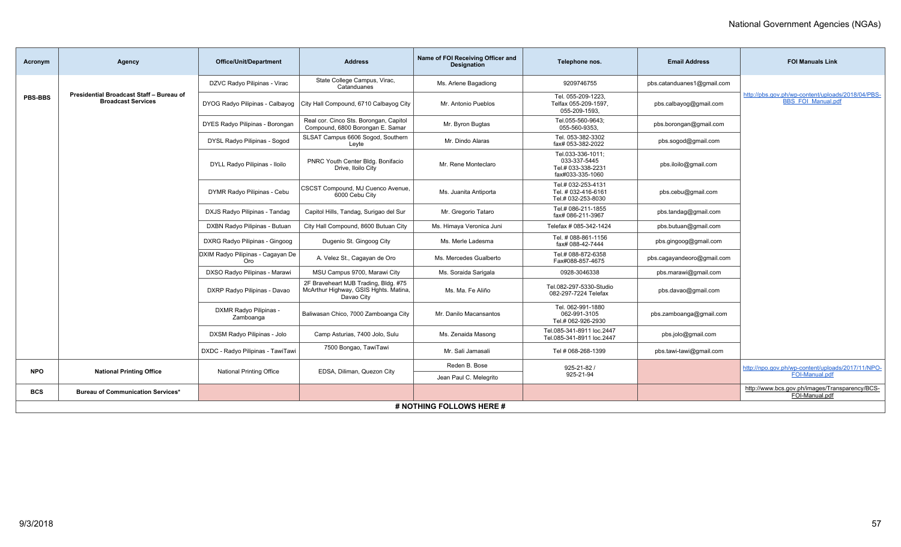| Acronym | Agency | Office/Unit/Department | Address | Name of FOI Receiving Officer and Designation | Telephone nos. | Email Address | FOI Manuals Link |
|---|---|---|---|---|---|---|---|
| PBS-BBS | Presidential Broadcast Staff – Bureau of Broadcast Services | DZVC Radyo Pilipinas - Virac | State College Campus, Virac, Catanduanes | Ms. Arlene Bagadiong | 9209746755 | pbs.catanduanes1@gmail.com | http://pbs.gov.ph/wp-content/uploads/2018/04/PBS-BBS_FOI_Manual.pdf |
| | | DYOG Radyo Pilipinas - Calbayog | City Hall Compound, 6710 Calbayog City | Mr. Antonio Pueblos | Tel. 055-209-1223, Telfax 055-209-1597, 055-209-1593, | pbs.calbayog@gmail.com | |
| | | DYES Radyo Pilipinas - Borongan | Real cor. Cinco Sts. Borongan, Capitol Compound, 6800 Borongan E. Samar | Mr. Byron Bugtas | Tel.055-560-9643; 055-560-9353, | pbs.borongan@gmail.com | |
| | | DYSL Radyo Pilipinas - Sogod | SLSAT Campus 6606 Sogod, Southern Leyte | Mr. Dindo Alaras | Tel. 053-382-3302 fax# 053-382-2022 | pbs.sogod@gmail.com | |
| | | DYLL Radyo Pilipinas - Iloilo | PNRC Youth Center Bldg. Bonifacio Drive, Iloilo City | Mr. Rene Monteclaro | Tel.033-336-1011; 033-337-5445 Tel.# 033-338-2231 fax#033-335-1060 | pbs.iloilo@gmail.com | |
| | | DYMR Radyo Pilipinas - Cebu | CSCST Compound, MJ Cuenco Avenue, 6000 Cebu City | Ms. Juanita Antiporta | Tel.# 032-253-4131 Tel. # 032-416-6161 Tel.# 032-253-8030 | pbs.cebu@gmail.com | |
| | | DXJS Radyo Pilipinas - Tandag | Capitol Hills, Tandag, Surigao del Sur | Mr. Gregorio Tataro | Tel.# 086-211-1855 fax# 086-211-3967 | pbs.tandag@gmail.com | |
| | | DXBN Radyo Pilipinas - Butuan | City Hall Compound, 8600 Butuan City | Ms. Himaya Veronica Juni | Telefax # 085-342-1424 | pbs.butuan@gmail.com | |
| | | DXRG Radyo Pilipinas - Gingoog | Dugenio St. Gingoog City | Ms. Merle Ladesma | Tel. # 088-861-1156 fax# 088-42-7444 | pbs.gingoog@gmail.com | |
| | | DXIM Radyo Pilipinas - Cagayan De Oro | A. Velez St., Cagayan de Oro | Ms. Mercedes Gualberto | Tel.# 088-872-6358 Fax#088-857-4675 | pbs.cagayandeoro@gmail.com | |
| | | DXSO Radyo Pilipinas - Marawi | MSU Campus 9700, Marawi City | Ms. Soraida Sarigala | 0928-3046338 | pbs.marawi@gmail.com | |
| | | DXRP Radyo Pilipinas - Davao | 2F Braveheart MJB Trading, Bldg. #75 McArthur Highway, GSIS Hghts. Matina, Davao City | Ms. Ma. Fe Aliño | Tel.082-297-5330-Studio 082-297-7224 Telefax | pbs.davao@gmail.com | |
| | | DXMR Radyo Pilipinas - Zamboanga | Baliwasan Chico, 7000 Zamboanga City | Mr. Danilo Macansantos | Tel. 062-991-1880 062-991-3105 Tel.# 062-926-2930 | pbs.zamboanga@gmail.com | |
| | | DXSM Radyo Pilipinas - Jolo | Camp Asturias, 7400 Jolo, Sulu | Ms. Zenaida Masong | Tel.085-341-8911 loc.2447 Tel.085-341-8911 loc.2447 | pbs.jolo@gmail.com | |
| | | DXDC - Radyo Pilipinas - TawiTawi | 7500 Bongao, TawiTawi | Mr. Sali Jamasali | Tel # 068-268-1399 | pbs.tawi-tawi@gmail.com | |
| NPO | National Printing Office | National Printing Office | EDSA, Diliman, Quezon City | Reden B. Bose | 925-21-82 / 925-21-94 | | http://npo.gov.ph/wp-content/uploads/2017/11/NPO-FOI-Manual.pdf |
| | | | | Jean Paul C. Melegrito | | | |
| BCS | Bureau of Communication Services* | | | | | | http://www.bcs.gov.ph/images/Transparency/BCS-FOI-Manual.pdf |

**# NOTHING FOLLOWS HERE #**